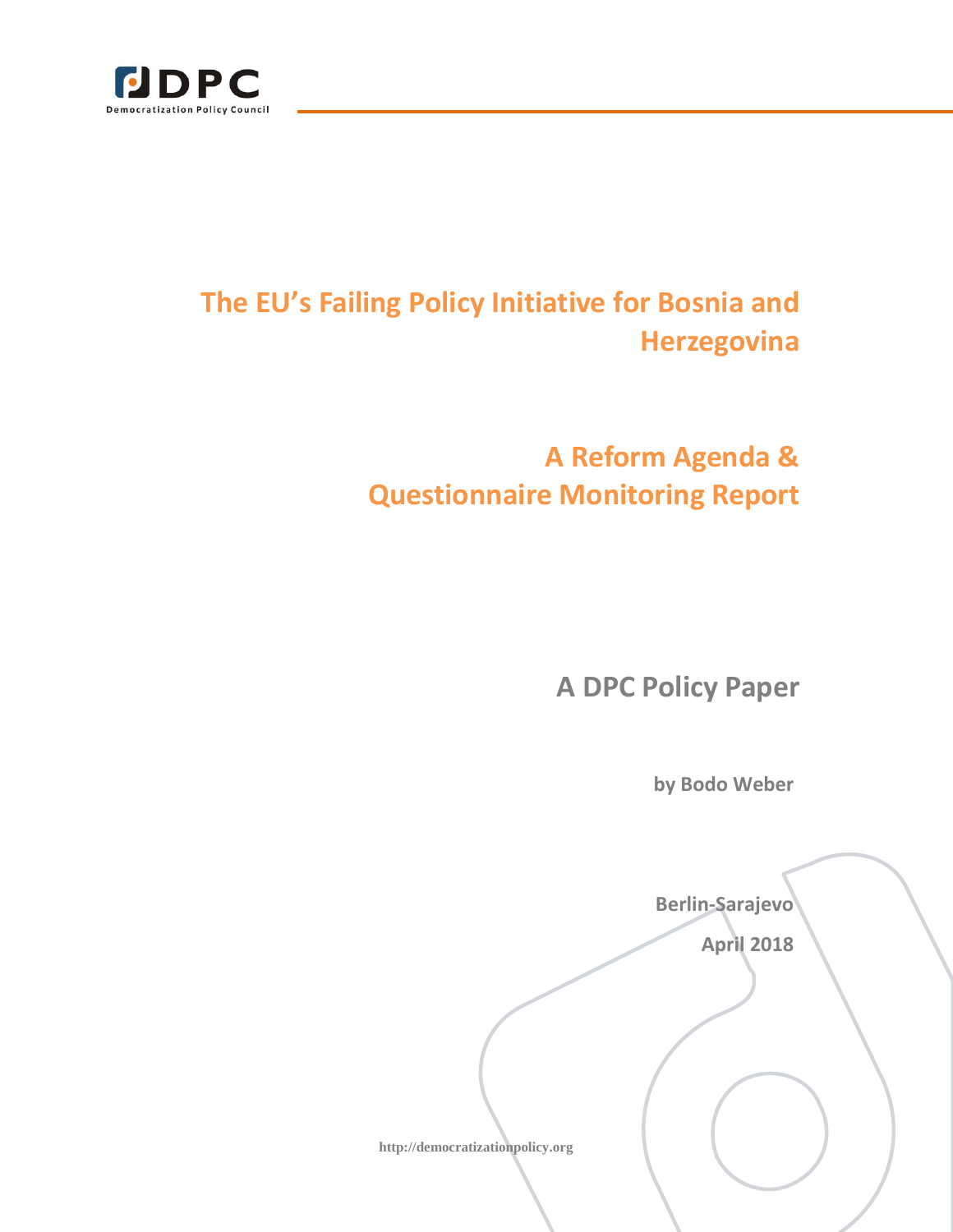DPC

Democratization Policy Council

# The EU's Failing Policy Initiative for Bosnia and Herzegovina

## A Reform Agenda & Questionnaire Monitoring Report

## A DPC Policy Paper

**by Bodo Weber**

**Berlin-Sarajevo**

**April 2018**

http://democratizationpolicy.org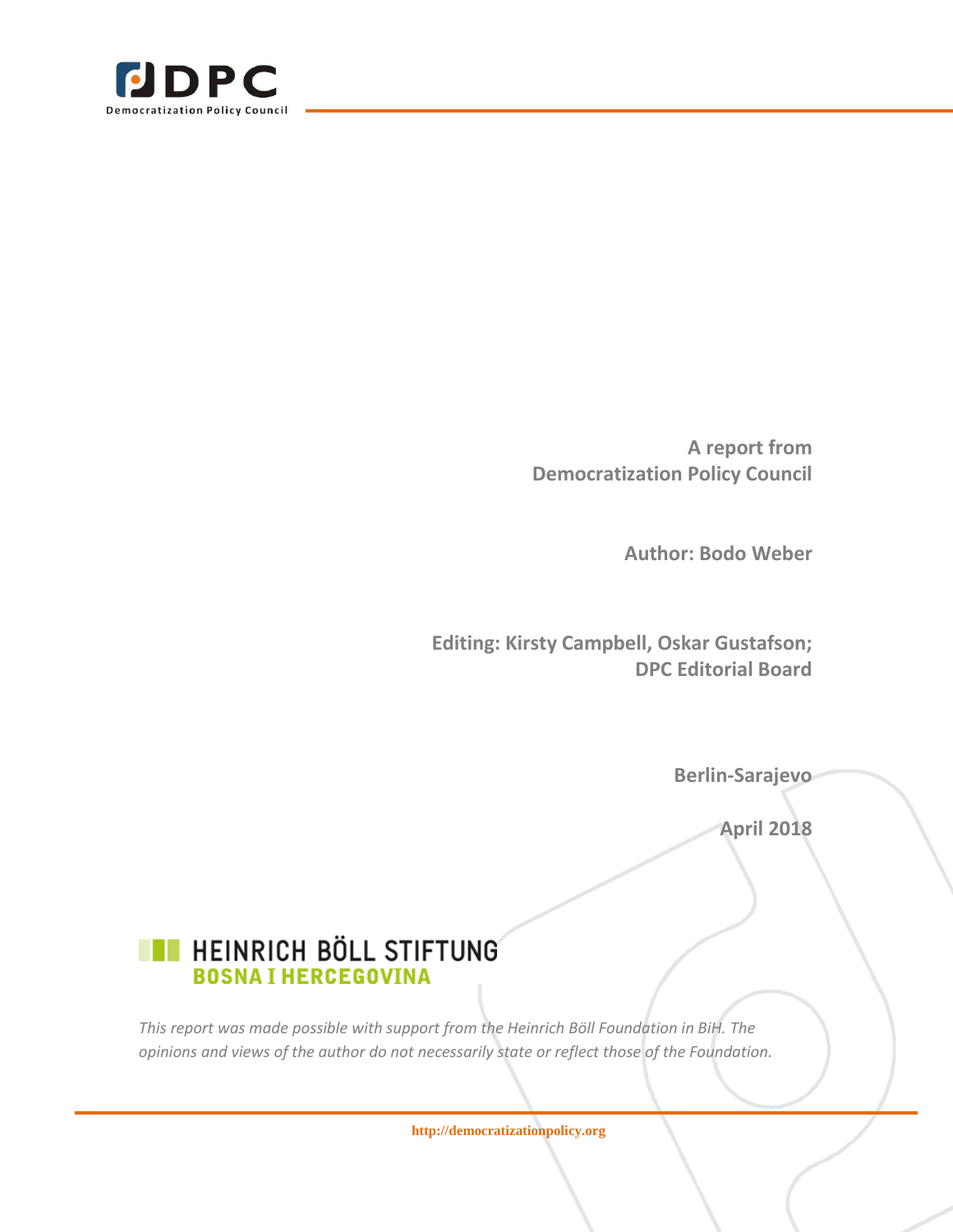**A report from**
**Democratization Policy Council**

**Author: Bodo Weber**

**Editing: Kirsty Campbell, Oskar Gustafson;**
**DPC Editorial Board**

**Berlin-Sarajevo**

**April 2018**

HEINRICH BÖLL STIFTUNG
BOSNA I HERCEGOVINA

*This report was made possible with support from the Heinrich Böll Foundation in BiH. The opinions and views of the author do not necessarily state or reflect those of the Foundation.*

http://democratizationpolicy.org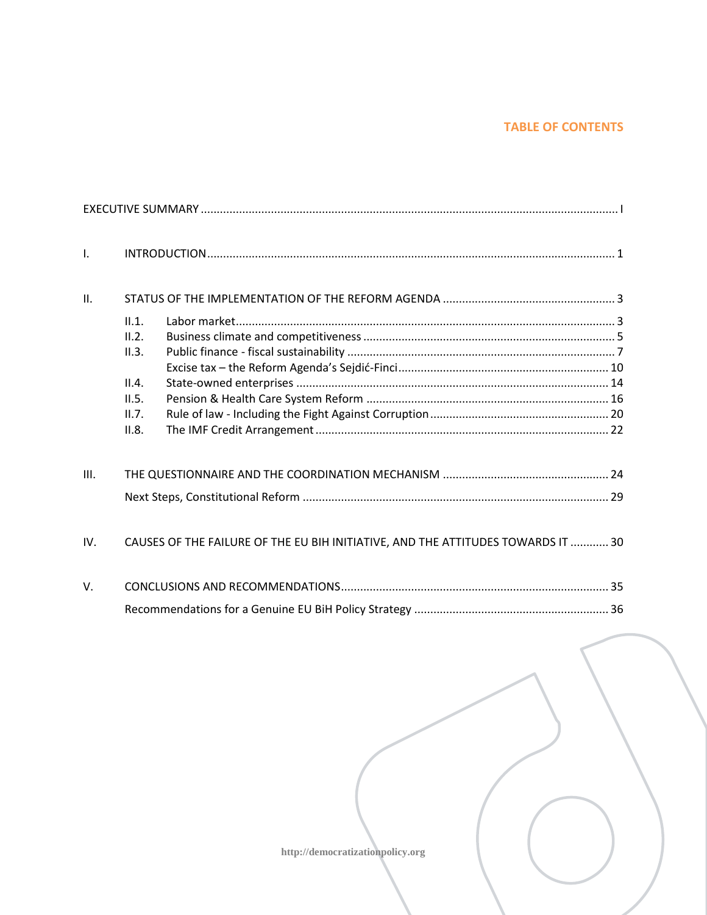## TABLE OF CONTENTS

EXECUTIVE SUMMARY ..................................................................................................................................... I

I. INTRODUCTION ................................................................................................................................. 1

II. STATUS OF THE IMPLEMENTATION OF THE REFORM AGENDA ..................................................... 3

- II.1. Labor market ................................................................................................................................ 3
- II.2. Business climate and competitiveness ........................................................................................ 5
- II.3. Public finance - fiscal sustainability .............................................................................................. 7
  - Excise tax – the Reform Agenda's Sejdić-Finci ............................................................................ 10
- II.4. State-owned enterprises ............................................................................................................ 14
- II.5. Pension & Health Care System Reform ...................................................................................... 16
- II.7. Rule of law - Including the Fight Against Corruption ................................................................... 20
- II.8. The IMF Credit Arrangement ...................................................................................................... 22

III. THE QUESTIONNAIRE AND THE COORDINATION MECHANISM ...................................................... 24

Next Steps, Constitutional Reform ....................................................................................................... 29

IV. CAUSES OF THE FAILURE OF THE EU BIH INITIATIVE, AND THE ATTITUDES TOWARDS IT ............ 30

V. CONCLUSIONS AND RECOMMENDATIONS ..................................................................................... 35

Recommendations for a Genuine EU BiH Policy Strategy ..................................................................... 36

http://democratizationpolicy.org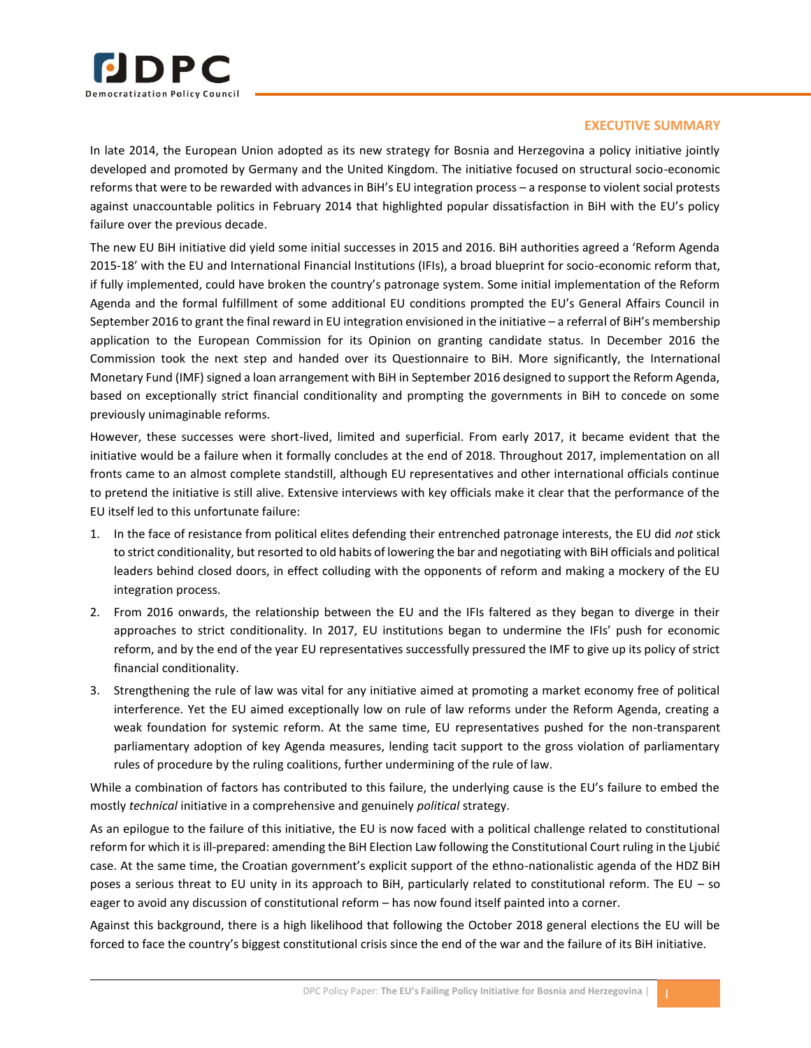## EXECUTIVE SUMMARY

In late 2014, the European Union adopted as its new strategy for Bosnia and Herzegovina a policy initiative jointly developed and promoted by Germany and the United Kingdom. The initiative focused on structural socio-economic reforms that were to be rewarded with advances in BiH's EU integration process – a response to violent social protests against unaccountable politics in February 2014 that highlighted popular dissatisfaction in BiH with the EU's policy failure over the previous decade.

The new EU BiH initiative did yield some initial successes in 2015 and 2016. BiH authorities agreed a 'Reform Agenda 2015-18' with the EU and International Financial Institutions (IFIs), a broad blueprint for socio-economic reform that, if fully implemented, could have broken the country's patronage system. Some initial implementation of the Reform Agenda and the formal fulfillment of some additional EU conditions prompted the EU's General Affairs Council in September 2016 to grant the final reward in EU integration envisioned in the initiative – a referral of BiH's membership application to the European Commission for its Opinion on granting candidate status. In December 2016 the Commission took the next step and handed over its Questionnaire to BiH. More significantly, the International Monetary Fund (IMF) signed a loan arrangement with BiH in September 2016 designed to support the Reform Agenda, based on exceptionally strict financial conditionality and prompting the governments in BiH to concede on some previously unimaginable reforms.

However, these successes were short-lived, limited and superficial. From early 2017, it became evident that the initiative would be a failure when it formally concludes at the end of 2018. Throughout 2017, implementation on all fronts came to an almost complete standstill, although EU representatives and other international officials continue to pretend the initiative is still alive. Extensive interviews with key officials make it clear that the performance of the EU itself led to this unfortunate failure:

1. In the face of resistance from political elites defending their entrenched patronage interests, the EU did *not* stick to strict conditionality, but resorted to old habits of lowering the bar and negotiating with BiH officials and political leaders behind closed doors, in effect colluding with the opponents of reform and making a mockery of the EU integration process.
2. From 2016 onwards, the relationship between the EU and the IFIs faltered as they began to diverge in their approaches to strict conditionality. In 2017, EU institutions began to undermine the IFIs' push for economic reform, and by the end of the year EU representatives successfully pressured the IMF to give up its policy of strict financial conditionality.
3. Strengthening the rule of law was vital for any initiative aimed at promoting a market economy free of political interference. Yet the EU aimed exceptionally low on rule of law reforms under the Reform Agenda, creating a weak foundation for systemic reform. At the same time, EU representatives pushed for the non-transparent parliamentary adoption of key Agenda measures, lending tacit support to the gross violation of parliamentary rules of procedure by the ruling coalitions, further undermining of the rule of law.

While a combination of factors has contributed to this failure, the underlying cause is the EU's failure to embed the mostly *technical* initiative in a comprehensive and genuinely *political* strategy.

As an epilogue to the failure of this initiative, the EU is now faced with a political challenge related to constitutional reform for which it is ill-prepared: amending the BiH Election Law following the Constitutional Court ruling in the Ljubić case. At the same time, the Croatian government's explicit support of the ethno-nationalistic agenda of the HDZ BiH poses a serious threat to EU unity in its approach to BiH, particularly related to constitutional reform. The EU – so eager to avoid any discussion of constitutional reform – has now found itself painted into a corner.

Against this background, there is a high likelihood that following the October 2018 general elections the EU will be forced to face the country's biggest constitutional crisis since the end of the war and the failure of its BiH initiative.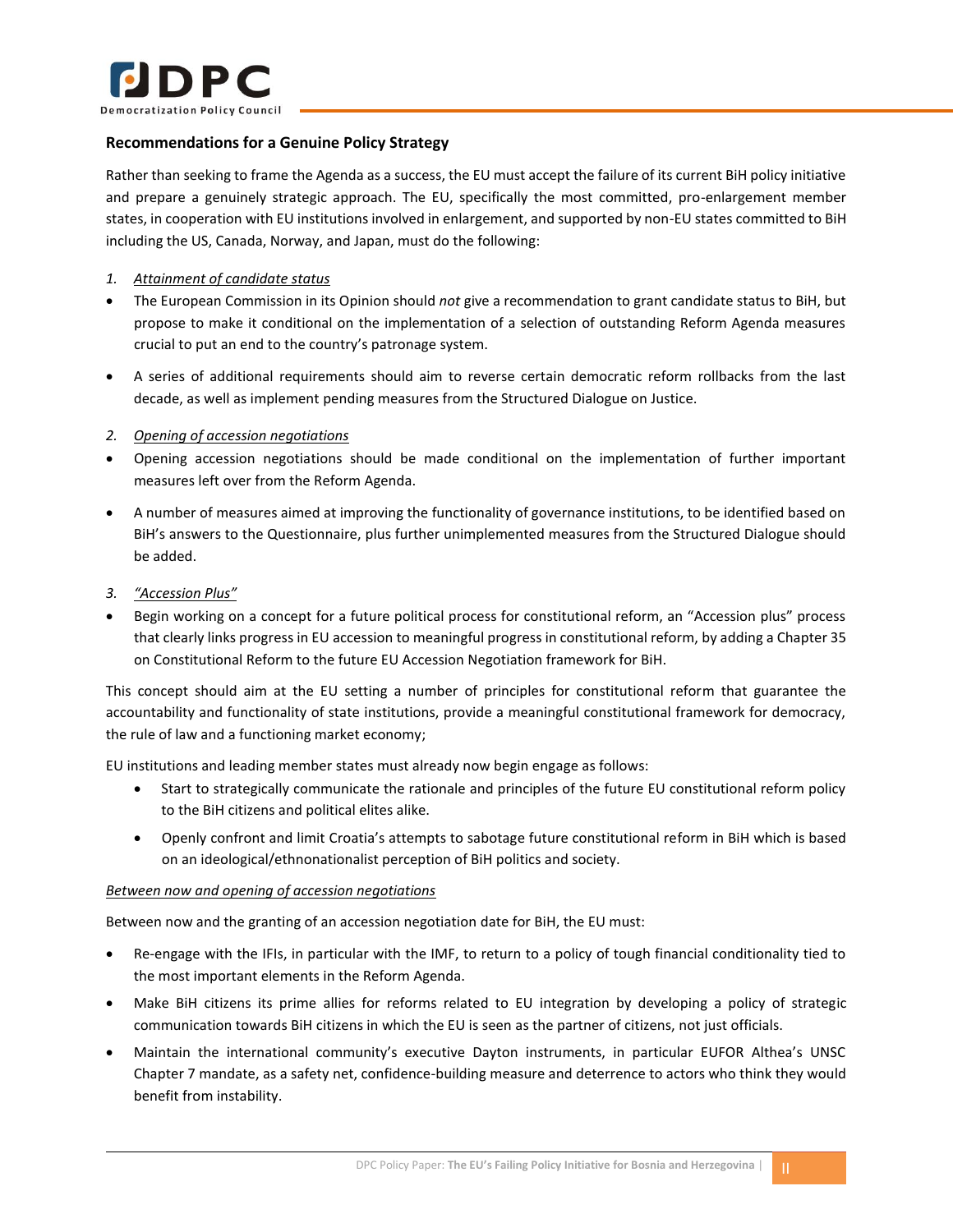## Recommendations for a Genuine Policy Strategy

Rather than seeking to frame the Agenda as a success, the EU must accept the failure of its current BiH policy initiative and prepare a genuinely strategic approach. The EU, specifically the most committed, pro-enlargement member states, in cooperation with EU institutions involved in enlargement, and supported by non-EU states committed to BiH including the US, Canada, Norway, and Japan, must do the following:

1. *Attainment of candidate status*

- The European Commission in its Opinion should *not* give a recommendation to grant candidate status to BiH, but propose to make it conditional on the implementation of a selection of outstanding Reform Agenda measures crucial to put an end to the country's patronage system.
- A series of additional requirements should aim to reverse certain democratic reform rollbacks from the last decade, as well as implement pending measures from the Structured Dialogue on Justice.

2. *Opening of accession negotiations*

- Opening accession negotiations should be made conditional on the implementation of further important measures left over from the Reform Agenda.
- A number of measures aimed at improving the functionality of governance institutions, to be identified based on BiH's answers to the Questionnaire, plus further unimplemented measures from the Structured Dialogue should be added.

3. *"Accession Plus"*

- Begin working on a concept for a future political process for constitutional reform, an "Accession plus" process that clearly links progress in EU accession to meaningful progress in constitutional reform, by adding a Chapter 35 on Constitutional Reform to the future EU Accession Negotiation framework for BiH.

This concept should aim at the EU setting a number of principles for constitutional reform that guarantee the accountability and functionality of state institutions, provide a meaningful constitutional framework for democracy, the rule of law and a functioning market economy;

EU institutions and leading member states must already now begin engage as follows:

- Start to strategically communicate the rationale and principles of the future EU constitutional reform policy to the BiH citizens and political elites alike.
- Openly confront and limit Croatia's attempts to sabotage future constitutional reform in BiH which is based on an ideological/ethnonationalist perception of BiH politics and society.

*Between now and opening of accession negotiations*

Between now and the granting of an accession negotiation date for BiH, the EU must:

- Re-engage with the IFIs, in particular with the IMF, to return to a policy of tough financial conditionality tied to the most important elements in the Reform Agenda.
- Make BiH citizens its prime allies for reforms related to EU integration by developing a policy of strategic communication towards BiH citizens in which the EU is seen as the partner of citizens, not just officials.
- Maintain the international community's executive Dayton instruments, in particular EUFOR Althea's UNSC Chapter 7 mandate, as a safety net, confidence-building measure and deterrence to actors who think they would benefit from instability.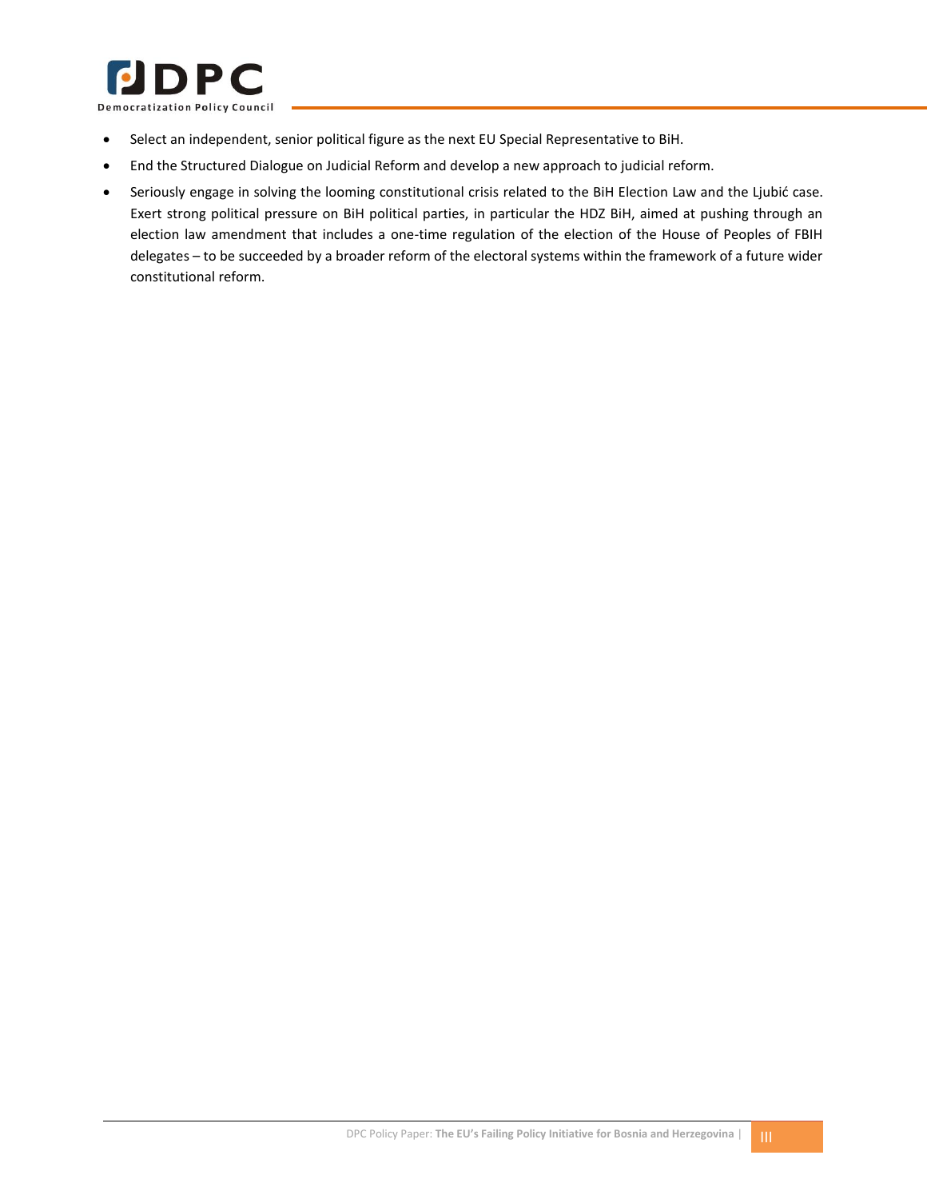- Select an independent, senior political figure as the next EU Special Representative to BiH.
- End the Structured Dialogue on Judicial Reform and develop a new approach to judicial reform.
- Seriously engage in solving the looming constitutional crisis related to the BiH Election Law and the Ljubić case. Exert strong political pressure on BiH political parties, in particular the HDZ BiH, aimed at pushing through an election law amendment that includes a one-time regulation of the election of the House of Peoples of FBIH delegates – to be succeeded by a broader reform of the electoral systems within the framework of a future wider constitutional reform.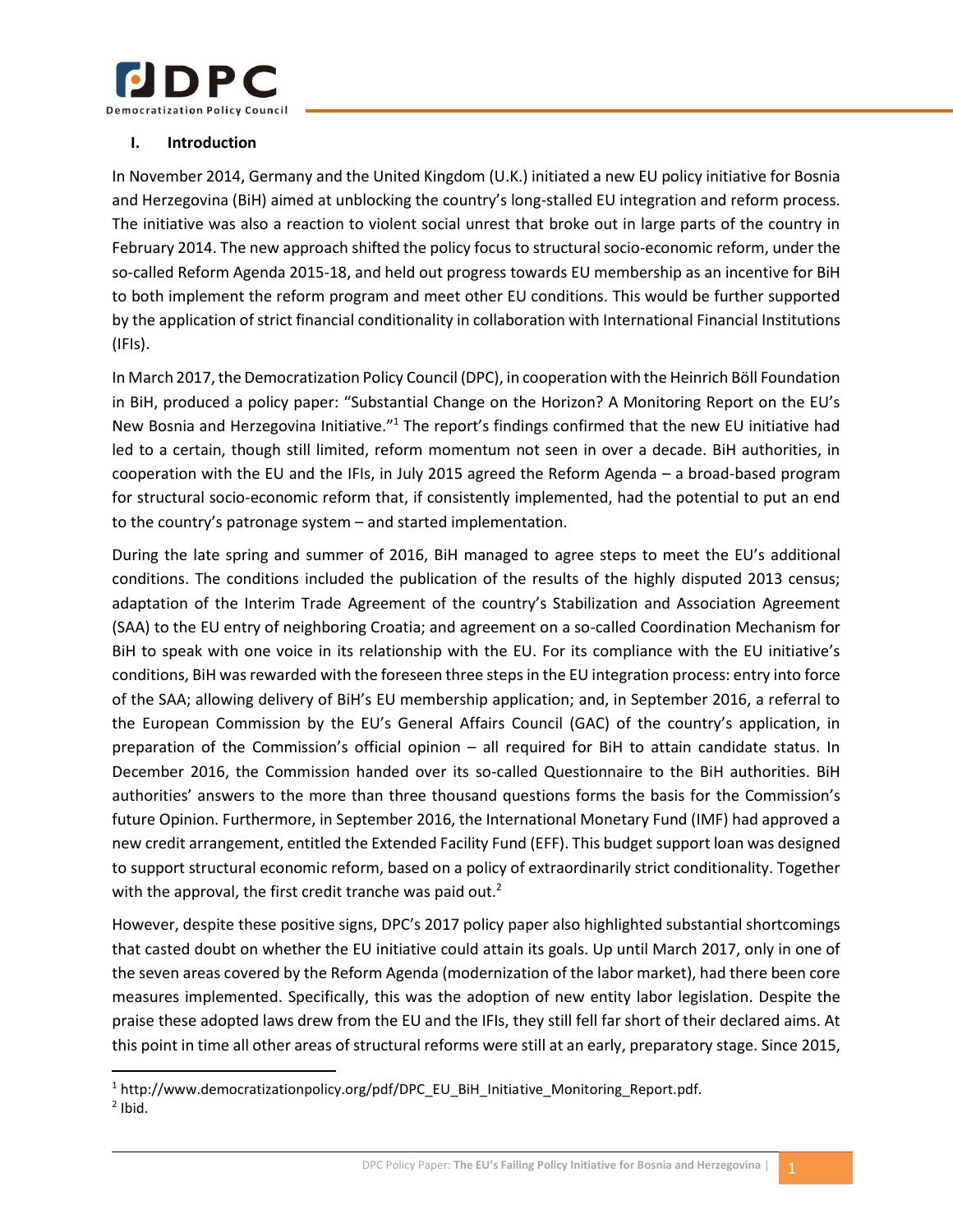## I. Introduction

In November 2014, Germany and the United Kingdom (U.K.) initiated a new EU policy initiative for Bosnia and Herzegovina (BiH) aimed at unblocking the country's long-stalled EU integration and reform process. The initiative was also a reaction to violent social unrest that broke out in large parts of the country in February 2014. The new approach shifted the policy focus to structural socio-economic reform, under the so-called Reform Agenda 2015-18, and held out progress towards EU membership as an incentive for BiH to both implement the reform program and meet other EU conditions. This would be further supported by the application of strict financial conditionality in collaboration with International Financial Institutions (IFIs).

In March 2017, the Democratization Policy Council (DPC), in cooperation with the Heinrich Böll Foundation in BiH, produced a policy paper: "Substantial Change on the Horizon? A Monitoring Report on the EU's New Bosnia and Herzegovina Initiative."[1] The report's findings confirmed that the new EU initiative had led to a certain, though still limited, reform momentum not seen in over a decade. BiH authorities, in cooperation with the EU and the IFIs, in July 2015 agreed the Reform Agenda – a broad-based program for structural socio-economic reform that, if consistently implemented, had the potential to put an end to the country's patronage system – and started implementation.

During the late spring and summer of 2016, BiH managed to agree steps to meet the EU's additional conditions. The conditions included the publication of the results of the highly disputed 2013 census; adaptation of the Interim Trade Agreement of the country's Stabilization and Association Agreement (SAA) to the EU entry of neighboring Croatia; and agreement on a so-called Coordination Mechanism for BiH to speak with one voice in its relationship with the EU. For its compliance with the EU initiative's conditions, BiH was rewarded with the foreseen three steps in the EU integration process: entry into force of the SAA; allowing delivery of BiH's EU membership application; and, in September 2016, a referral to the European Commission by the EU's General Affairs Council (GAC) of the country's application, in preparation of the Commission's official opinion – all required for BiH to attain candidate status. In December 2016, the Commission handed over its so-called Questionnaire to the BiH authorities. BiH authorities' answers to the more than three thousand questions forms the basis for the Commission's future Opinion. Furthermore, in September 2016, the International Monetary Fund (IMF) had approved a new credit arrangement, entitled the Extended Facility Fund (EFF). This budget support loan was designed to support structural economic reform, based on a policy of extraordinarily strict conditionality. Together with the approval, the first credit tranche was paid out.[2]

However, despite these positive signs, DPC's 2017 policy paper also highlighted substantial shortcomings that casted doubt on whether the EU initiative could attain its goals. Up until March 2017, only in one of the seven areas covered by the Reform Agenda (modernization of the labor market), had there been core measures implemented. Specifically, this was the adoption of new entity labor legislation. Despite the praise these adopted laws drew from the EU and the IFIs, they still fell far short of their declared aims. At this point in time all other areas of structural reforms were still at an early, preparatory stage. Since 2015,

---

[1] http://www.democratizationpolicy.org/pdf/DPC_EU_BiH_Initiative_Monitoring_Report.pdf.

[2] Ibid.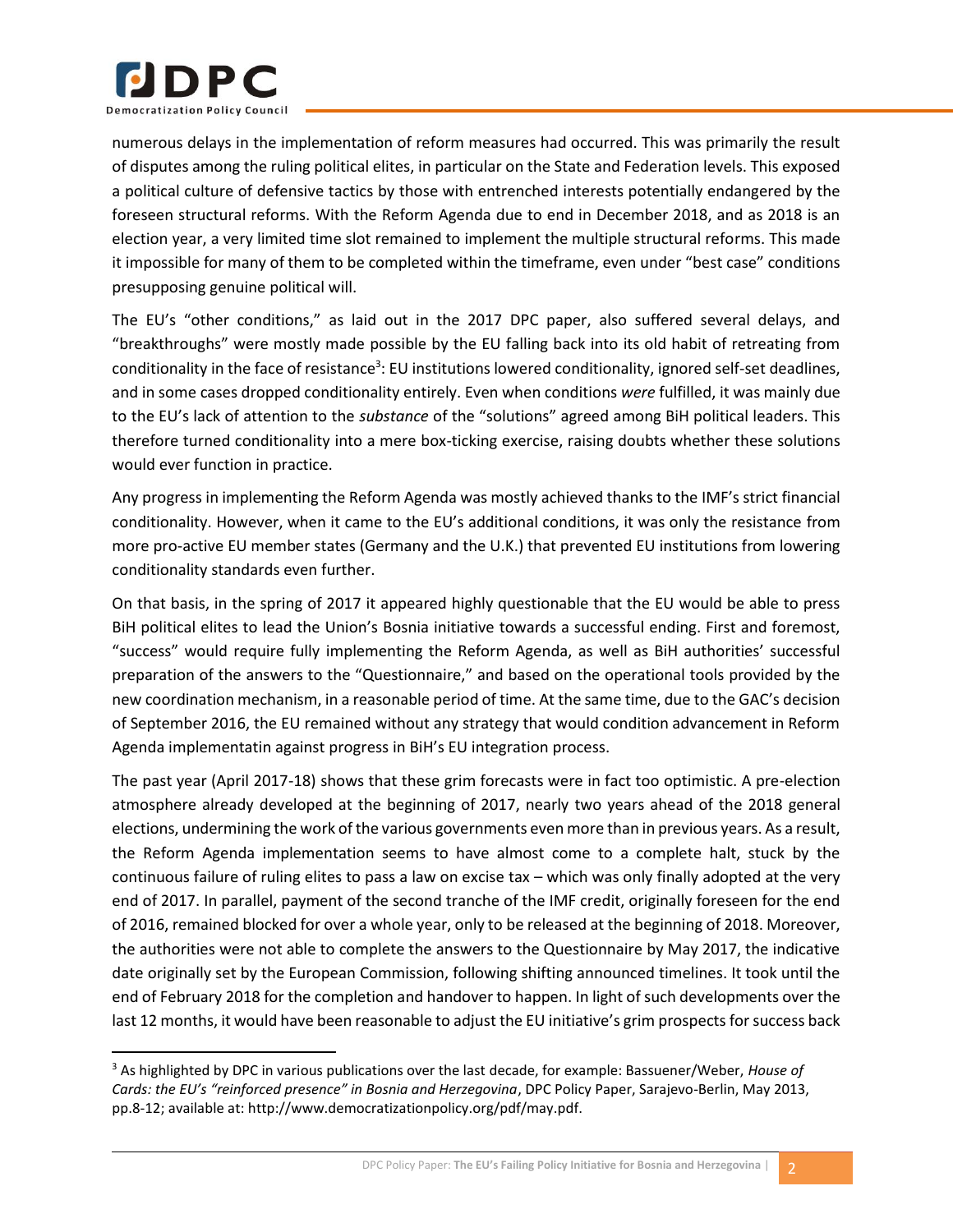numerous delays in the implementation of reform measures had occurred. This was primarily the result of disputes among the ruling political elites, in particular on the State and Federation levels. This exposed a political culture of defensive tactics by those with entrenched interests potentially endangered by the foreseen structural reforms. With the Reform Agenda due to end in December 2018, and as 2018 is an election year, a very limited time slot remained to implement the multiple structural reforms. This made it impossible for many of them to be completed within the timeframe, even under "best case" conditions presupposing genuine political will.

The EU's "other conditions," as laid out in the 2017 DPC paper, also suffered several delays, and "breakthroughs" were mostly made possible by the EU falling back into its old habit of retreating from conditionality in the face of resistance[3]: EU institutions lowered conditionality, ignored self-set deadlines, and in some cases dropped conditionality entirely. Even when conditions *were* fulfilled, it was mainly due to the EU's lack of attention to the *substance* of the "solutions" agreed among BiH political leaders. This therefore turned conditionality into a mere box-ticking exercise, raising doubts whether these solutions would ever function in practice.

Any progress in implementing the Reform Agenda was mostly achieved thanks to the IMF's strict financial conditionality. However, when it came to the EU's additional conditions, it was only the resistance from more pro-active EU member states (Germany and the U.K.) that prevented EU institutions from lowering conditionality standards even further.

On that basis, in the spring of 2017 it appeared highly questionable that the EU would be able to press BiH political elites to lead the Union's Bosnia initiative towards a successful ending. First and foremost, "success" would require fully implementing the Reform Agenda, as well as BiH authorities' successful preparation of the answers to the "Questionnaire," and based on the operational tools provided by the new coordination mechanism, in a reasonable period of time. At the same time, due to the GAC's decision of September 2016, the EU remained without any strategy that would condition advancement in Reform Agenda implementatin against progress in BiH's EU integration process.

The past year (April 2017-18) shows that these grim forecasts were in fact too optimistic. A pre-election atmosphere already developed at the beginning of 2017, nearly two years ahead of the 2018 general elections, undermining the work of the various governments even more than in previous years. As a result, the Reform Agenda implementation seems to have almost come to a complete halt, stuck by the continuous failure of ruling elites to pass a law on excise tax – which was only finally adopted at the very end of 2017. In parallel, payment of the second tranche of the IMF credit, originally foreseen for the end of 2016, remained blocked for over a whole year, only to be released at the beginning of 2018. Moreover, the authorities were not able to complete the answers to the Questionnaire by May 2017, the indicative date originally set by the European Commission, following shifting announced timelines. It took until the end of February 2018 for the completion and handover to happen. In light of such developments over the last 12 months, it would have been reasonable to adjust the EU initiative's grim prospects for success back

---

[3] As highlighted by DPC in various publications over the last decade, for example: Bassuener/Weber, *House of Cards: the EU's "reinforced presence" in Bosnia and Herzegovina*, DPC Policy Paper, Sarajevo-Berlin, May 2013, pp.8-12; available at: http://www.democratizationpolicy.org/pdf/may.pdf.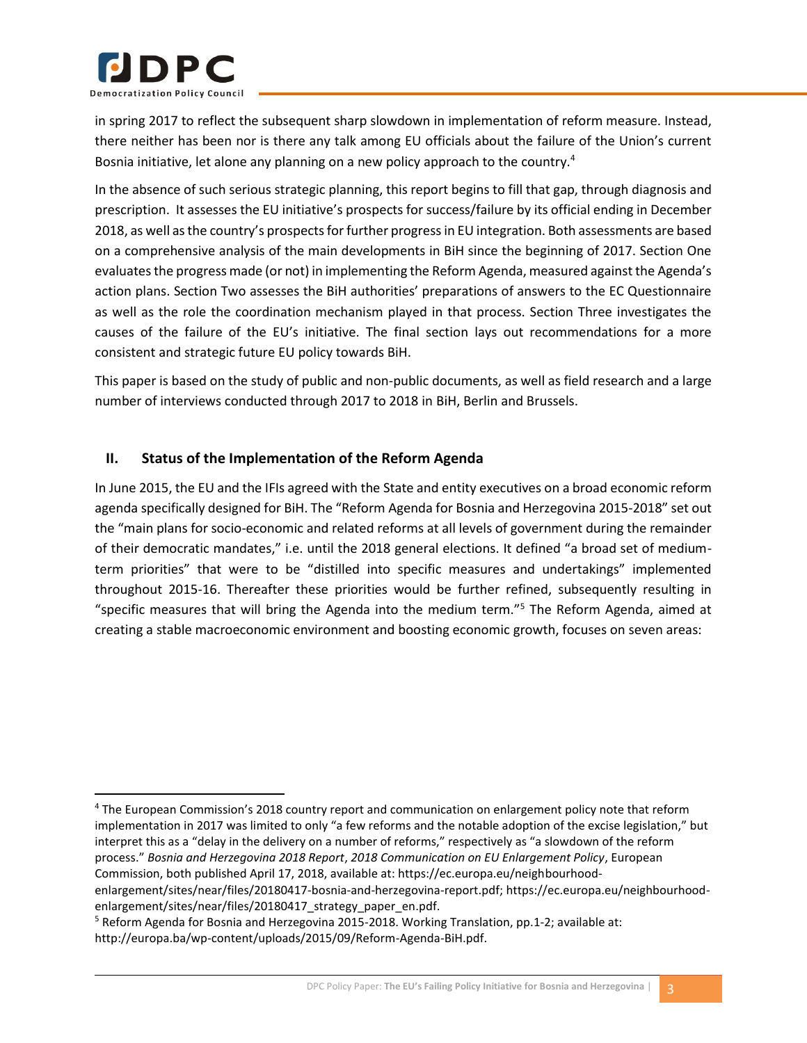in spring 2017 to reflect the subsequent sharp slowdown in implementation of reform measure. Instead, there neither has been nor is there any talk among EU officials about the failure of the Union's current Bosnia initiative, let alone any planning on a new policy approach to the country.[4]

In the absence of such serious strategic planning, this report begins to fill that gap, through diagnosis and prescription. It assesses the EU initiative's prospects for success/failure by its official ending in December 2018, as well as the country's prospects for further progress in EU integration. Both assessments are based on a comprehensive analysis of the main developments in BiH since the beginning of 2017. Section One evaluates the progress made (or not) in implementing the Reform Agenda, measured against the Agenda's action plans. Section Two assesses the BiH authorities' preparations of answers to the EC Questionnaire as well as the role the coordination mechanism played in that process. Section Three investigates the causes of the failure of the EU's initiative. The final section lays out recommendations for a more consistent and strategic future EU policy towards BiH.

This paper is based on the study of public and non-public documents, as well as field research and a large number of interviews conducted through 2017 to 2018 in BiH, Berlin and Brussels.

## II. Status of the Implementation of the Reform Agenda

In June 2015, the EU and the IFIs agreed with the State and entity executives on a broad economic reform agenda specifically designed for BiH. The "Reform Agenda for Bosnia and Herzegovina 2015-2018" set out the "main plans for socio-economic and related reforms at all levels of government during the remainder of their democratic mandates," i.e. until the 2018 general elections. It defined "a broad set of medium-term priorities" that were to be "distilled into specific measures and undertakings" implemented throughout 2015-16. Thereafter these priorities would be further refined, subsequently resulting in "specific measures that will bring the Agenda into the medium term."[5] The Reform Agenda, aimed at creating a stable macroeconomic environment and boosting economic growth, focuses on seven areas:

---

[4] The European Commission's 2018 country report and communication on enlargement policy note that reform implementation in 2017 was limited to only "a few reforms and the notable adoption of the excise legislation," but interpret this as a "delay in the delivery on a number of reforms," respectively as "a slowdown of the reform process." *Bosnia and Herzegovina 2018 Report*, *2018 Communication on EU Enlargement Policy*, European Commission, both published April 17, 2018, available at: https://ec.europa.eu/neighbourhood-enlargement/sites/near/files/20180417-bosnia-and-herzegovina-report.pdf; https://ec.europa.eu/neighbourhood-enlargement/sites/near/files/20180417_strategy_paper_en.pdf.

[5] Reform Agenda for Bosnia and Herzegovina 2015-2018. Working Translation, pp.1-2; available at: http://europa.ba/wp-content/uploads/2015/09/Reform-Agenda-BiH.pdf.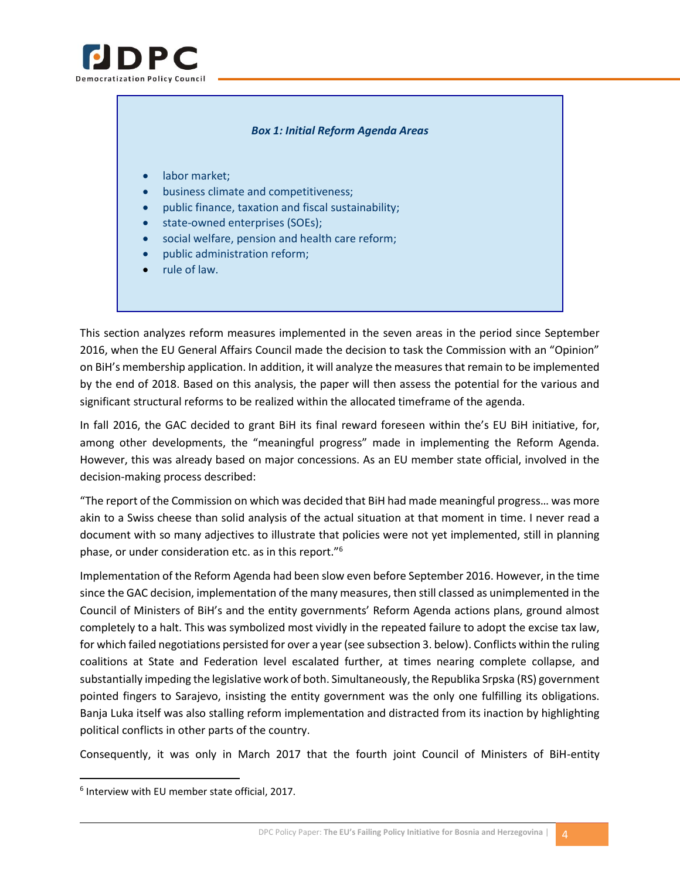**_Box 1: Initial Reform Agenda Areas_**

- labor market;
- business climate and competitiveness;
- public finance, taxation and fiscal sustainability;
- state-owned enterprises (SOEs);
- social welfare, pension and health care reform;
- public administration reform;
- rule of law.

This section analyzes reform measures implemented in the seven areas in the period since September 2016, when the EU General Affairs Council made the decision to task the Commission with an "Opinion" on BiH's membership application. In addition, it will analyze the measures that remain to be implemented by the end of 2018. Based on this analysis, the paper will then assess the potential for the various and significant structural reforms to be realized within the allocated timeframe of the agenda.

In fall 2016, the GAC decided to grant BiH its final reward foreseen within the's EU BiH initiative, for, among other developments, the "meaningful progress" made in implementing the Reform Agenda. However, this was already based on major concessions. As an EU member state official, involved in the decision-making process described:

"The report of the Commission on which was decided that BiH had made meaningful progress… was more akin to a Swiss cheese than solid analysis of the actual situation at that moment in time. I never read a document with so many adjectives to illustrate that policies were not yet implemented, still in planning phase, or under consideration etc. as in this report."[6]

Implementation of the Reform Agenda had been slow even before September 2016. However, in the time since the GAC decision, implementation of the many measures, then still classed as unimplemented in the Council of Ministers of BiH's and the entity governments' Reform Agenda actions plans, ground almost completely to a halt. This was symbolized most vividly in the repeated failure to adopt the excise tax law, for which failed negotiations persisted for over a year (see subsection 3. below). Conflicts within the ruling coalitions at State and Federation level escalated further, at times nearing complete collapse, and substantially impeding the legislative work of both. Simultaneously, the Republika Srpska (RS) government pointed fingers to Sarajevo, insisting the entity government was the only one fulfilling its obligations. Banja Luka itself was also stalling reform implementation and distracted from its inaction by highlighting political conflicts in other parts of the country.

Consequently, it was only in March 2017 that the fourth joint Council of Ministers of BiH-entity

[6] Interview with EU member state official, 2017.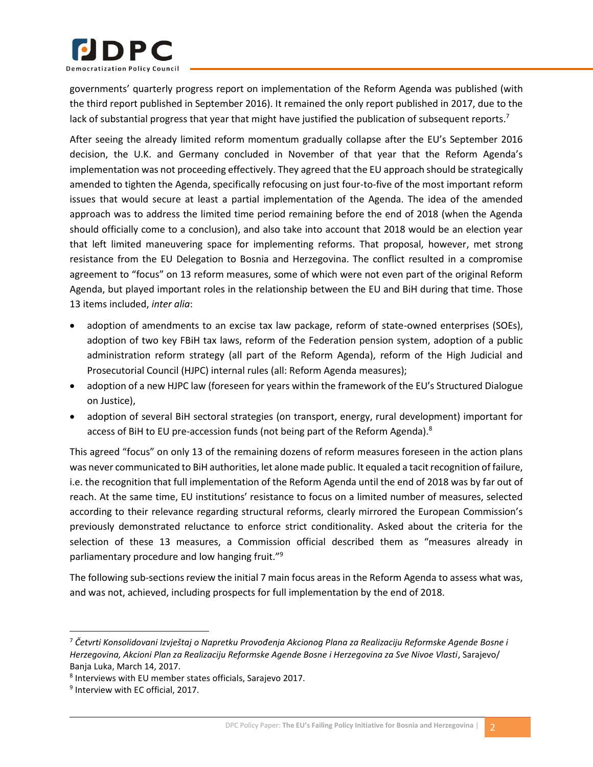governments' quarterly progress report on implementation of the Reform Agenda was published (with the third report published in September 2016). It remained the only report published in 2017, due to the lack of substantial progress that year that might have justified the publication of subsequent reports.[7]

After seeing the already limited reform momentum gradually collapse after the EU's September 2016 decision, the U.K. and Germany concluded in November of that year that the Reform Agenda's implementation was not proceeding effectively. They agreed that the EU approach should be strategically amended to tighten the Agenda, specifically refocusing on just four-to-five of the most important reform issues that would secure at least a partial implementation of the Agenda. The idea of the amended approach was to address the limited time period remaining before the end of 2018 (when the Agenda should officially come to a conclusion), and also take into account that 2018 would be an election year that left limited maneuvering space for implementing reforms. That proposal, however, met strong resistance from the EU Delegation to Bosnia and Herzegovina. The conflict resulted in a compromise agreement to "focus" on 13 reform measures, some of which were not even part of the original Reform Agenda, but played important roles in the relationship between the EU and BiH during that time. Those 13 items included, *inter alia*:

- adoption of amendments to an excise tax law package, reform of state-owned enterprises (SOEs), adoption of two key FBiH tax laws, reform of the Federation pension system, adoption of a public administration reform strategy (all part of the Reform Agenda), reform of the High Judicial and Prosecutorial Council (HJPC) internal rules (all: Reform Agenda measures);
- adoption of a new HJPC law (foreseen for years within the framework of the EU's Structured Dialogue on Justice),
- adoption of several BiH sectoral strategies (on transport, energy, rural development) important for access of BiH to EU pre-accession funds (not being part of the Reform Agenda).[8]

This agreed "focus" on only 13 of the remaining dozens of reform measures foreseen in the action plans was never communicated to BiH authorities, let alone made public. It equaled a tacit recognition of failure, i.e. the recognition that full implementation of the Reform Agenda until the end of 2018 was by far out of reach. At the same time, EU institutions' resistance to focus on a limited number of measures, selected according to their relevance regarding structural reforms, clearly mirrored the European Commission's previously demonstrated reluctance to enforce strict conditionality. Asked about the criteria for the selection of these 13 measures, a Commission official described them as "measures already in parliamentary procedure and low hanging fruit."[9]

The following sub-sections review the initial 7 main focus areas in the Reform Agenda to assess what was, and was not, achieved, including prospects for full implementation by the end of 2018.

---

[7] *Četvrti Konsolidovani Izvještaj o Napretku Provođenja Akcionog Plana za Realizaciju Reformske Agende Bosne i Herzegovina, Akcioni Plan za Realizaciju Reformske Agende Bosne i Herzegovina za Sve Nivoe Vlasti*, Sarajevo/ Banja Luka, March 14, 2017.

[8] Interviews with EU member states officials, Sarajevo 2017.

[9] Interview with EC official, 2017.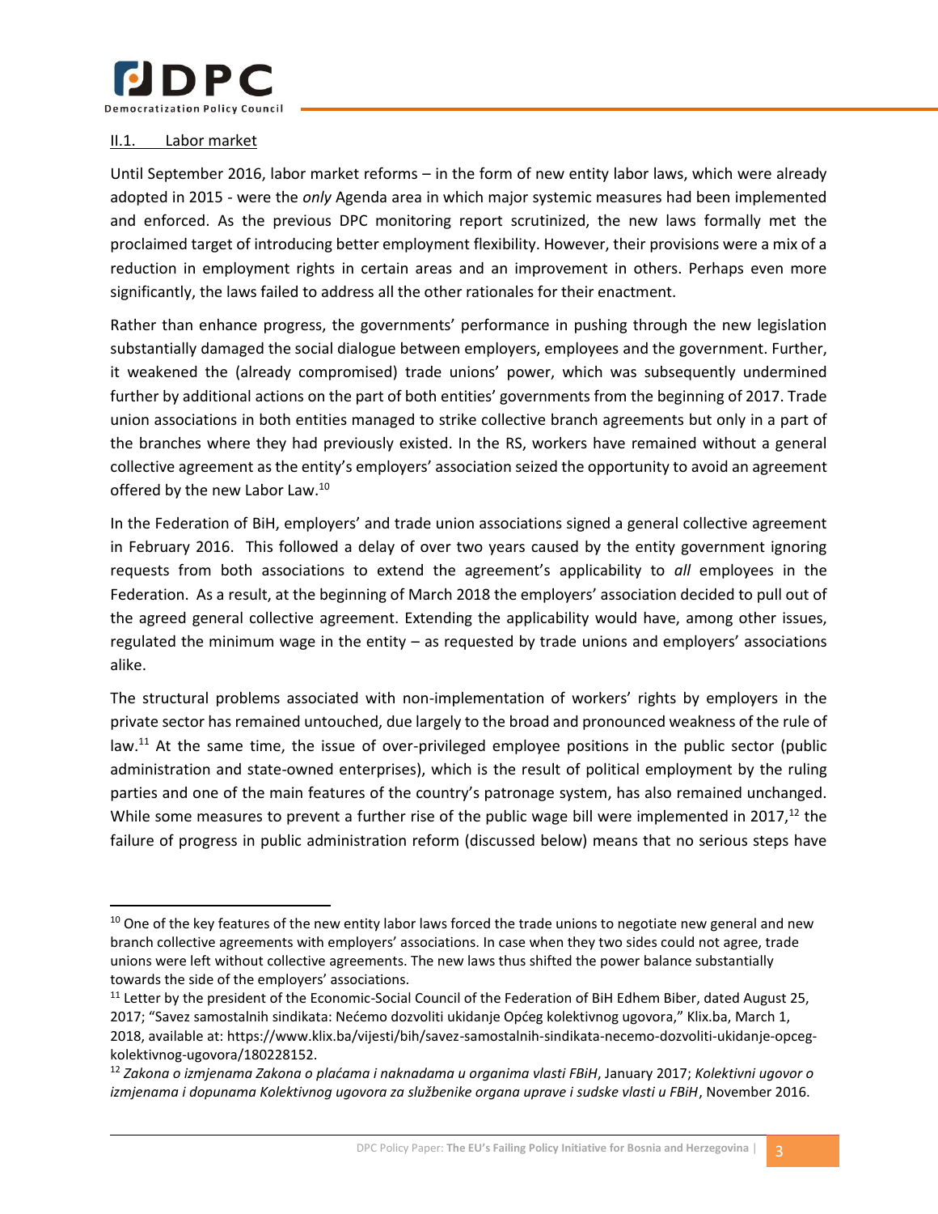### II.1. Labor market

Until September 2016, labor market reforms – in the form of new entity labor laws, which were already adopted in 2015 - were the *only* Agenda area in which major systemic measures had been implemented and enforced. As the previous DPC monitoring report scrutinized, the new laws formally met the proclaimed target of introducing better employment flexibility. However, their provisions were a mix of a reduction in employment rights in certain areas and an improvement in others. Perhaps even more significantly, the laws failed to address all the other rationales for their enactment.

Rather than enhance progress, the governments' performance in pushing through the new legislation substantially damaged the social dialogue between employers, employees and the government. Further, it weakened the (already compromised) trade unions' power, which was subsequently undermined further by additional actions on the part of both entities' governments from the beginning of 2017. Trade union associations in both entities managed to strike collective branch agreements but only in a part of the branches where they had previously existed. In the RS, workers have remained without a general collective agreement as the entity's employers' association seized the opportunity to avoid an agreement offered by the new Labor Law.[10]

In the Federation of BiH, employers' and trade union associations signed a general collective agreement in February 2016. This followed a delay of over two years caused by the entity government ignoring requests from both associations to extend the agreement's applicability to *all* employees in the Federation. As a result, at the beginning of March 2018 the employers' association decided to pull out of the agreed general collective agreement. Extending the applicability would have, among other issues, regulated the minimum wage in the entity – as requested by trade unions and employers' associations alike.

The structural problems associated with non-implementation of workers' rights by employers in the private sector has remained untouched, due largely to the broad and pronounced weakness of the rule of law.[11] At the same time, the issue of over-privileged employee positions in the public sector (public administration and state-owned enterprises), which is the result of political employment by the ruling parties and one of the main features of the country's patronage system, has also remained unchanged. While some measures to prevent a further rise of the public wage bill were implemented in 2017,[12] the failure of progress in public administration reform (discussed below) means that no serious steps have

---

[10] One of the key features of the new entity labor laws forced the trade unions to negotiate new general and new branch collective agreements with employers' associations. In case when they two sides could not agree, trade unions were left without collective agreements. The new laws thus shifted the power balance substantially towards the side of the employers' associations.

[11] Letter by the president of the Economic-Social Council of the Federation of BiH Edhem Biber, dated August 25, 2017; "Savez samostalnih sindikata: Nećemo dozvoliti ukidanje Općeg kolektivnog ugovora," Klix.ba, March 1, 2018, available at: https://www.klix.ba/vijesti/bih/savez-samostalnih-sindikata-necemo-dozvoliti-ukidanje-opceg-kolektivnog-ugovora/180228152.

[12] *Zakona o izmjenama Zakona o plaćama i naknadama u organima vlasti FBiH*, January 2017; *Kolektivni ugovor o izmjenama i dopunama Kolektivnog ugovora za službenike organa uprave i sudske vlasti u FBiH*, November 2016.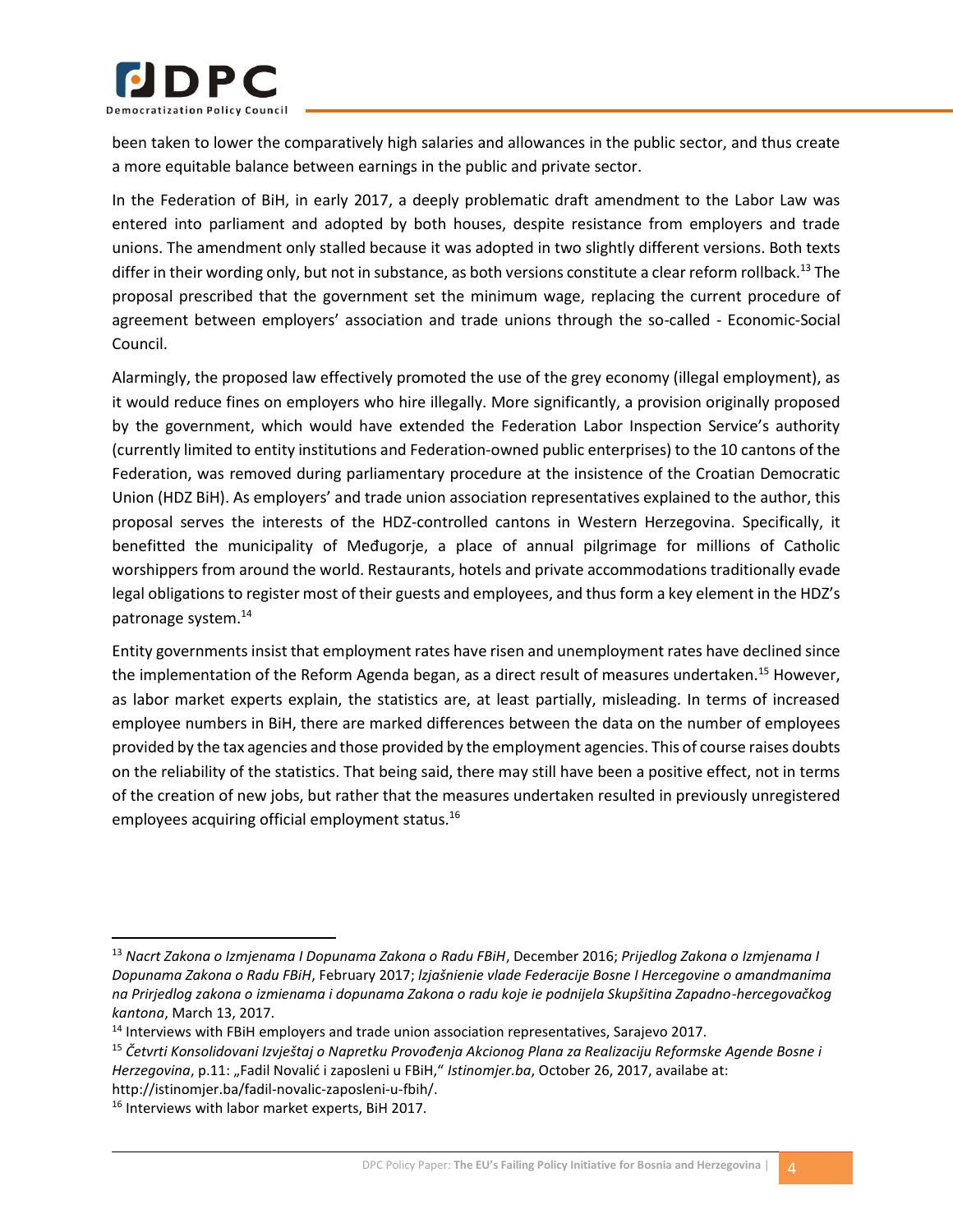been taken to lower the comparatively high salaries and allowances in the public sector, and thus create a more equitable balance between earnings in the public and private sector.

In the Federation of BiH, in early 2017, a deeply problematic draft amendment to the Labor Law was entered into parliament and adopted by both houses, despite resistance from employers and trade unions. The amendment only stalled because it was adopted in two slightly different versions. Both texts differ in their wording only, but not in substance, as both versions constitute a clear reform rollback.[13] The proposal prescribed that the government set the minimum wage, replacing the current procedure of agreement between employers' association and trade unions through the so-called - Economic-Social Council.

Alarmingly, the proposed law effectively promoted the use of the grey economy (illegal employment), as it would reduce fines on employers who hire illegally. More significantly, a provision originally proposed by the government, which would have extended the Federation Labor Inspection Service's authority (currently limited to entity institutions and Federation-owned public enterprises) to the 10 cantons of the Federation, was removed during parliamentary procedure at the insistence of the Croatian Democratic Union (HDZ BiH). As employers' and trade union association representatives explained to the author, this proposal serves the interests of the HDZ-controlled cantons in Western Herzegovina. Specifically, it benefitted the municipality of Međugorje, a place of annual pilgrimage for millions of Catholic worshippers from around the world. Restaurants, hotels and private accommodations traditionally evade legal obligations to register most of their guests and employees, and thus form a key element in the HDZ's patronage system.[14]

Entity governments insist that employment rates have risen and unemployment rates have declined since the implementation of the Reform Agenda began, as a direct result of measures undertaken.[15] However, as labor market experts explain, the statistics are, at least partially, misleading. In terms of increased employee numbers in BiH, there are marked differences between the data on the number of employees provided by the tax agencies and those provided by the employment agencies. This of course raises doubts on the reliability of the statistics. That being said, there may still have been a positive effect, not in terms of the creation of new jobs, but rather that the measures undertaken resulted in previously unregistered employees acquiring official employment status.[16]

---

[13] *Nacrt Zakona o Izmjenama I Dopunama Zakona o Radu FBiH*, December 2016; *Prijedlog Zakona o Izmjenama I Dopunama Zakona o Radu FBiH*, February 2017; *Izjašnienie vlade Federacije Bosne I Hercegovine o amandmanima na Prirjedlog zakona o izmienama i dopunama Zakona o radu koje ie podnijela Skupšitina Zapadno-hercegovačkog kantona*, March 13, 2017.

[14] Interviews with FBiH employers and trade union association representatives, Sarajevo 2017.

[15] *Četvrti Konsolidovani Izvještaj o Napretku Provođenja Akcionog Plana za Realizaciju Reformske Agende Bosne i Herzegovina*, p.11: „Fadil Novalić i zaposleni u FBiH," *Istinomjer.ba*, October 26, 2017, availabe at: http://istinomjer.ba/fadil-novalic-zaposleni-u-fbih/.

[16] Interviews with labor market experts, BiH 2017.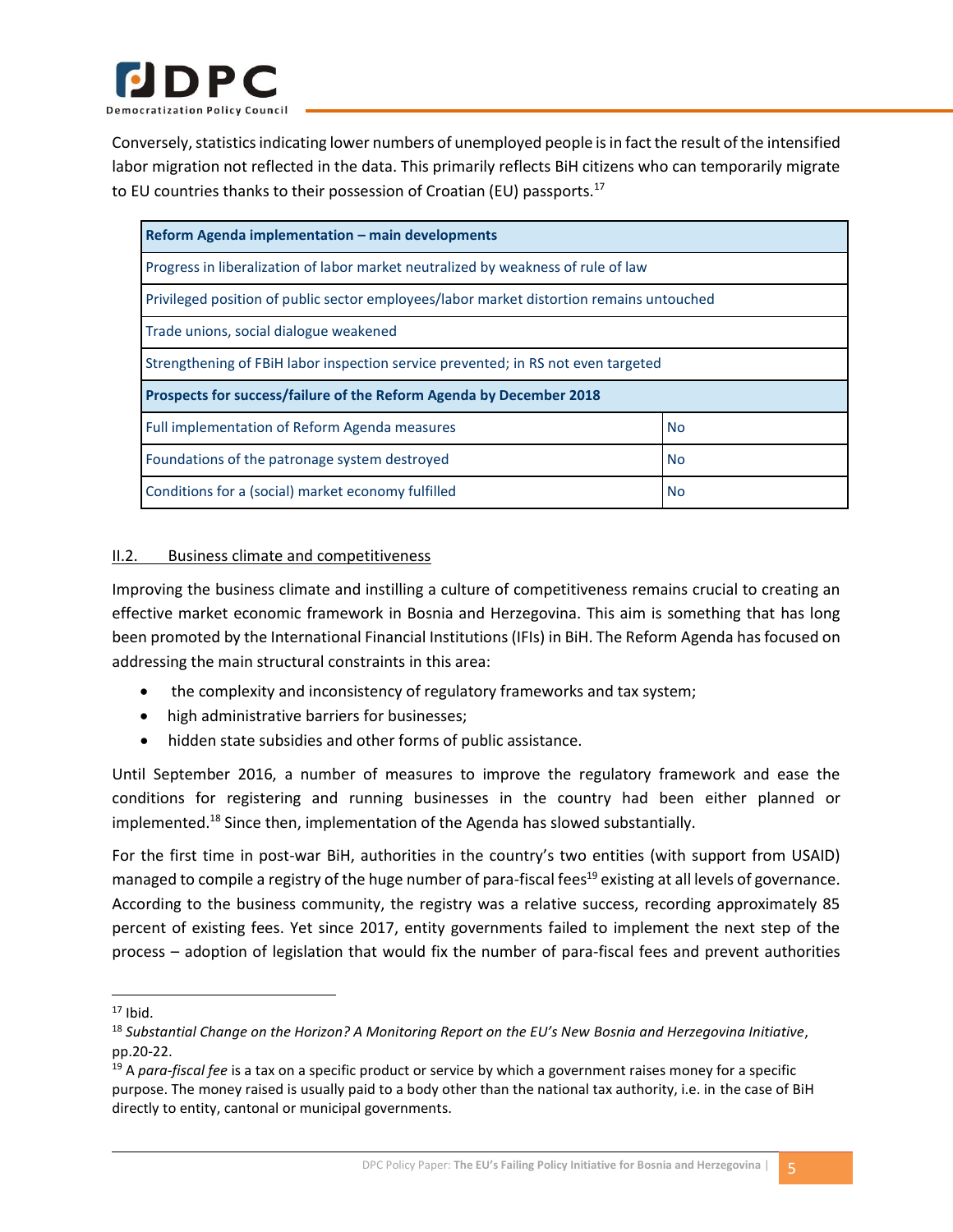Conversely, statistics indicating lower numbers of unemployed people is in fact the result of the intensified labor migration not reflected in the data. This primarily reflects BiH citizens who can temporarily migrate to EU countries thanks to their possession of Croatian (EU) passports.[17]

| **Reform Agenda implementation – main developments** | |
|---|---|
| Progress in liberalization of labor market neutralized by weakness of rule of law | |
| Privileged position of public sector employees/labor market distortion remains untouched | |
| Trade unions, social dialogue weakened | |
| Strengthening of FBiH labor inspection service prevented; in RS not even targeted | |
| **Prospects for success/failure of the Reform Agenda by December 2018** | |
| Full implementation of Reform Agenda measures | No |
| Foundations of the patronage system destroyed | No |
| Conditions for a (social) market economy fulfilled | No |

## II.2. Business climate and competitiveness

Improving the business climate and instilling a culture of competitiveness remains crucial to creating an effective market economic framework in Bosnia and Herzegovina. This aim is something that has long been promoted by the International Financial Institutions (IFIs) in BiH. The Reform Agenda has focused on addressing the main structural constraints in this area:

- the complexity and inconsistency of regulatory frameworks and tax system;
- high administrative barriers for businesses;
- hidden state subsidies and other forms of public assistance.

Until September 2016, a number of measures to improve the regulatory framework and ease the conditions for registering and running businesses in the country had been either planned or implemented.[18] Since then, implementation of the Agenda has slowed substantially.

For the first time in post-war BiH, authorities in the country's two entities (with support from USAID) managed to compile a registry of the huge number of para-fiscal fees[19] existing at all levels of governance. According to the business community, the registry was a relative success, recording approximately 85 percent of existing fees. Yet since 2017, entity governments failed to implement the next step of the process – adoption of legislation that would fix the number of para-fiscal fees and prevent authorities

---

[17] Ibid.

[18] *Substantial Change on the Horizon? A Monitoring Report on the EU's New Bosnia and Herzegovina Initiative*, pp.20-22.

[19] A *para-fiscal fee* is a tax on a specific product or service by which a government raises money for a specific purpose. The money raised is usually paid to a body other than the national tax authority, i.e. in the case of BiH directly to entity, cantonal or municipal governments.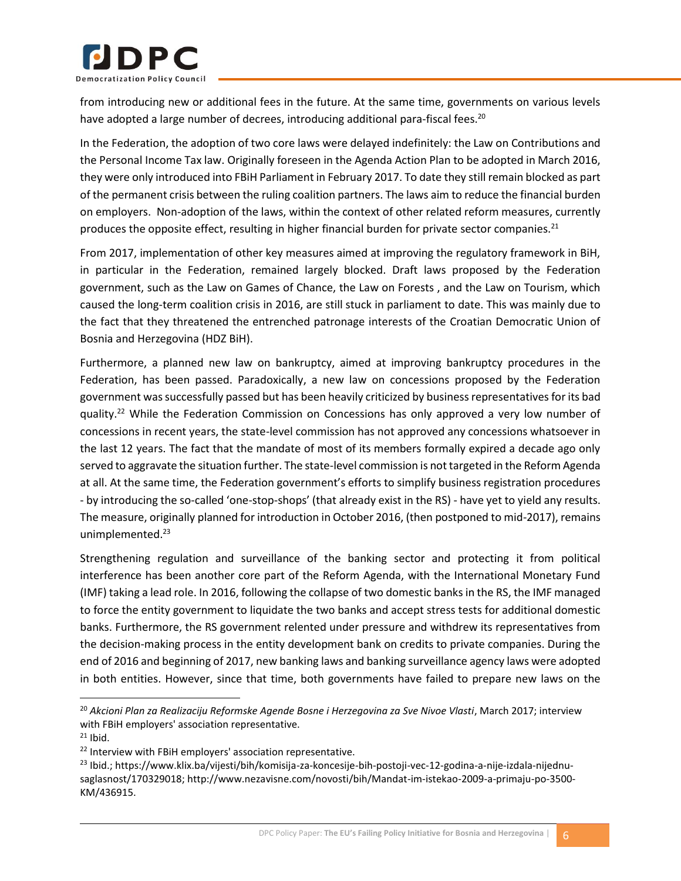from introducing new or additional fees in the future. At the same time, governments on various levels have adopted a large number of decrees, introducing additional para-fiscal fees.[20]

In the Federation, the adoption of two core laws were delayed indefinitely: the Law on Contributions and the Personal Income Tax law. Originally foreseen in the Agenda Action Plan to be adopted in March 2016, they were only introduced into FBiH Parliament in February 2017. To date they still remain blocked as part of the permanent crisis between the ruling coalition partners. The laws aim to reduce the financial burden on employers. Non-adoption of the laws, within the context of other related reform measures, currently produces the opposite effect, resulting in higher financial burden for private sector companies.[21]

From 2017, implementation of other key measures aimed at improving the regulatory framework in BiH, in particular in the Federation, remained largely blocked. Draft laws proposed by the Federation government, such as the Law on Games of Chance, the Law on Forests , and the Law on Tourism, which caused the long-term coalition crisis in 2016, are still stuck in parliament to date. This was mainly due to the fact that they threatened the entrenched patronage interests of the Croatian Democratic Union of Bosnia and Herzegovina (HDZ BiH).

Furthermore, a planned new law on bankruptcy, aimed at improving bankruptcy procedures in the Federation, has been passed. Paradoxically, a new law on concessions proposed by the Federation government was successfully passed but has been heavily criticized by business representatives for its bad quality.[22] While the Federation Commission on Concessions has only approved a very low number of concessions in recent years, the state-level commission has not approved any concessions whatsoever in the last 12 years. The fact that the mandate of most of its members formally expired a decade ago only served to aggravate the situation further. The state-level commission is not targeted in the Reform Agenda at all. At the same time, the Federation government's efforts to simplify business registration procedures - by introducing the so-called 'one-stop-shops' (that already exist in the RS) - have yet to yield any results. The measure, originally planned for introduction in October 2016, (then postponed to mid-2017), remains unimplemented.[23]

Strengthening regulation and surveillance of the banking sector and protecting it from political interference has been another core part of the Reform Agenda, with the International Monetary Fund (IMF) taking a lead role. In 2016, following the collapse of two domestic banks in the RS, the IMF managed to force the entity government to liquidate the two banks and accept stress tests for additional domestic banks. Furthermore, the RS government relented under pressure and withdrew its representatives from the decision-making process in the entity development bank on credits to private companies. During the end of 2016 and beginning of 2017, new banking laws and banking surveillance agency laws were adopted in both entities. However, since that time, both governments have failed to prepare new laws on the

---

[20] *Akcioni Plan za Realizaciju Reformske Agende Bosne i Herzegovina za Sve Nivoe Vlasti*, March 2017; interview with FBiH employers' association representative.

[21] Ibid.

[22] Interview with FBiH employers' association representative.

[23] Ibid.; https://www.klix.ba/vijesti/bih/komisija-za-koncesije-bih-postoji-vec-12-godina-a-nije-izdala-nijednu-saglasnost/170329018; http://www.nezavisne.com/novosti/bih/Mandat-im-istekao-2009-a-primaju-po-3500-KM/436915.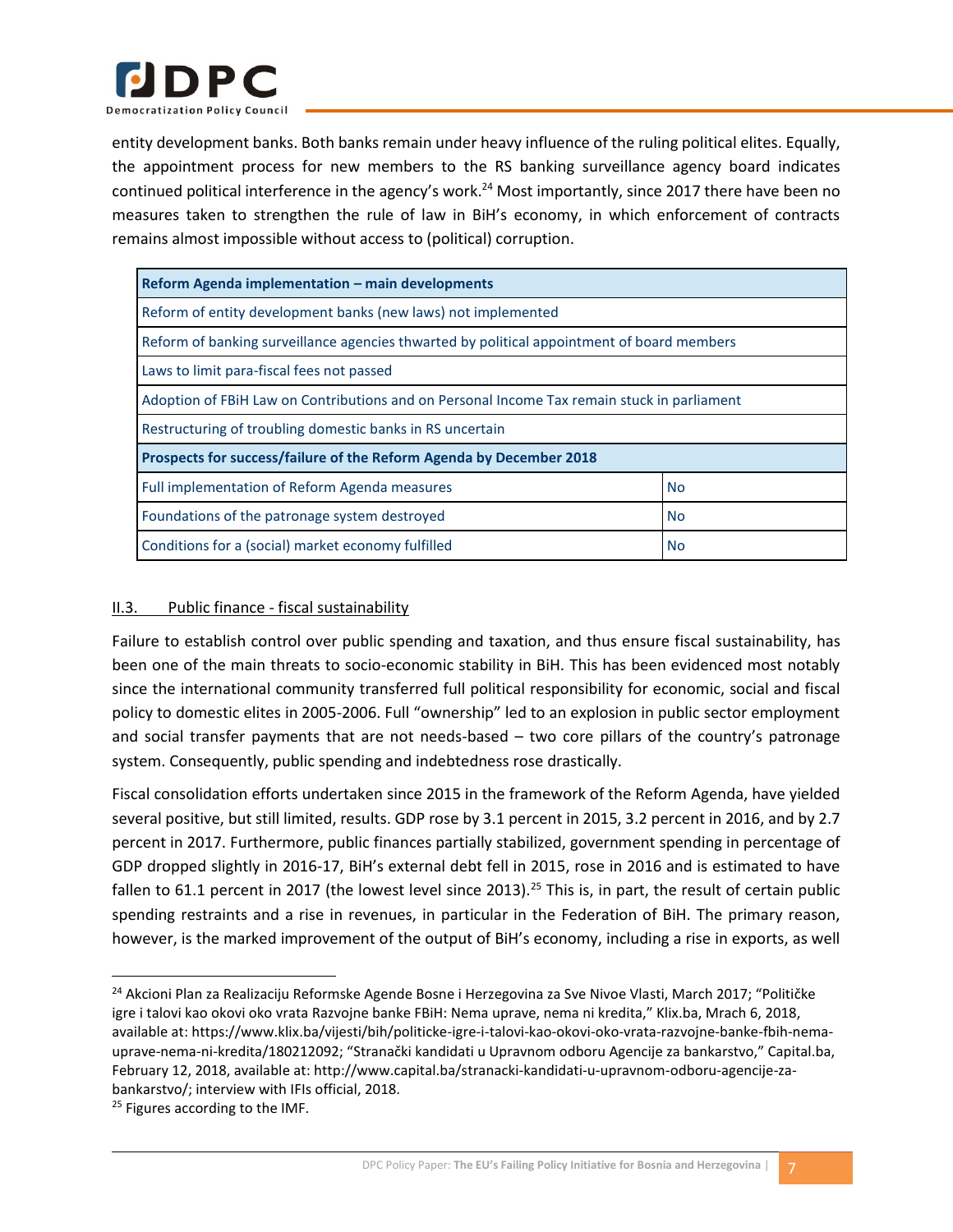entity development banks. Both banks remain under heavy influence of the ruling political elites. Equally, the appointment process for new members to the RS banking surveillance agency board indicates continued political interference in the agency's work.[24] Most importantly, since 2017 there have been no measures taken to strengthen the rule of law in BiH's economy, in which enforcement of contracts remains almost impossible without access to (political) corruption.

| **Reform Agenda implementation – main developments** | |
|---|---|
| Reform of entity development banks (new laws) not implemented | |
| Reform of banking surveillance agencies thwarted by political appointment of board members | |
| Laws to limit para-fiscal fees not passed | |
| Adoption of FBiH Law on Contributions and on Personal Income Tax remain stuck in parliament | |
| Restructuring of troubling domestic banks in RS uncertain | |
| **Prospects for success/failure of the Reform Agenda by December 2018** | |
| Full implementation of Reform Agenda measures | No |
| Foundations of the patronage system destroyed | No |
| Conditions for a (social) market economy fulfilled | No |

## II.3. Public finance - fiscal sustainability

Failure to establish control over public spending and taxation, and thus ensure fiscal sustainability, has been one of the main threats to socio-economic stability in BiH. This has been evidenced most notably since the international community transferred full political responsibility for economic, social and fiscal policy to domestic elites in 2005-2006. Full "ownership" led to an explosion in public sector employment and social transfer payments that are not needs-based – two core pillars of the country's patronage system. Consequently, public spending and indebtedness rose drastically.

Fiscal consolidation efforts undertaken since 2015 in the framework of the Reform Agenda, have yielded several positive, but still limited, results. GDP rose by 3.1 percent in 2015, 3.2 percent in 2016, and by 2.7 percent in 2017. Furthermore, public finances partially stabilized, government spending in percentage of GDP dropped slightly in 2016-17, BiH's external debt fell in 2015, rose in 2016 and is estimated to have fallen to 61.1 percent in 2017 (the lowest level since 2013).[25] This is, in part, the result of certain public spending restraints and a rise in revenues, in particular in the Federation of BiH. The primary reason, however, is the marked improvement of the output of BiH's economy, including a rise in exports, as well

---

[24] Akcioni Plan za Realizaciju Reformske Agende Bosne i Herzegovina za Sve Nivoe Vlasti, March 2017; "Političke igre i talovi kao okovi oko vrata Razvojne banke FBiH: Nema uprave, nema ni kredita," Klix.ba, Mrach 6, 2018, available at: https://www.klix.ba/vijesti/bih/politicke-igre-i-talovi-kao-okovi-oko-vrata-razvojne-banke-fbih-nema-uprave-nema-ni-kredita/180212092; "Stranački kandidati u Upravnom odboru Agencije za bankarstvo," Capital.ba, February 12, 2018, available at: http://www.capital.ba/stranacki-kandidati-u-upravnom-odboru-agencije-za-bankarstvo/; interview with IFIs official, 2018.

[25] Figures according to the IMF.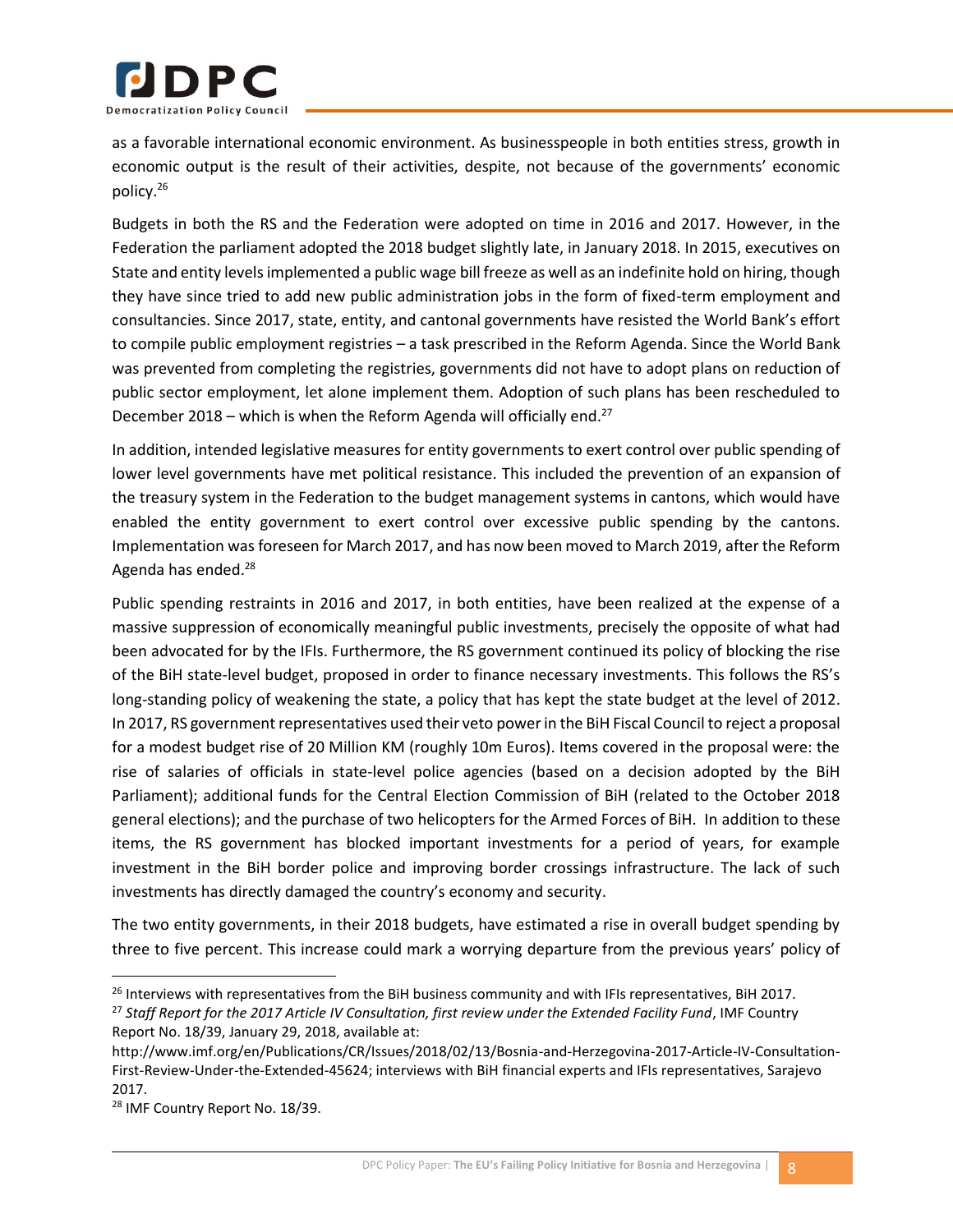as a favorable international economic environment. As businesspeople in both entities stress, growth in economic output is the result of their activities, despite, not because of the governments' economic policy.[26]

Budgets in both the RS and the Federation were adopted on time in 2016 and 2017. However, in the Federation the parliament adopted the 2018 budget slightly late, in January 2018. In 2015, executives on State and entity levels implemented a public wage bill freeze as well as an indefinite hold on hiring, though they have since tried to add new public administration jobs in the form of fixed-term employment and consultancies. Since 2017, state, entity, and cantonal governments have resisted the World Bank's effort to compile public employment registries – a task prescribed in the Reform Agenda. Since the World Bank was prevented from completing the registries, governments did not have to adopt plans on reduction of public sector employment, let alone implement them. Adoption of such plans has been rescheduled to December 2018 – which is when the Reform Agenda will officially end.[27]

In addition, intended legislative measures for entity governments to exert control over public spending of lower level governments have met political resistance. This included the prevention of an expansion of the treasury system in the Federation to the budget management systems in cantons, which would have enabled the entity government to exert control over excessive public spending by the cantons. Implementation was foreseen for March 2017, and has now been moved to March 2019, after the Reform Agenda has ended.[28]

Public spending restraints in 2016 and 2017, in both entities, have been realized at the expense of a massive suppression of economically meaningful public investments, precisely the opposite of what had been advocated for by the IFIs. Furthermore, the RS government continued its policy of blocking the rise of the BiH state-level budget, proposed in order to finance necessary investments. This follows the RS's long-standing policy of weakening the state, a policy that has kept the state budget at the level of 2012. In 2017, RS government representatives used their veto power in the BiH Fiscal Council to reject a proposal for a modest budget rise of 20 Million KM (roughly 10m Euros). Items covered in the proposal were: the rise of salaries of officials in state-level police agencies (based on a decision adopted by the BiH Parliament); additional funds for the Central Election Commission of BiH (related to the October 2018 general elections); and the purchase of two helicopters for the Armed Forces of BiH. In addition to these items, the RS government has blocked important investments for a period of years, for example investment in the BiH border police and improving border crossings infrastructure. The lack of such investments has directly damaged the country's economy and security.

The two entity governments, in their 2018 budgets, have estimated a rise in overall budget spending by three to five percent. This increase could mark a worrying departure from the previous years' policy of

---

[26] Interviews with representatives from the BiH business community and with IFIs representatives, BiH 2017.

[27] *Staff Report for the 2017 Article IV Consultation, first review under the Extended Facility Fund*, IMF Country Report No. 18/39, January 29, 2018, available at: http://www.imf.org/en/Publications/CR/Issues/2018/02/13/Bosnia-and-Herzegovina-2017-Article-IV-Consultation-First-Review-Under-the-Extended-45624; interviews with BiH financial experts and IFIs representatives, Sarajevo 2017.

[28] IMF Country Report No. 18/39.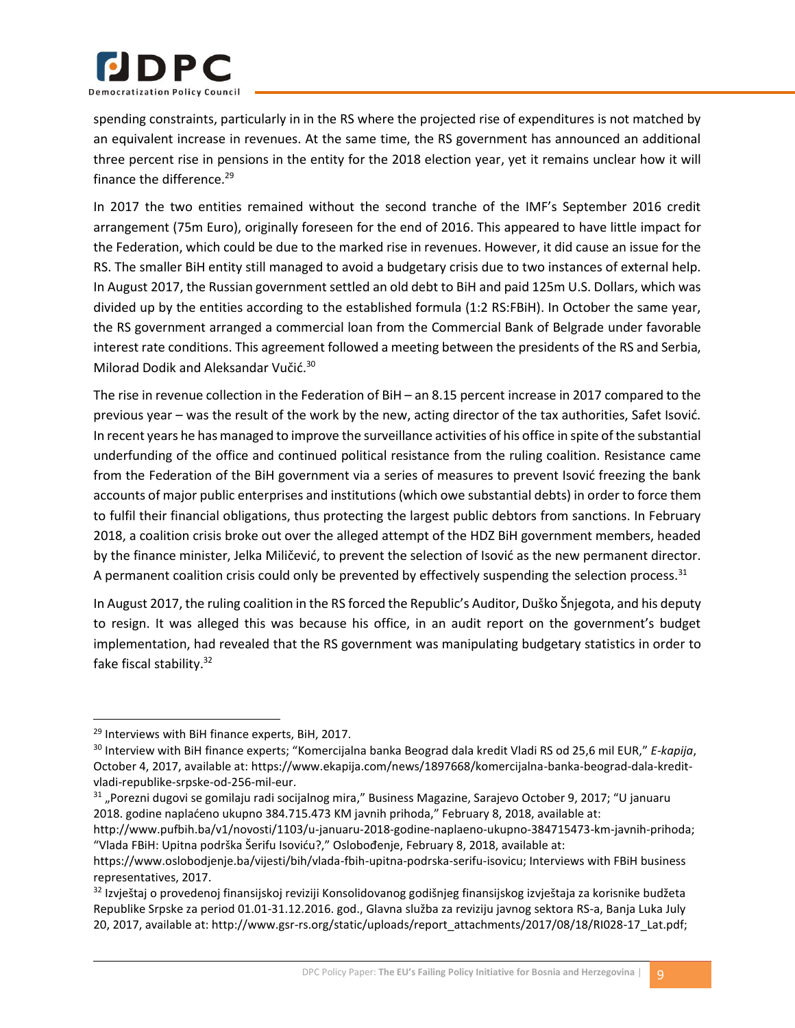spending constraints, particularly in in the RS where the projected rise of expenditures is not matched by an equivalent increase in revenues. At the same time, the RS government has announced an additional three percent rise in pensions in the entity for the 2018 election year, yet it remains unclear how it will finance the difference.[29]

In 2017 the two entities remained without the second tranche of the IMF's September 2016 credit arrangement (75m Euro), originally foreseen for the end of 2016. This appeared to have little impact for the Federation, which could be due to the marked rise in revenues. However, it did cause an issue for the RS. The smaller BiH entity still managed to avoid a budgetary crisis due to two instances of external help. In August 2017, the Russian government settled an old debt to BiH and paid 125m U.S. Dollars, which was divided up by the entities according to the established formula (1:2 RS:FBiH). In October the same year, the RS government arranged a commercial loan from the Commercial Bank of Belgrade under favorable interest rate conditions. This agreement followed a meeting between the presidents of the RS and Serbia, Milorad Dodik and Aleksandar Vučić.[30]

The rise in revenue collection in the Federation of BiH – an 8.15 percent increase in 2017 compared to the previous year – was the result of the work by the new, acting director of the tax authorities, Safet Isović. In recent years he has managed to improve the surveillance activities of his office in spite of the substantial underfunding of the office and continued political resistance from the ruling coalition. Resistance came from the Federation of the BiH government via a series of measures to prevent Isović freezing the bank accounts of major public enterprises and institutions (which owe substantial debts) in order to force them to fulfil their financial obligations, thus protecting the largest public debtors from sanctions. In February 2018, a coalition crisis broke out over the alleged attempt of the HDZ BiH government members, headed by the finance minister, Jelka Miličević, to prevent the selection of Isović as the new permanent director. A permanent coalition crisis could only be prevented by effectively suspending the selection process.[31]

In August 2017, the ruling coalition in the RS forced the Republic's Auditor, Duško Šnjegota, and his deputy to resign. It was alleged this was because his office, in an audit report on the government's budget implementation, had revealed that the RS government was manipulating budgetary statistics in order to fake fiscal stability.[32]

---

[29] Interviews with BiH finance experts, BiH, 2017.

[30] Interview with BiH finance experts; "Komercijalna banka Beograd dala kredit Vladi RS od 25,6 mil EUR," *E-kapija*, October 4, 2017, available at: https://www.ekapija.com/news/1897668/komercijalna-banka-beograd-dala-kredit-vladi-republike-srpske-od-256-mil-eur.

[31] „Porezni dugovi se gomilaju radi socijalnog mira," Business Magazine, Sarajevo October 9, 2017; "U januaru 2018. godine naplaćeno ukupno 384.715.473 KM javnih prihoda," February 8, 2018, available at: http://www.pufbih.ba/v1/novosti/1103/u-januaru-2018-godine-naplaeno-ukupno-384715473-km-javnih-prihoda; "Vlada FBiH: Upitna podrška Šerifu Isoviću?," Oslobođenje, February 8, 2018, available at: https://www.oslobodjenje.ba/vijesti/bih/vlada-fbih-upitna-podrska-serifu-isovicu; Interviews with FBiH business representatives, 2017.

[32] Izvještaj o provedenoj finansijskoj reviziji Konsolidovanog godišnjeg finansijskog izvještaja za korisnike budžeta Republike Srpske za period 01.01-31.12.2016. god., Glavna služba za reviziju javnog sektora RS-a, Banja Luka July 20, 2017, available at: http://www.gsr-rs.org/static/uploads/report_attachments/2017/08/18/RI028-17_Lat.pdf;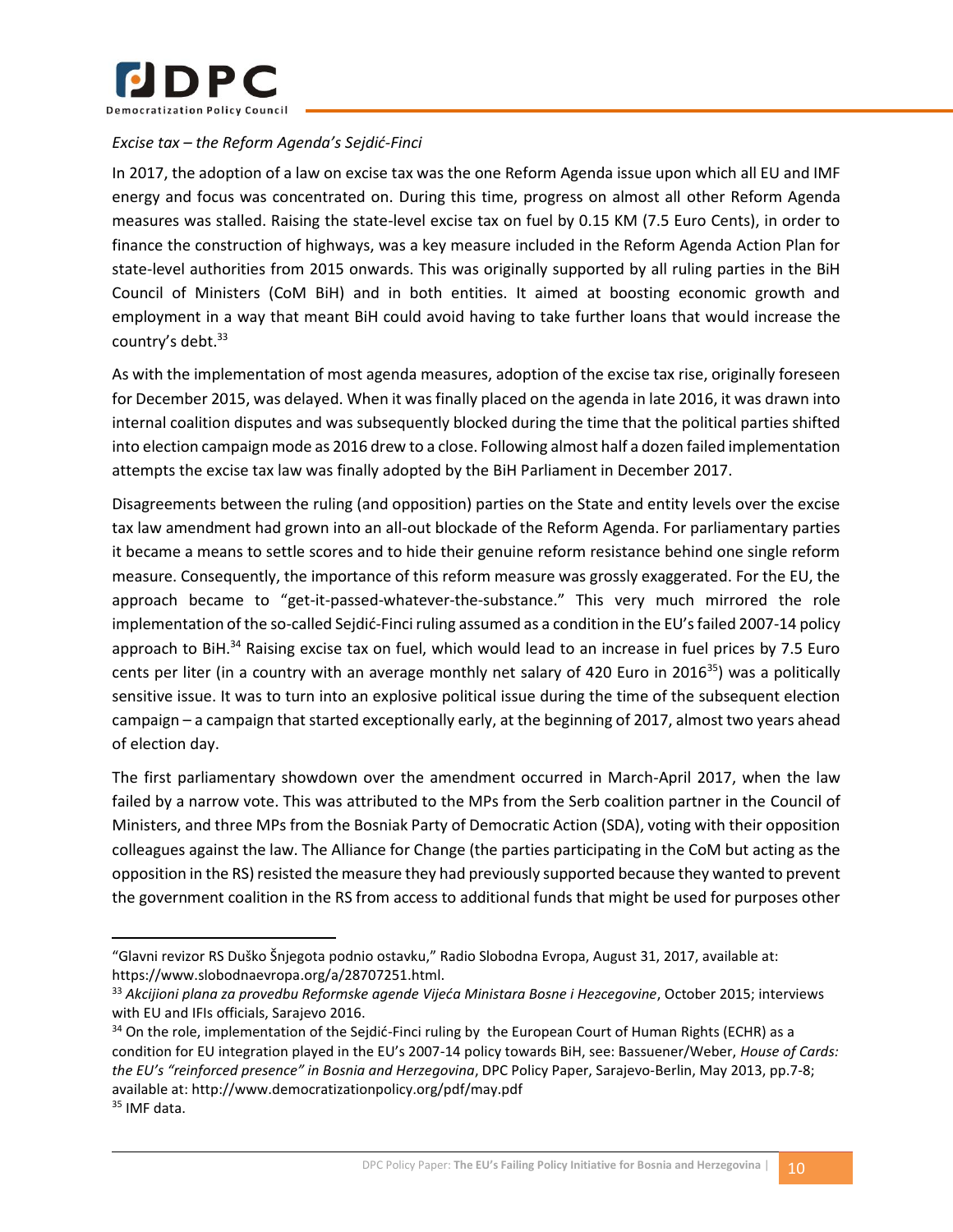*Excise tax – the Reform Agenda's Sejdić-Finci*

In 2017, the adoption of a law on excise tax was the one Reform Agenda issue upon which all EU and IMF energy and focus was concentrated on. During this time, progress on almost all other Reform Agenda measures was stalled. Raising the state-level excise tax on fuel by 0.15 KM (7.5 Euro Cents), in order to finance the construction of highways, was a key measure included in the Reform Agenda Action Plan for state-level authorities from 2015 onwards. This was originally supported by all ruling parties in the BiH Council of Ministers (CoM BiH) and in both entities. It aimed at boosting economic growth and employment in a way that meant BiH could avoid having to take further loans that would increase the country's debt.[33]

As with the implementation of most agenda measures, adoption of the excise tax rise, originally foreseen for December 2015, was delayed. When it was finally placed on the agenda in late 2016, it was drawn into internal coalition disputes and was subsequently blocked during the time that the political parties shifted into election campaign mode as 2016 drew to a close. Following almost half a dozen failed implementation attempts the excise tax law was finally adopted by the BiH Parliament in December 2017.

Disagreements between the ruling (and opposition) parties on the State and entity levels over the excise tax law amendment had grown into an all-out blockade of the Reform Agenda. For parliamentary parties it became a means to settle scores and to hide their genuine reform resistance behind one single reform measure. Consequently, the importance of this reform measure was grossly exaggerated. For the EU, the approach became to "get-it-passed-whatever-the-substance." This very much mirrored the role implementation of the so-called Sejdić-Finci ruling assumed as a condition in the EU's failed 2007-14 policy approach to BiH.[34] Raising excise tax on fuel, which would lead to an increase in fuel prices by 7.5 Euro cents per liter (in a country with an average monthly net salary of 420 Euro in 2016[35]) was a politically sensitive issue. It was to turn into an explosive political issue during the time of the subsequent election campaign – a campaign that started exceptionally early, at the beginning of 2017, almost two years ahead of election day.

The first parliamentary showdown over the amendment occurred in March-April 2017, when the law failed by a narrow vote. This was attributed to the MPs from the Serb coalition partner in the Council of Ministers, and three MPs from the Bosniak Party of Democratic Action (SDA), voting with their opposition colleagues against the law. The Alliance for Change (the parties participating in the CoM but acting as the opposition in the RS) resisted the measure they had previously supported because they wanted to prevent the government coalition in the RS from access to additional funds that might be used for purposes other

---

"Glavni revizor RS Duško Šnjegota podnio ostavku," Radio Slobodna Evropa, August 31, 2017, available at: https://www.slobodnaevropa.org/a/28707251.html.

[33] *Akcijioni plana za provedbu Reformske agende Vijeća Ministara Bosne i Heᴢegovine*, October 2015; interviews with EU and IFIs officials, Sarajevo 2016.

[34] On the role, implementation of the Sejdić-Finci ruling by the European Court of Human Rights (ECHR) as a condition for EU integration played in the EU's 2007-14 policy towards BiH, see: Bassuener/Weber, *House of Cards: the EU's "reinforced presence" in Bosnia and Herzegovina*, DPC Policy Paper, Sarajevo-Berlin, May 2013, pp.7-8; available at: http://www.democratizationpolicy.org/pdf/may.pdf

[35] IMF data.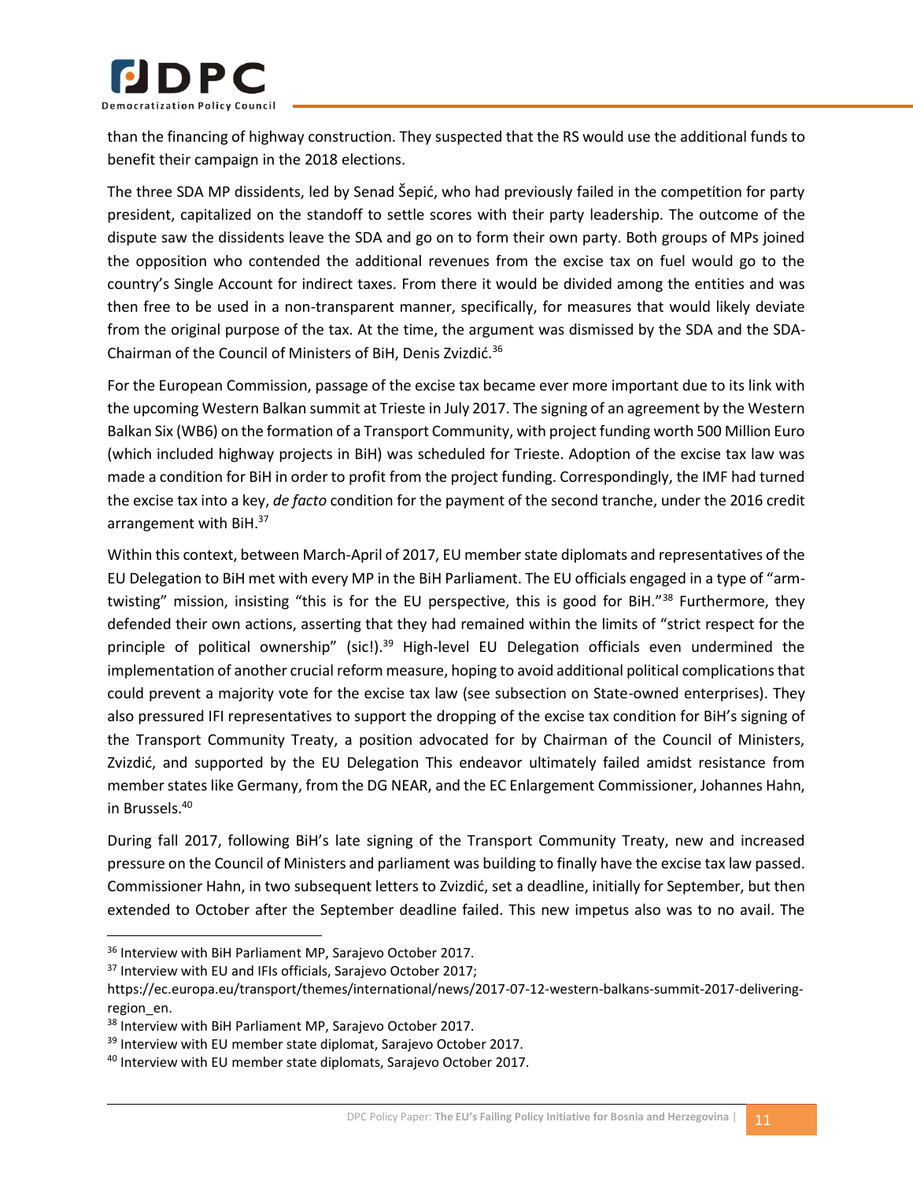than the financing of highway construction. They suspected that the RS would use the additional funds to benefit their campaign in the 2018 elections.

The three SDA MP dissidents, led by Senad Šepić, who had previously failed in the competition for party president, capitalized on the standoff to settle scores with their party leadership. The outcome of the dispute saw the dissidents leave the SDA and go on to form their own party. Both groups of MPs joined the opposition who contended the additional revenues from the excise tax on fuel would go to the country's Single Account for indirect taxes. From there it would be divided among the entities and was then free to be used in a non-transparent manner, specifically, for measures that would likely deviate from the original purpose of the tax. At the time, the argument was dismissed by the SDA and the SDA-Chairman of the Council of Ministers of BiH, Denis Zvizdić.[36]

For the European Commission, passage of the excise tax became ever more important due to its link with the upcoming Western Balkan summit at Trieste in July 2017. The signing of an agreement by the Western Balkan Six (WB6) on the formation of a Transport Community, with project funding worth 500 Million Euro (which included highway projects in BiH) was scheduled for Trieste. Adoption of the excise tax law was made a condition for BiH in order to profit from the project funding. Correspondingly, the IMF had turned the excise tax into a key, *de facto* condition for the payment of the second tranche, under the 2016 credit arrangement with BiH.[37]

Within this context, between March-April of 2017, EU member state diplomats and representatives of the EU Delegation to BiH met with every MP in the BiH Parliament. The EU officials engaged in a type of "arm-twisting" mission, insisting "this is for the EU perspective, this is good for BiH."[38] Furthermore, they defended their own actions, asserting that they had remained within the limits of "strict respect for the principle of political ownership" (sic!).[39] High-level EU Delegation officials even undermined the implementation of another crucial reform measure, hoping to avoid additional political complications that could prevent a majority vote for the excise tax law (see subsection on State-owned enterprises). They also pressured IFI representatives to support the dropping of the excise tax condition for BiH's signing of the Transport Community Treaty, a position advocated for by Chairman of the Council of Ministers, Zvizdić, and supported by the EU Delegation This endeavor ultimately failed amidst resistance from member states like Germany, from the DG NEAR, and the EC Enlargement Commissioner, Johannes Hahn, in Brussels.[40]

During fall 2017, following BiH's late signing of the Transport Community Treaty, new and increased pressure on the Council of Ministers and parliament was building to finally have the excise tax law passed. Commissioner Hahn, in two subsequent letters to Zvizdić, set a deadline, initially for September, but then extended to October after the September deadline failed. This new impetus also was to no avail. The

---

[36] Interview with BiH Parliament MP, Sarajevo October 2017.

[37] Interview with EU and IFIs officials, Sarajevo October 2017; https://ec.europa.eu/transport/themes/international/news/2017-07-12-western-balkans-summit-2017-delivering-region_en.

[38] Interview with BiH Parliament MP, Sarajevo October 2017.

[39] Interview with EU member state diplomat, Sarajevo October 2017.

[40] Interview with EU member state diplomats, Sarajevo October 2017.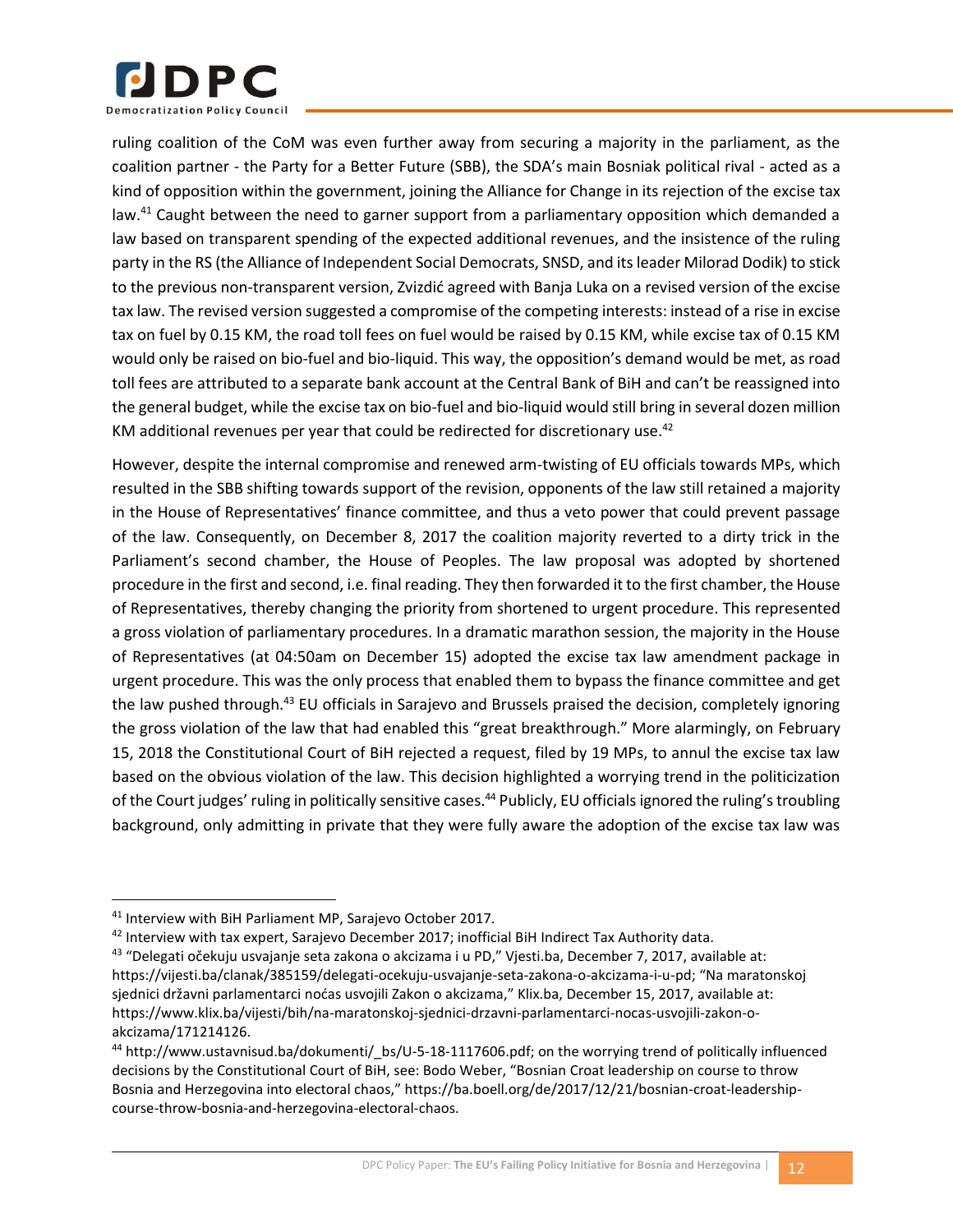ruling coalition of the CoM was even further away from securing a majority in the parliament, as the coalition partner - the Party for a Better Future (SBB), the SDA's main Bosniak political rival - acted as a kind of opposition within the government, joining the Alliance for Change in its rejection of the excise tax law.[41] Caught between the need to garner support from a parliamentary opposition which demanded a law based on transparent spending of the expected additional revenues, and the insistence of the ruling party in the RS (the Alliance of Independent Social Democrats, SNSD, and its leader Milorad Dodik) to stick to the previous non-transparent version, Zvizdić agreed with Banja Luka on a revised version of the excise tax law. The revised version suggested a compromise of the competing interests: instead of a rise in excise tax on fuel by 0.15 KM, the road toll fees on fuel would be raised by 0.15 KM, while excise tax of 0.15 KM would only be raised on bio-fuel and bio-liquid. This way, the opposition's demand would be met, as road toll fees are attributed to a separate bank account at the Central Bank of BiH and can't be reassigned into the general budget, while the excise tax on bio-fuel and bio-liquid would still bring in several dozen million KM additional revenues per year that could be redirected for discretionary use.[42]

However, despite the internal compromise and renewed arm-twisting of EU officials towards MPs, which resulted in the SBB shifting towards support of the revision, opponents of the law still retained a majority in the House of Representatives' finance committee, and thus a veto power that could prevent passage of the law. Consequently, on December 8, 2017 the coalition majority reverted to a dirty trick in the Parliament's second chamber, the House of Peoples. The law proposal was adopted by shortened procedure in the first and second, i.e. final reading. They then forwarded it to the first chamber, the House of Representatives, thereby changing the priority from shortened to urgent procedure. This represented a gross violation of parliamentary procedures. In a dramatic marathon session, the majority in the House of Representatives (at 04:50am on December 15) adopted the excise tax law amendment package in urgent procedure. This was the only process that enabled them to bypass the finance committee and get the law pushed through.[43] EU officials in Sarajevo and Brussels praised the decision, completely ignoring the gross violation of the law that had enabled this "great breakthrough." More alarmingly, on February 15, 2018 the Constitutional Court of BiH rejected a request, filed by 19 MPs, to annul the excise tax law based on the obvious violation of the law. This decision highlighted a worrying trend in the politicization of the Court judges' ruling in politically sensitive cases.[44] Publicly, EU officials ignored the ruling's troubling background, only admitting in private that they were fully aware the adoption of the excise tax law was

---

[41] Interview with BiH Parliament MP, Sarajevo October 2017.

[42] Interview with tax expert, Sarajevo December 2017; inofficial BiH Indirect Tax Authority data.

[43] "Delegati očekuju usvajanje seta zakona o akcizama i u PD," Vjesti.ba, December 7, 2017, available at: https://vijesti.ba/clanak/385159/delegati-ocekuju-usvajanje-seta-zakona-o-akcizama-i-u-pd; "Na maratonskoj sjednici državni parlamentarci noćas usvojili Zakon o akcizama," Klix.ba, December 15, 2017, available at: https://www.klix.ba/vijesti/bih/na-maratonskoj-sjednici-drzavni-parlamentarci-nocas-usvojili-zakon-o-akcizama/171214126.

[44] http://www.ustavnisud.ba/dokumenti/_bs/U-5-18-1117606.pdf; on the worrying trend of politically influenced decisions by the Constitutional Court of BiH, see: Bodo Weber, "Bosnian Croat leadership on course to throw Bosnia and Herzegovina into electoral chaos," https://ba.boell.org/de/2017/12/21/bosnian-croat-leadership-course-throw-bosnia-and-herzegovina-electoral-chaos.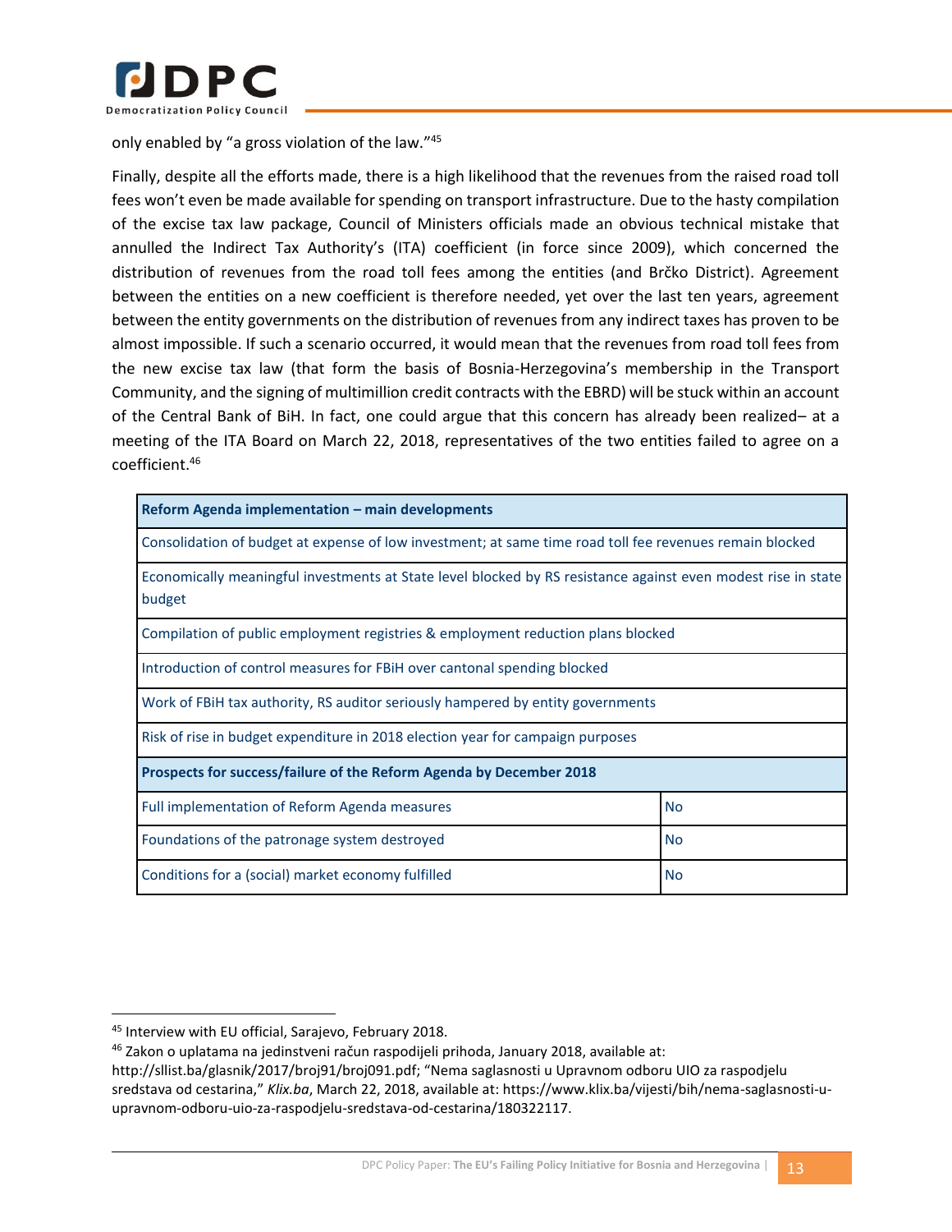only enabled by "a gross violation of the law."[45]

Finally, despite all the efforts made, there is a high likelihood that the revenues from the raised road toll fees won't even be made available for spending on transport infrastructure. Due to the hasty compilation of the excise tax law package, Council of Ministers officials made an obvious technical mistake that annulled the Indirect Tax Authority's (ITA) coefficient (in force since 2009), which concerned the distribution of revenues from the road toll fees among the entities (and Brčko District). Agreement between the entities on a new coefficient is therefore needed, yet over the last ten years, agreement between the entity governments on the distribution of revenues from any indirect taxes has proven to be almost impossible. If such a scenario occurred, it would mean that the revenues from road toll fees from the new excise tax law (that form the basis of Bosnia-Herzegovina's membership in the Transport Community, and the signing of multimillion credit contracts with the EBRD) will be stuck within an account of the Central Bank of BiH. In fact, one could argue that this concern has already been realized– at a meeting of the ITA Board on March 22, 2018, representatives of the two entities failed to agree on a coefficient.[46]

| **Reform Agenda implementation – main developments** | |
|---|---|
| Consolidation of budget at expense of low investment; at same time road toll fee revenues remain blocked | |
| Economically meaningful investments at State level blocked by RS resistance against even modest rise in state budget | |
| Compilation of public employment registries & employment reduction plans blocked | |
| Introduction of control measures for FBiH over cantonal spending blocked | |
| Work of FBiH tax authority, RS auditor seriously hampered by entity governments | |
| Risk of rise in budget expenditure in 2018 election year for campaign purposes | |
| **Prospects for success/failure of the Reform Agenda by December 2018** | |
| Full implementation of Reform Agenda measures | No |
| Foundations of the patronage system destroyed | No |
| Conditions for a (social) market economy fulfilled | No |

[45] Interview with EU official, Sarajevo, February 2018.

[46] Zakon o uplatama na jedinstveni račun raspodijeli prihoda, January 2018, available at: http://sllist.ba/glasnik/2017/broj91/broj091.pdf; "Nema saglasnosti u Upravnom odboru UIO za raspodjelu sredstava od cestarina," *Klix.ba*, March 22, 2018, available at: https://www.klix.ba/vijesti/bih/nema-saglasnosti-u-upravnom-odboru-uio-za-raspodjelu-sredstava-od-cestarina/180322117.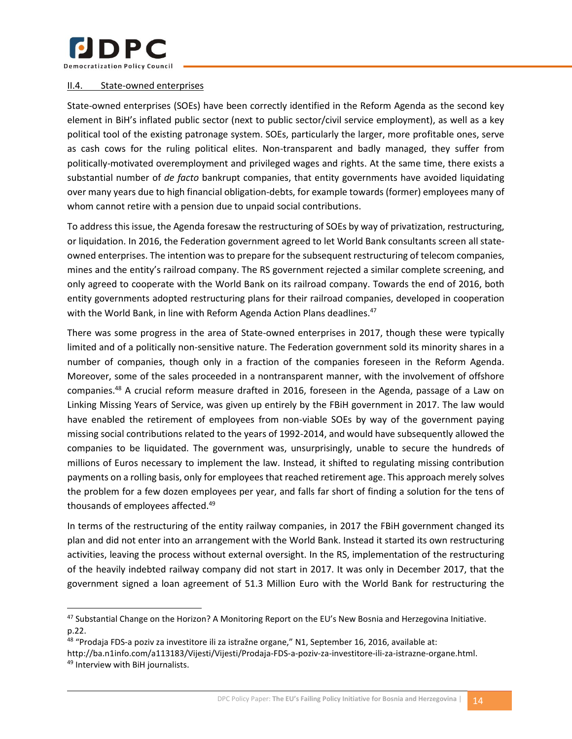### II.4. State-owned enterprises

State-owned enterprises (SOEs) have been correctly identified in the Reform Agenda as the second key element in BiH's inflated public sector (next to public sector/civil service employment), as well as a key political tool of the existing patronage system. SOEs, particularly the larger, more profitable ones, serve as cash cows for the ruling political elites. Non-transparent and badly managed, they suffer from politically-motivated overemployment and privileged wages and rights. At the same time, there exists a substantial number of *de facto* bankrupt companies, that entity governments have avoided liquidating over many years due to high financial obligation-debts, for example towards (former) employees many of whom cannot retire with a pension due to unpaid social contributions.

To address this issue, the Agenda foresaw the restructuring of SOEs by way of privatization, restructuring, or liquidation. In 2016, the Federation government agreed to let World Bank consultants screen all state-owned enterprises. The intention was to prepare for the subsequent restructuring of telecom companies, mines and the entity's railroad company. The RS government rejected a similar complete screening, and only agreed to cooperate with the World Bank on its railroad company. Towards the end of 2016, both entity governments adopted restructuring plans for their railroad companies, developed in cooperation with the World Bank, in line with Reform Agenda Action Plans deadlines.[47]

There was some progress in the area of State-owned enterprises in 2017, though these were typically limited and of a politically non-sensitive nature. The Federation government sold its minority shares in a number of companies, though only in a fraction of the companies foreseen in the Reform Agenda. Moreover, some of the sales proceeded in a nontransparent manner, with the involvement of offshore companies.[48] A crucial reform measure drafted in 2016, foreseen in the Agenda, passage of a Law on Linking Missing Years of Service, was given up entirely by the FBiH government in 2017. The law would have enabled the retirement of employees from non-viable SOEs by way of the government paying missing social contributions related to the years of 1992-2014, and would have subsequently allowed the companies to be liquidated. The government was, unsurprisingly, unable to secure the hundreds of millions of Euros necessary to implement the law. Instead, it shifted to regulating missing contribution payments on a rolling basis, only for employees that reached retirement age. This approach merely solves the problem for a few dozen employees per year, and falls far short of finding a solution for the tens of thousands of employees affected.[49]

In terms of the restructuring of the entity railway companies, in 2017 the FBiH government changed its plan and did not enter into an arrangement with the World Bank. Instead it started its own restructuring activities, leaving the process without external oversight. In the RS, implementation of the restructuring of the heavily indebted railway company did not start in 2017. It was only in December 2017, that the government signed a loan agreement of 51.3 Million Euro with the World Bank for restructuring the

---

[47] Substantial Change on the Horizon? A Monitoring Report on the EU's New Bosnia and Herzegovina Initiative. p.22.

[48] "Prodaja FDS-a poziv za investitore ili za istražne organe," N1, September 16, 2016, available at: http://ba.n1info.com/a113183/Vijesti/Vijesti/Prodaja-FDS-a-poziv-za-investitore-ili-za-istrazne-organe.html.

[49] Interview with BiH journalists.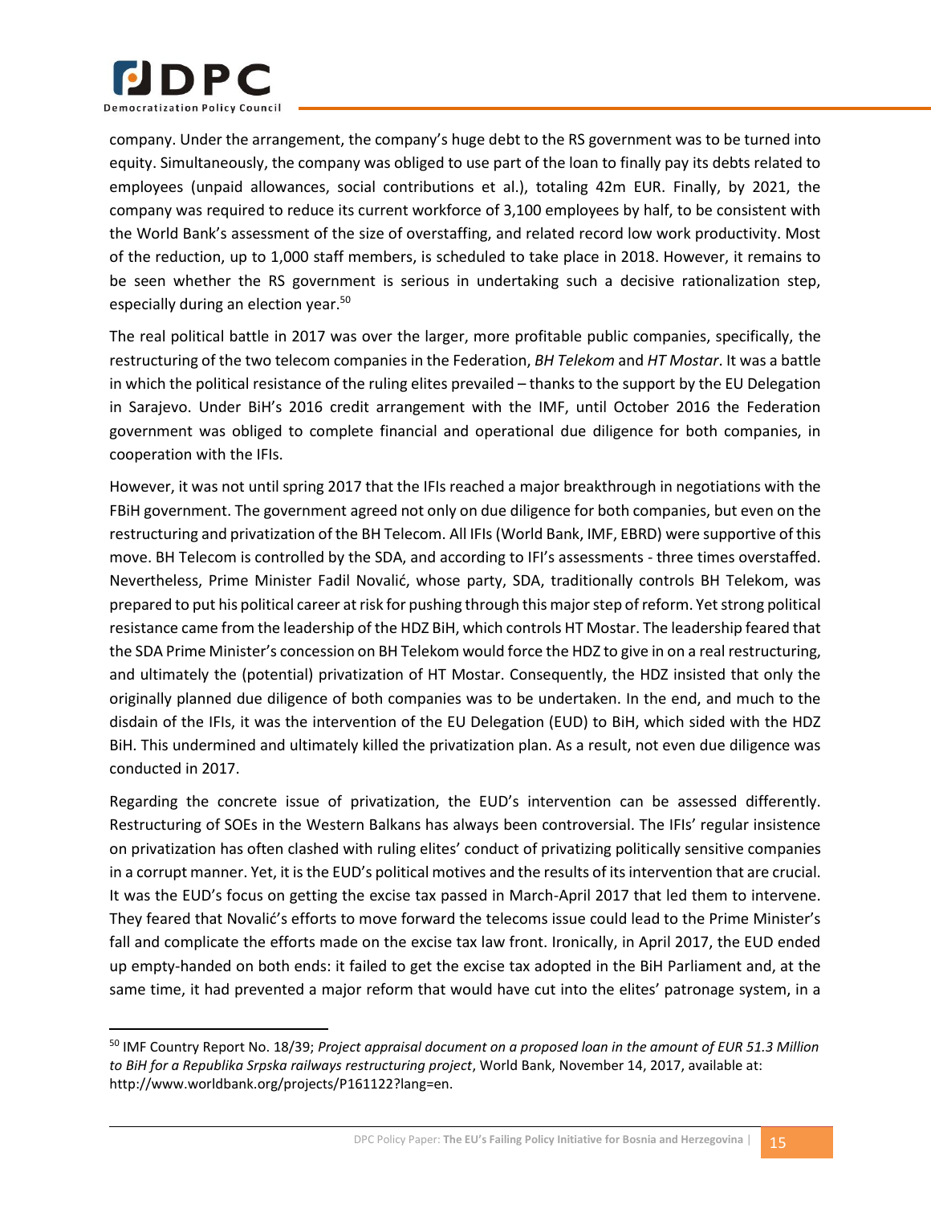company. Under the arrangement, the company's huge debt to the RS government was to be turned into equity. Simultaneously, the company was obliged to use part of the loan to finally pay its debts related to employees (unpaid allowances, social contributions et al.), totaling 42m EUR. Finally, by 2021, the company was required to reduce its current workforce of 3,100 employees by half, to be consistent with the World Bank's assessment of the size of overstaffing, and related record low work productivity. Most of the reduction, up to 1,000 staff members, is scheduled to take place in 2018. However, it remains to be seen whether the RS government is serious in undertaking such a decisive rationalization step, especially during an election year.[50]

The real political battle in 2017 was over the larger, more profitable public companies, specifically, the restructuring of the two telecom companies in the Federation, *BH Telekom* and *HT Mostar*. It was a battle in which the political resistance of the ruling elites prevailed – thanks to the support by the EU Delegation in Sarajevo. Under BiH's 2016 credit arrangement with the IMF, until October 2016 the Federation government was obliged to complete financial and operational due diligence for both companies, in cooperation with the IFIs.

However, it was not until spring 2017 that the IFIs reached a major breakthrough in negotiations with the FBiH government. The government agreed not only on due diligence for both companies, but even on the restructuring and privatization of the BH Telecom. All IFIs (World Bank, IMF, EBRD) were supportive of this move. BH Telecom is controlled by the SDA, and according to IFI's assessments - three times overstaffed. Nevertheless, Prime Minister Fadil Novalić, whose party, SDA, traditionally controls BH Telekom, was prepared to put his political career at risk for pushing through this major step of reform. Yet strong political resistance came from the leadership of the HDZ BiH, which controls HT Mostar. The leadership feared that the SDA Prime Minister's concession on BH Telekom would force the HDZ to give in on a real restructuring, and ultimately the (potential) privatization of HT Mostar. Consequently, the HDZ insisted that only the originally planned due diligence of both companies was to be undertaken. In the end, and much to the disdain of the IFIs, it was the intervention of the EU Delegation (EUD) to BiH, which sided with the HDZ BiH. This undermined and ultimately killed the privatization plan. As a result, not even due diligence was conducted in 2017.

Regarding the concrete issue of privatization, the EUD's intervention can be assessed differently. Restructuring of SOEs in the Western Balkans has always been controversial. The IFIs' regular insistence on privatization has often clashed with ruling elites' conduct of privatizing politically sensitive companies in a corrupt manner. Yet, it is the EUD's political motives and the results of its intervention that are crucial. It was the EUD's focus on getting the excise tax passed in March-April 2017 that led them to intervene. They feared that Novalić's efforts to move forward the telecoms issue could lead to the Prime Minister's fall and complicate the efforts made on the excise tax law front. Ironically, in April 2017, the EUD ended up empty-handed on both ends: it failed to get the excise tax adopted in the BiH Parliament and, at the same time, it had prevented a major reform that would have cut into the elites' patronage system, in a

---

[50] IMF Country Report No. 18/39; *Project appraisal document on a proposed loan in the amount of EUR 51.3 Million to BiH for a Republika Srpska railways restructuring project*, World Bank, November 14, 2017, available at: http://www.worldbank.org/projects/P161122?lang=en.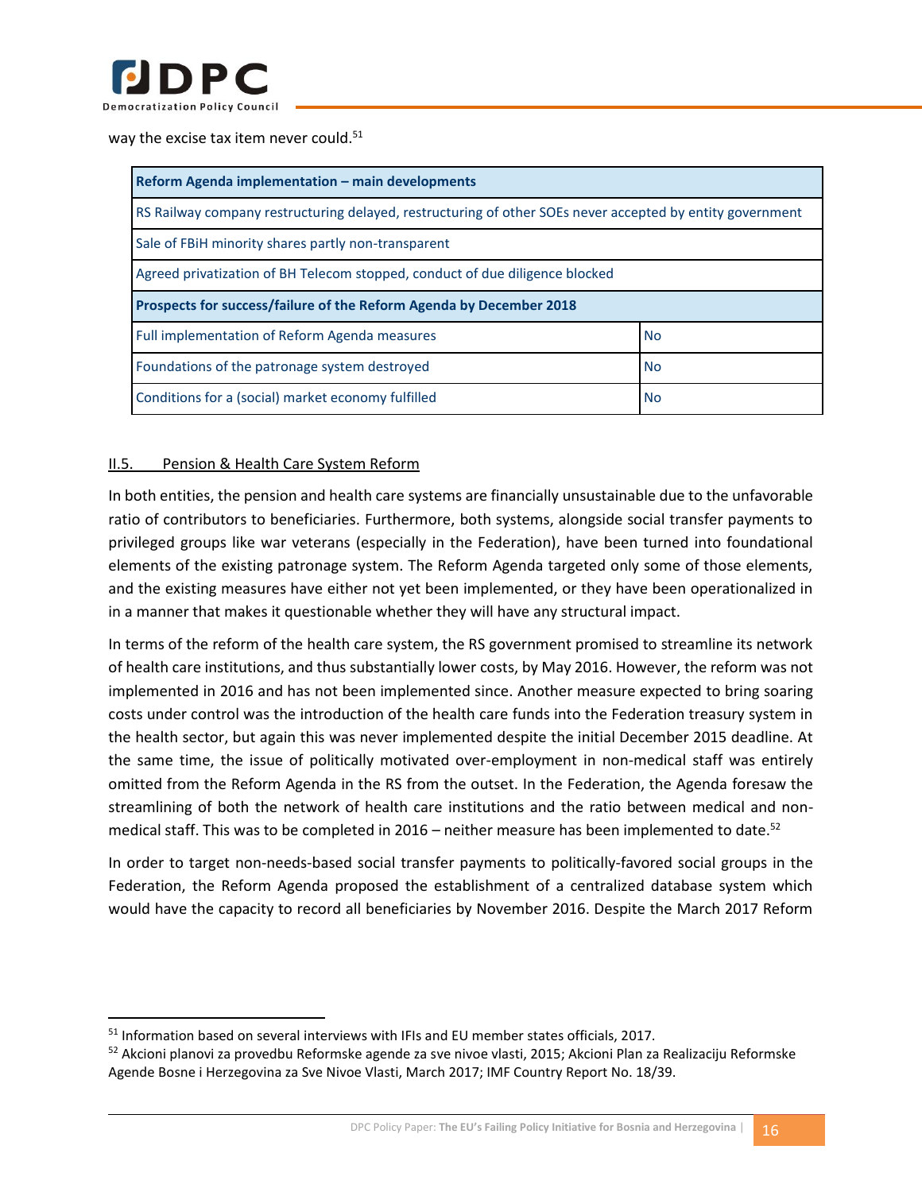way the excise tax item never could.[51]

| Reform Agenda implementation – main developments | |
|---|---|
| RS Railway company restructuring delayed, restructuring of other SOEs never accepted by entity government | |
| Sale of FBiH minority shares partly non-transparent | |
| Agreed privatization of BH Telecom stopped, conduct of due diligence blocked | |
| **Prospects for success/failure of the Reform Agenda by December 2018** | |
| Full implementation of Reform Agenda measures | No |
| Foundations of the patronage system destroyed | No |
| Conditions for a (social) market economy fulfilled | No |

### II.5. Pension & Health Care System Reform

In both entities, the pension and health care systems are financially unsustainable due to the unfavorable ratio of contributors to beneficiaries. Furthermore, both systems, alongside social transfer payments to privileged groups like war veterans (especially in the Federation), have been turned into foundational elements of the existing patronage system. The Reform Agenda targeted only some of those elements, and the existing measures have either not yet been implemented, or they have been operationalized in in a manner that makes it questionable whether they will have any structural impact.

In terms of the reform of the health care system, the RS government promised to streamline its network of health care institutions, and thus substantially lower costs, by May 2016. However, the reform was not implemented in 2016 and has not been implemented since. Another measure expected to bring soaring costs under control was the introduction of the health care funds into the Federation treasury system in the health sector, but again this was never implemented despite the initial December 2015 deadline. At the same time, the issue of politically motivated over-employment in non-medical staff was entirely omitted from the Reform Agenda in the RS from the outset. In the Federation, the Agenda foresaw the streamlining of both the network of health care institutions and the ratio between medical and non-medical staff. This was to be completed in 2016 – neither measure has been implemented to date.[52]

In order to target non-needs-based social transfer payments to politically-favored social groups in the Federation, the Reform Agenda proposed the establishment of a centralized database system which would have the capacity to record all beneficiaries by November 2016. Despite the March 2017 Reform

[51] Information based on several interviews with IFIs and EU member states officials, 2017.

[52] Akcioni planovi za provedbu Reformske agende za sve nivoe vlasti, 2015; Akcioni Plan za Realizaciju Reformske Agende Bosne i Herzegovina za Sve Nivoe Vlasti, March 2017; IMF Country Report No. 18/39.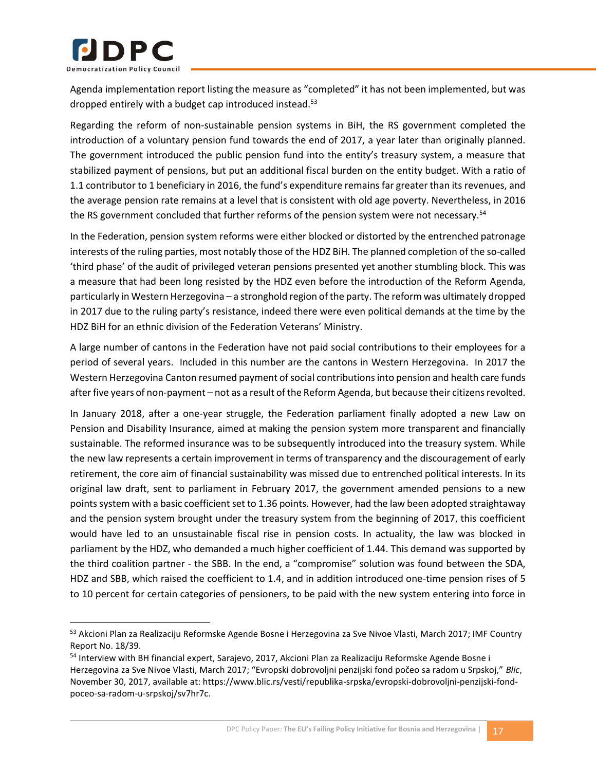Agenda implementation report listing the measure as "completed" it has not been implemented, but was dropped entirely with a budget cap introduced instead.[53]

Regarding the reform of non-sustainable pension systems in BiH, the RS government completed the introduction of a voluntary pension fund towards the end of 2017, a year later than originally planned. The government introduced the public pension fund into the entity's treasury system, a measure that stabilized payment of pensions, but put an additional fiscal burden on the entity budget. With a ratio of 1.1 contributor to 1 beneficiary in 2016, the fund's expenditure remains far greater than its revenues, and the average pension rate remains at a level that is consistent with old age poverty. Nevertheless, in 2016 the RS government concluded that further reforms of the pension system were not necessary.[54]

In the Federation, pension system reforms were either blocked or distorted by the entrenched patronage interests of the ruling parties, most notably those of the HDZ BiH. The planned completion of the so-called 'third phase' of the audit of privileged veteran pensions presented yet another stumbling block. This was a measure that had been long resisted by the HDZ even before the introduction of the Reform Agenda, particularly in Western Herzegovina – a stronghold region of the party. The reform was ultimately dropped in 2017 due to the ruling party's resistance, indeed there were even political demands at the time by the HDZ BiH for an ethnic division of the Federation Veterans' Ministry.

A large number of cantons in the Federation have not paid social contributions to their employees for a period of several years. Included in this number are the cantons in Western Herzegovina. In 2017 the Western Herzegovina Canton resumed payment of social contributions into pension and health care funds after five years of non-payment – not as a result of the Reform Agenda, but because their citizens revolted.

In January 2018, after a one-year struggle, the Federation parliament finally adopted a new Law on Pension and Disability Insurance, aimed at making the pension system more transparent and financially sustainable. The reformed insurance was to be subsequently introduced into the treasury system. While the new law represents a certain improvement in terms of transparency and the discouragement of early retirement, the core aim of financial sustainability was missed due to entrenched political interests. In its original law draft, sent to parliament in February 2017, the government amended pensions to a new points system with a basic coefficient set to 1.36 points. However, had the law been adopted straightaway and the pension system brought under the treasury system from the beginning of 2017, this coefficient would have led to an unsustainable fiscal rise in pension costs. In actuality, the law was blocked in parliament by the HDZ, who demanded a much higher coefficient of 1.44. This demand was supported by the third coalition partner - the SBB. In the end, a "compromise" solution was found between the SDA, HDZ and SBB, which raised the coefficient to 1.4, and in addition introduced one-time pension rises of 5 to 10 percent for certain categories of pensioners, to be paid with the new system entering into force in

---

[53] Akcioni Plan za Realizaciju Reformske Agende Bosne i Herzegovina za Sve Nivoe Vlasti, March 2017; IMF Country Report No. 18/39.

[54] Interview with BH financial expert, Sarajevo, 2017, Akcioni Plan za Realizaciju Reformske Agende Bosne i Herzegovina za Sve Nivoe Vlasti, March 2017; "Evropski dobrovoljni penzijski fond počeo sa radom u Srpskoj," *Blic*, November 30, 2017, available at: https://www.blic.rs/vesti/republika-srpska/evropski-dobrovoljni-penzijski-fond-poceo-sa-radom-u-srpskoj/sv7hr7c.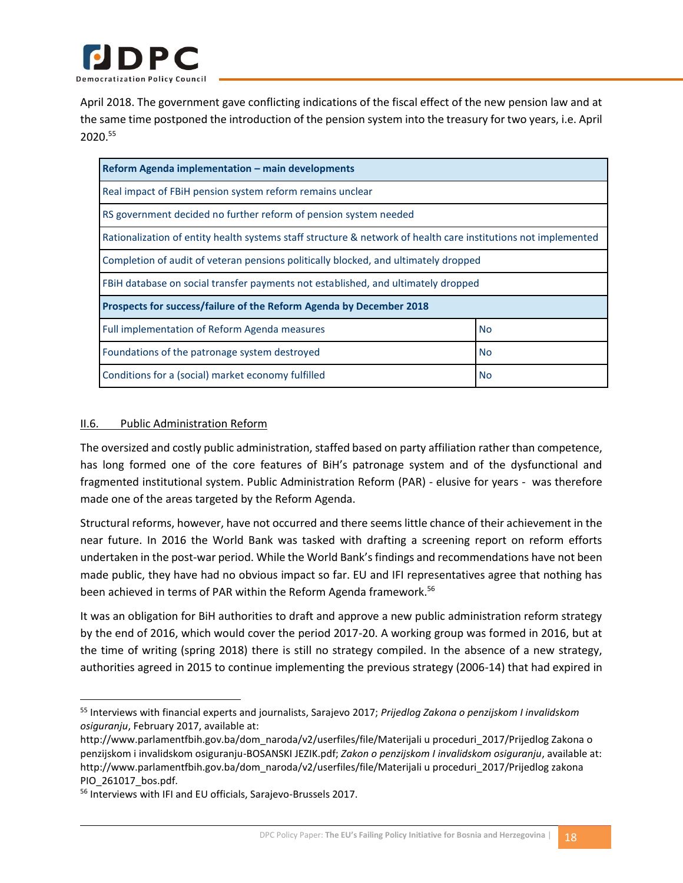April 2018. The government gave conflicting indications of the fiscal effect of the new pension law and at the same time postponed the introduction of the pension system into the treasury for two years, i.e. April 2020.[55]

| **Reform Agenda implementation – main developments** | |
|---|---|
| Real impact of FBiH pension system reform remains unclear | |
| RS government decided no further reform of pension system needed | |
| Rationalization of entity health systems staff structure & network of health care institutions not implemented | |
| Completion of audit of veteran pensions politically blocked, and ultimately dropped | |
| FBiH database on social transfer payments not established, and ultimately dropped | |
| **Prospects for success/failure of the Reform Agenda by December 2018** | |
| Full implementation of Reform Agenda measures | No |
| Foundations of the patronage system destroyed | No |
| Conditions for a (social) market economy fulfilled | No |

## II.6. Public Administration Reform

The oversized and costly public administration, staffed based on party affiliation rather than competence, has long formed one of the core features of BiH's patronage system and of the dysfunctional and fragmented institutional system. Public Administration Reform (PAR) - elusive for years - was therefore made one of the areas targeted by the Reform Agenda.

Structural reforms, however, have not occurred and there seems little chance of their achievement in the near future. In 2016 the World Bank was tasked with drafting a screening report on reform efforts undertaken in the post-war period. While the World Bank's findings and recommendations have not been made public, they have had no obvious impact so far. EU and IFI representatives agree that nothing has been achieved in terms of PAR within the Reform Agenda framework.[56]

It was an obligation for BiH authorities to draft and approve a new public administration reform strategy by the end of 2016, which would cover the period 2017-20. A working group was formed in 2016, but at the time of writing (spring 2018) there is still no strategy compiled. In the absence of a new strategy, authorities agreed in 2015 to continue implementing the previous strategy (2006-14) that had expired in

---

[55] Interviews with financial experts and journalists, Sarajevo 2017; *Prijedlog Zakona o penzijskom I invalidskom osiguranju*, February 2017, available at: http://www.parlamentfbih.gov.ba/dom_naroda/v2/userfiles/file/Materijali u proceduri_2017/Prijedlog Zakona o penzijskom i invalidskom osiguranju-BOSANSKI JEZIK.pdf; *Zakon o penzijskom I invalidskom osiguranju*, available at: http://www.parlamentfbih.gov.ba/dom_naroda/v2/userfiles/file/Materijali u proceduri_2017/Prijedlog zakona PIO_261017_bos.pdf.

[56] Interviews with IFI and EU officials, Sarajevo-Brussels 2017.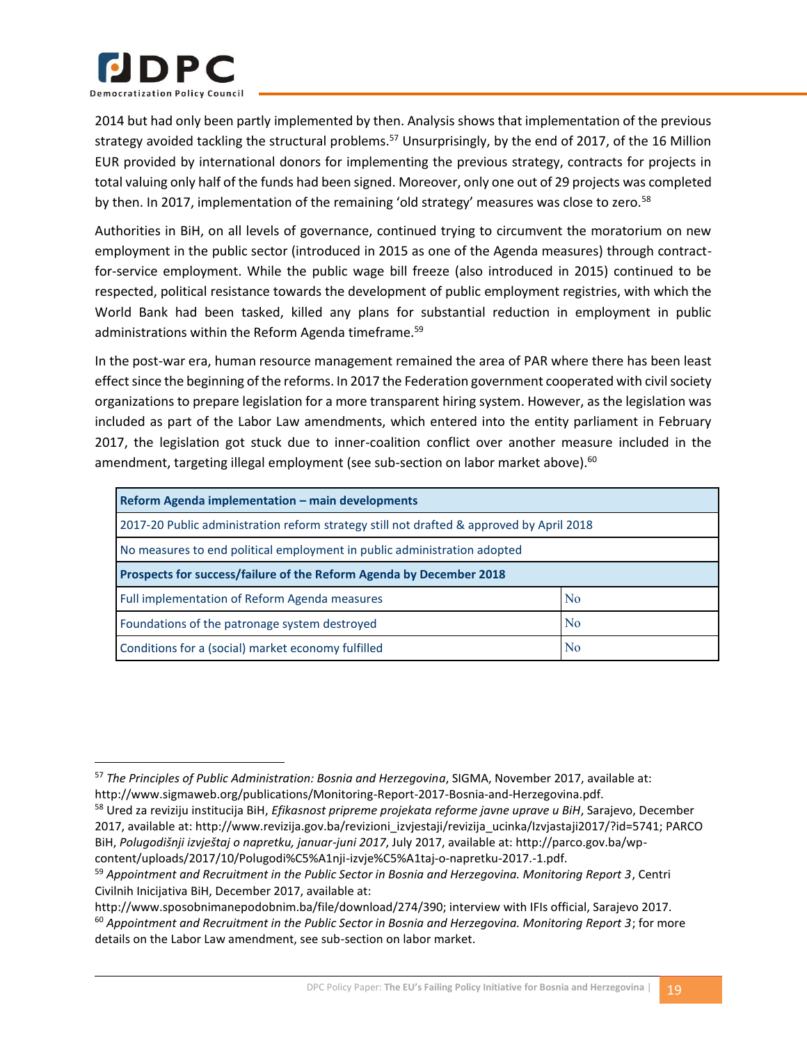2014 but had only been partly implemented by then. Analysis shows that implementation of the previous strategy avoided tackling the structural problems.[57] Unsurprisingly, by the end of 2017, of the 16 Million EUR provided by international donors for implementing the previous strategy, contracts for projects in total valuing only half of the funds had been signed. Moreover, only one out of 29 projects was completed by then. In 2017, implementation of the remaining 'old strategy' measures was close to zero.[58]

Authorities in BiH, on all levels of governance, continued trying to circumvent the moratorium on new employment in the public sector (introduced in 2015 as one of the Agenda measures) through contract-for-service employment. While the public wage bill freeze (also introduced in 2015) continued to be respected, political resistance towards the development of public employment registries, with which the World Bank had been tasked, killed any plans for substantial reduction in employment in public administrations within the Reform Agenda timeframe.[59]

In the post-war era, human resource management remained the area of PAR where there has been least effect since the beginning of the reforms. In 2017 the Federation government cooperated with civil society organizations to prepare legislation for a more transparent hiring system. However, as the legislation was included as part of the Labor Law amendments, which entered into the entity parliament in February 2017, the legislation got stuck due to inner-coalition conflict over another measure included in the amendment, targeting illegal employment (see sub-section on labor market above).[60]

| | |
|---|---|
| **Reform Agenda implementation – main developments** | |
| 2017-20 Public administration reform strategy still not drafted & approved by April 2018 | |
| No measures to end political employment in public administration adopted | |
| **Prospects for success/failure of the Reform Agenda by December 2018** | |
| Full implementation of Reform Agenda measures | No |
| Foundations of the patronage system destroyed | No |
| Conditions for a (social) market economy fulfilled | No |

---

[57] *The Principles of Public Administration: Bosnia and Herzegovina*, SIGMA, November 2017, available at: http://www.sigmaweb.org/publications/Monitoring-Report-2017-Bosnia-and-Herzegovina.pdf.

[58] Ured za reviziju institucija BiH, *Efikasnost pripreme projekata reforme javne uprave u BiH*, Sarajevo, December 2017, available at: http://www.revizija.gov.ba/revizioni_izvjestaji/revizija_ucinka/Izvjastaji2017/?id=5741; PARCO BiH, *Polugodišnji izvještaj o napretku, januar-juni 2017*, July 2017, available at: http://parco.gov.ba/wp-content/uploads/2017/10/Polugodi%C5%A1nji-izvje%C5%A1taj-o-napretku-2017.-1.pdf.

[59] *Appointment and Recruitment in the Public Sector in Bosnia and Herzegovina. Monitoring Report 3*, Centri Civilnih Inicijativa BiH, December 2017, available at: http://www.sposobnimanepodobnim.ba/file/download/274/390; interview with IFIs official, Sarajevo 2017.

[60] *Appointment and Recruitment in the Public Sector in Bosnia and Herzegovina. Monitoring Report 3*; for more details on the Labor Law amendment, see sub-section on labor market.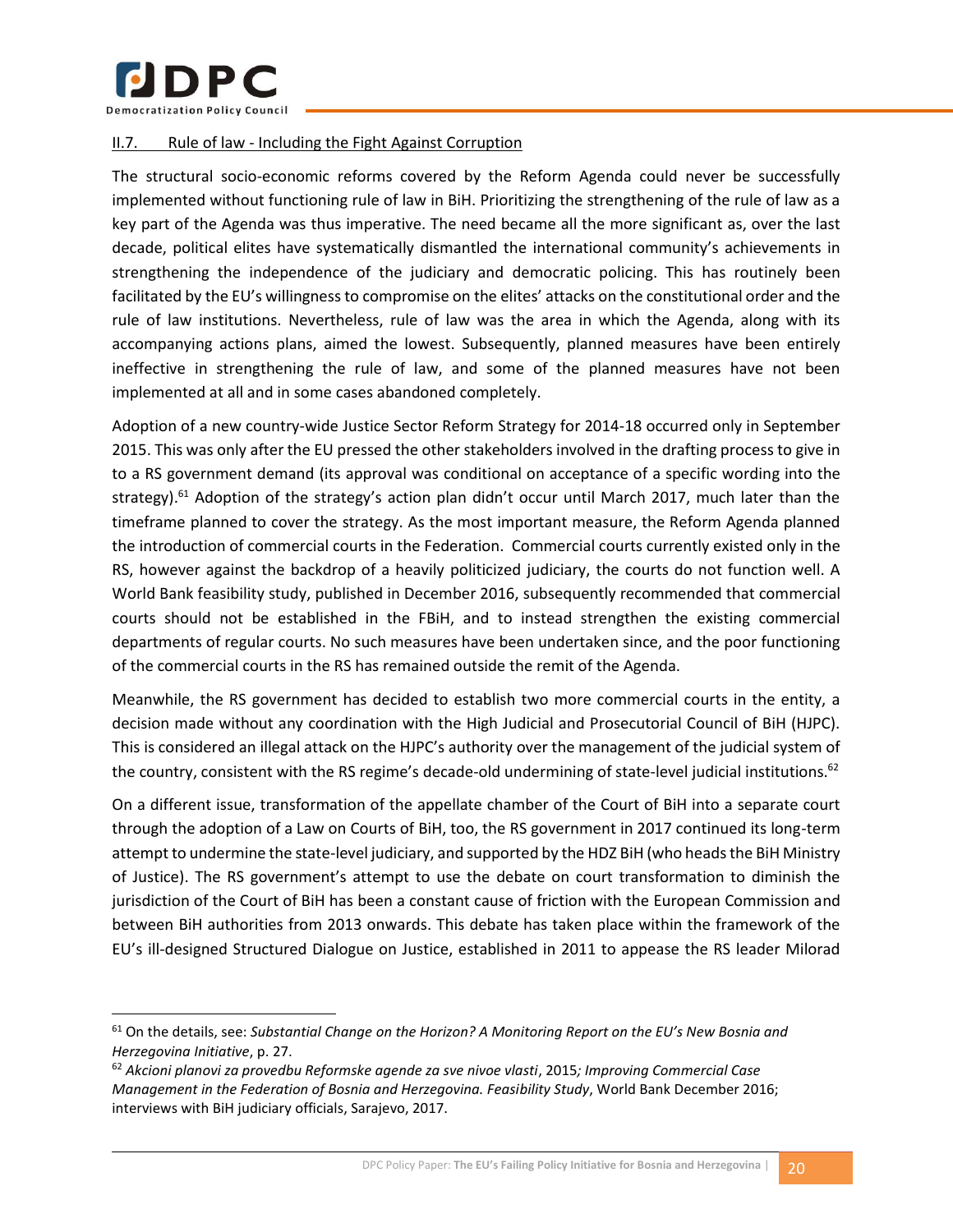### II.7. Rule of law - Including the Fight Against Corruption

The structural socio-economic reforms covered by the Reform Agenda could never be successfully implemented without functioning rule of law in BiH. Prioritizing the strengthening of the rule of law as a key part of the Agenda was thus imperative. The need became all the more significant as, over the last decade, political elites have systematically dismantled the international community's achievements in strengthening the independence of the judiciary and democratic policing. This has routinely been facilitated by the EU's willingness to compromise on the elites' attacks on the constitutional order and the rule of law institutions. Nevertheless, rule of law was the area in which the Agenda, along with its accompanying actions plans, aimed the lowest. Subsequently, planned measures have been entirely ineffective in strengthening the rule of law, and some of the planned measures have not been implemented at all and in some cases abandoned completely.

Adoption of a new country-wide Justice Sector Reform Strategy for 2014-18 occurred only in September 2015. This was only after the EU pressed the other stakeholders involved in the drafting process to give in to a RS government demand (its approval was conditional on acceptance of a specific wording into the strategy).[61] Adoption of the strategy's action plan didn't occur until March 2017, much later than the timeframe planned to cover the strategy. As the most important measure, the Reform Agenda planned the introduction of commercial courts in the Federation. Commercial courts currently existed only in the RS, however against the backdrop of a heavily politicized judiciary, the courts do not function well. A World Bank feasibility study, published in December 2016, subsequently recommended that commercial courts should not be established in the FBiH, and to instead strengthen the existing commercial departments of regular courts. No such measures have been undertaken since, and the poor functioning of the commercial courts in the RS has remained outside the remit of the Agenda.

Meanwhile, the RS government has decided to establish two more commercial courts in the entity, a decision made without any coordination with the High Judicial and Prosecutorial Council of BiH (HJPC). This is considered an illegal attack on the HJPC's authority over the management of the judicial system of the country, consistent with the RS regime's decade-old undermining of state-level judicial institutions.[62]

On a different issue, transformation of the appellate chamber of the Court of BiH into a separate court through the adoption of a Law on Courts of BiH, too, the RS government in 2017 continued its long-term attempt to undermine the state-level judiciary, and supported by the HDZ BiH (who heads the BiH Ministry of Justice). The RS government's attempt to use the debate on court transformation to diminish the jurisdiction of the Court of BiH has been a constant cause of friction with the European Commission and between BiH authorities from 2013 onwards. This debate has taken place within the framework of the EU's ill-designed Structured Dialogue on Justice, established in 2011 to appease the RS leader Milorad

---

[61] On the details, see: *Substantial Change on the Horizon? A Monitoring Report on the EU's New Bosnia and Herzegovina Initiative*, p. 27.

[62] *Akcioni planovi za provedbu Reformske agende za sve nivoe vlasti*, 2015*; Improving Commercial Case Management in the Federation of Bosnia and Herzegovina. Feasibility Study*, World Bank December 2016; interviews with BiH judiciary officials, Sarajevo, 2017.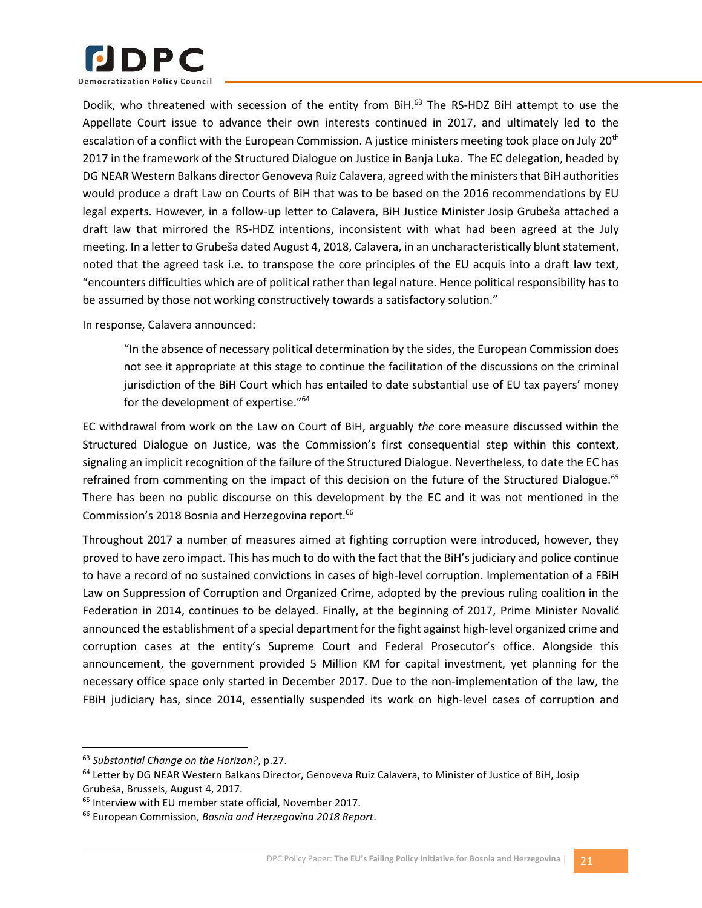Dodik, who threatened with secession of the entity from BiH.[63] The RS-HDZ BiH attempt to use the Appellate Court issue to advance their own interests continued in 2017, and ultimately led to the escalation of a conflict with the European Commission. A justice ministers meeting took place on July 20th 2017 in the framework of the Structured Dialogue on Justice in Banja Luka. The EC delegation, headed by DG NEAR Western Balkans director Genoveva Ruiz Calavera, agreed with the ministers that BiH authorities would produce a draft Law on Courts of BiH that was to be based on the 2016 recommendations by EU legal experts. However, in a follow-up letter to Calavera, BiH Justice Minister Josip Grubeša attached a draft law that mirrored the RS-HDZ intentions, inconsistent with what had been agreed at the July meeting. In a letter to Grubeša dated August 4, 2018, Calavera, in an uncharacteristically blunt statement, noted that the agreed task i.e. to transpose the core principles of the EU acquis into a draft law text, "encounters difficulties which are of political rather than legal nature. Hence political responsibility has to be assumed by those not working constructively towards a satisfactory solution."

In response, Calavera announced:

> "In the absence of necessary political determination by the sides, the European Commission does not see it appropriate at this stage to continue the facilitation of the discussions on the criminal jurisdiction of the BiH Court which has entailed to date substantial use of EU tax payers' money for the development of expertise."[64]

EC withdrawal from work on the Law on Court of BiH, arguably *the* core measure discussed within the Structured Dialogue on Justice, was the Commission's first consequential step within this context, signaling an implicit recognition of the failure of the Structured Dialogue. Nevertheless, to date the EC has refrained from commenting on the impact of this decision on the future of the Structured Dialogue.[65] There has been no public discourse on this development by the EC and it was not mentioned in the Commission's 2018 Bosnia and Herzegovina report.[66]

Throughout 2017 a number of measures aimed at fighting corruption were introduced, however, they proved to have zero impact. This has much to do with the fact that the BiH's judiciary and police continue to have a record of no sustained convictions in cases of high-level corruption. Implementation of a FBiH Law on Suppression of Corruption and Organized Crime, adopted by the previous ruling coalition in the Federation in 2014, continues to be delayed. Finally, at the beginning of 2017, Prime Minister Novalić announced the establishment of a special department for the fight against high-level organized crime and corruption cases at the entity's Supreme Court and Federal Prosecutor's office. Alongside this announcement, the government provided 5 Million KM for capital investment, yet planning for the necessary office space only started in December 2017. Due to the non-implementation of the law, the FBiH judiciary has, since 2014, essentially suspended its work on high-level cases of corruption and

---

[63] *Substantial Change on the Horizon?*, p.27.

[64] Letter by DG NEAR Western Balkans Director, Genoveva Ruiz Calavera, to Minister of Justice of BiH, Josip Grubeša, Brussels, August 4, 2017.

[65] Interview with EU member state official, November 2017.

[66] European Commission, *Bosnia and Herzegovina 2018 Report*.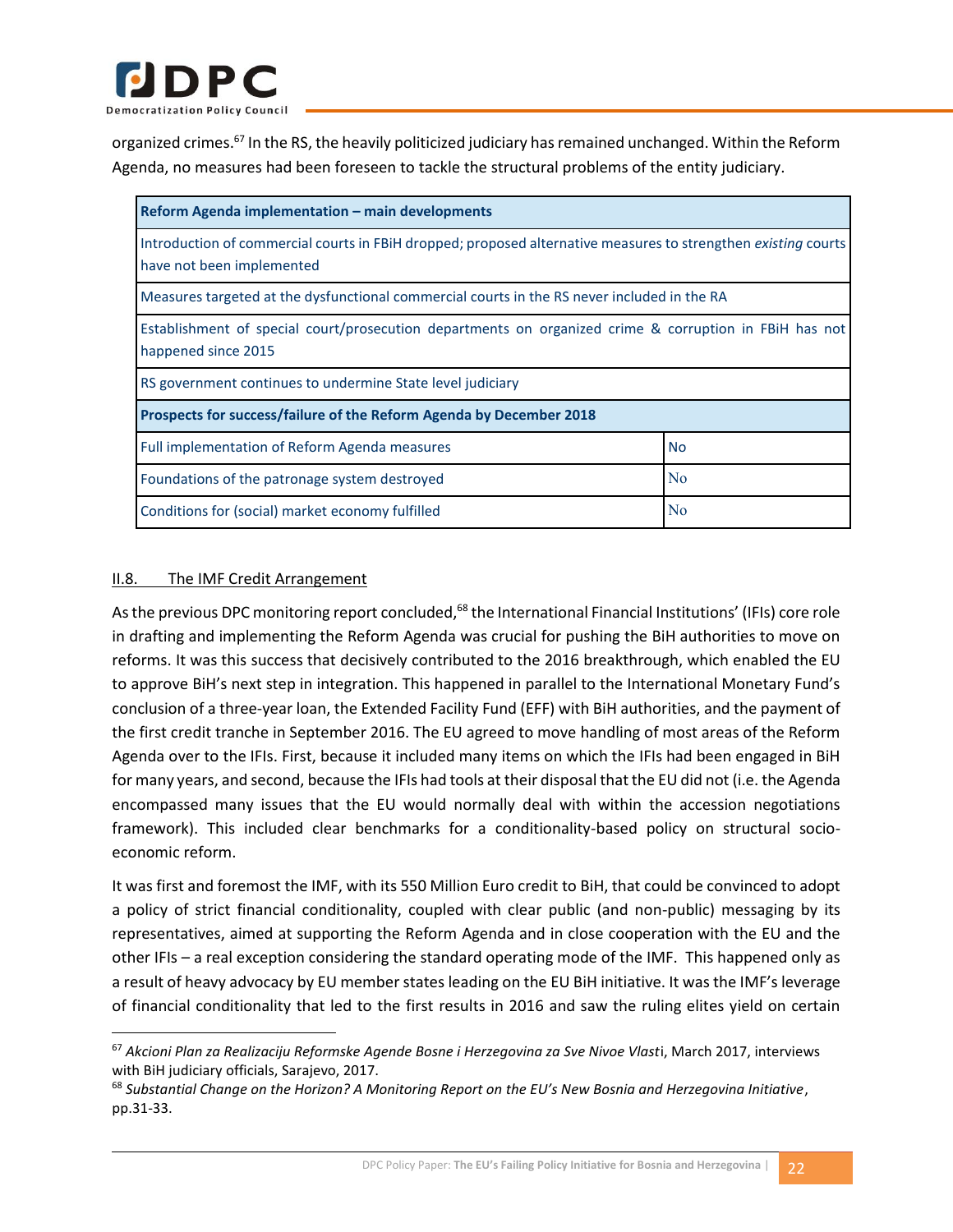organized crimes.[67] In the RS, the heavily politicized judiciary has remained unchanged. Within the Reform Agenda, no measures had been foreseen to tackle the structural problems of the entity judiciary.

| **Reform Agenda implementation – main developments** | |
|---|---|
| Introduction of commercial courts in FBiH dropped; proposed alternative measures to strengthen *existing* courts have not been implemented | |
| Measures targeted at the dysfunctional commercial courts in the RS never included in the RA | |
| Establishment of special court/prosecution departments on organized crime & corruption in FBiH has not happened since 2015 | |
| RS government continues to undermine State level judiciary | |
| **Prospects for success/failure of the Reform Agenda by December 2018** | |
| Full implementation of Reform Agenda measures | No |
| Foundations of the patronage system destroyed | No |
| Conditions for (social) market economy fulfilled | No |

## II.8. The IMF Credit Arrangement

As the previous DPC monitoring report concluded,[68] the International Financial Institutions' (IFIs) core role in drafting and implementing the Reform Agenda was crucial for pushing the BiH authorities to move on reforms. It was this success that decisively contributed to the 2016 breakthrough, which enabled the EU to approve BiH's next step in integration. This happened in parallel to the International Monetary Fund's conclusion of a three-year loan, the Extended Facility Fund (EFF) with BiH authorities, and the payment of the first credit tranche in September 2016. The EU agreed to move handling of most areas of the Reform Agenda over to the IFIs. First, because it included many items on which the IFIs had been engaged in BiH for many years, and second, because the IFIs had tools at their disposal that the EU did not (i.e. the Agenda encompassed many issues that the EU would normally deal with within the accession negotiations framework). This included clear benchmarks for a conditionality-based policy on structural socio-economic reform.

It was first and foremost the IMF, with its 550 Million Euro credit to BiH, that could be convinced to adopt a policy of strict financial conditionality, coupled with clear public (and non-public) messaging by its representatives, aimed at supporting the Reform Agenda and in close cooperation with the EU and the other IFIs – a real exception considering the standard operating mode of the IMF. This happened only as a result of heavy advocacy by EU member states leading on the EU BiH initiative. It was the IMF's leverage of financial conditionality that led to the first results in 2016 and saw the ruling elites yield on certain

---

[67] *Akcioni Plan za Realizaciju Reformske Agende Bosne i Herzegovina za Sve Nivoe Vlast*i, March 2017, interviews with BiH judiciary officials, Sarajevo, 2017.

[68] *Substantial Change on the Horizon? A Monitoring Report on the EU's New Bosnia and Herzegovina Initiative*, pp.31-33.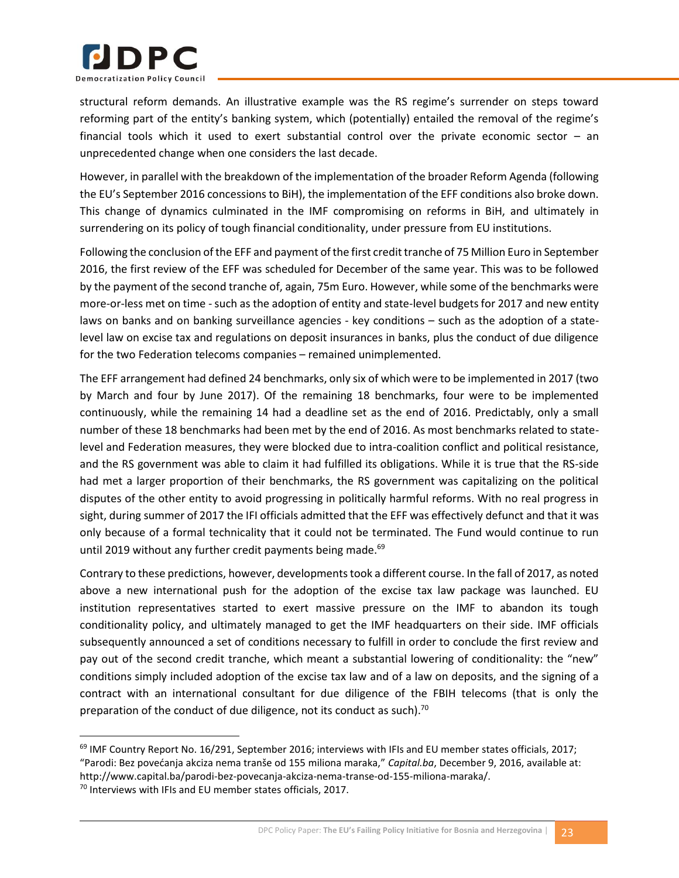structural reform demands. An illustrative example was the RS regime's surrender on steps toward reforming part of the entity's banking system, which (potentially) entailed the removal of the regime's financial tools which it used to exert substantial control over the private economic sector – an unprecedented change when one considers the last decade.

However, in parallel with the breakdown of the implementation of the broader Reform Agenda (following the EU's September 2016 concessions to BiH), the implementation of the EFF conditions also broke down. This change of dynamics culminated in the IMF compromising on reforms in BiH, and ultimately in surrendering on its policy of tough financial conditionality, under pressure from EU institutions.

Following the conclusion of the EFF and payment of the first credit tranche of 75 Million Euro in September 2016, the first review of the EFF was scheduled for December of the same year. This was to be followed by the payment of the second tranche of, again, 75m Euro. However, while some of the benchmarks were more-or-less met on time - such as the adoption of entity and state-level budgets for 2017 and new entity laws on banks and on banking surveillance agencies - key conditions – such as the adoption of a state-level law on excise tax and regulations on deposit insurances in banks, plus the conduct of due diligence for the two Federation telecoms companies – remained unimplemented.

The EFF arrangement had defined 24 benchmarks, only six of which were to be implemented in 2017 (two by March and four by June 2017). Of the remaining 18 benchmarks, four were to be implemented continuously, while the remaining 14 had a deadline set as the end of 2016. Predictably, only a small number of these 18 benchmarks had been met by the end of 2016. As most benchmarks related to state-level and Federation measures, they were blocked due to intra-coalition conflict and political resistance, and the RS government was able to claim it had fulfilled its obligations. While it is true that the RS-side had met a larger proportion of their benchmarks, the RS government was capitalizing on the political disputes of the other entity to avoid progressing in politically harmful reforms. With no real progress in sight, during summer of 2017 the IFI officials admitted that the EFF was effectively defunct and that it was only because of a formal technicality that it could not be terminated. The Fund would continue to run until 2019 without any further credit payments being made.[69]

Contrary to these predictions, however, developments took a different course. In the fall of 2017, as noted above a new international push for the adoption of the excise tax law package was launched. EU institution representatives started to exert massive pressure on the IMF to abandon its tough conditionality policy, and ultimately managed to get the IMF headquarters on their side. IMF officials subsequently announced a set of conditions necessary to fulfill in order to conclude the first review and pay out of the second credit tranche, which meant a substantial lowering of conditionality: the "new" conditions simply included adoption of the excise tax law and of a law on deposits, and the signing of a contract with an international consultant for due diligence of the FBIH telecoms (that is only the preparation of the conduct of due diligence, not its conduct as such).[70]

---

[69] IMF Country Report No. 16/291, September 2016; interviews with IFIs and EU member states officials, 2017; "Parodi: Bez povećanja akciza nema tranše od 155 miliona maraka," *Capital.ba*, December 9, 2016, available at: http://www.capital.ba/parodi-bez-povecanja-akciza-nema-transe-od-155-miliona-maraka/.

[70] Interviews with IFIs and EU member states officials, 2017.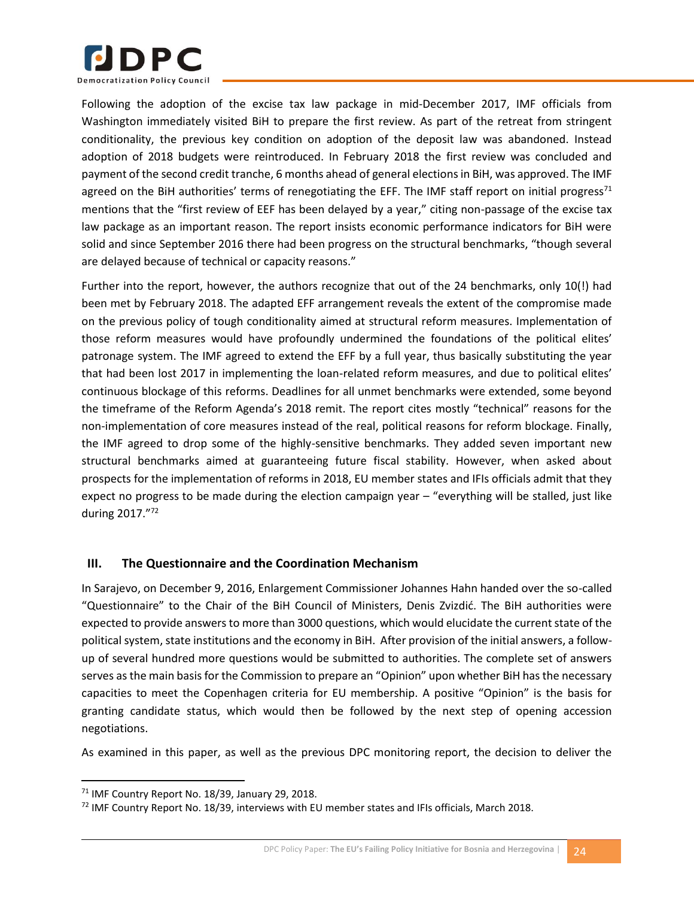Following the adoption of the excise tax law package in mid-December 2017, IMF officials from Washington immediately visited BiH to prepare the first review. As part of the retreat from stringent conditionality, the previous key condition on adoption of the deposit law was abandoned. Instead adoption of 2018 budgets were reintroduced. In February 2018 the first review was concluded and payment of the second credit tranche, 6 months ahead of general elections in BiH, was approved. The IMF agreed on the BiH authorities' terms of renegotiating the EFF. The IMF staff report on initial progress[71] mentions that the "first review of EEF has been delayed by a year," citing non-passage of the excise tax law package as an important reason. The report insists economic performance indicators for BiH were solid and since September 2016 there had been progress on the structural benchmarks, "though several are delayed because of technical or capacity reasons."

Further into the report, however, the authors recognize that out of the 24 benchmarks, only 10(!) had been met by February 2018. The adapted EFF arrangement reveals the extent of the compromise made on the previous policy of tough conditionality aimed at structural reform measures. Implementation of those reform measures would have profoundly undermined the foundations of the political elites' patronage system. The IMF agreed to extend the EFF by a full year, thus basically substituting the year that had been lost 2017 in implementing the loan-related reform measures, and due to political elites' continuous blockage of this reforms. Deadlines for all unmet benchmarks were extended, some beyond the timeframe of the Reform Agenda's 2018 remit. The report cites mostly "technical" reasons for the non-implementation of core measures instead of the real, political reasons for reform blockage. Finally, the IMF agreed to drop some of the highly-sensitive benchmarks. They added seven important new structural benchmarks aimed at guaranteeing future fiscal stability. However, when asked about prospects for the implementation of reforms in 2018, EU member states and IFIs officials admit that they expect no progress to be made during the election campaign year – "everything will be stalled, just like during 2017."[72]

## III. The Questionnaire and the Coordination Mechanism

In Sarajevo, on December 9, 2016, Enlargement Commissioner Johannes Hahn handed over the so-called "Questionnaire" to the Chair of the BiH Council of Ministers, Denis Zvizdić. The BiH authorities were expected to provide answers to more than 3000 questions, which would elucidate the current state of the political system, state institutions and the economy in BiH. After provision of the initial answers, a follow-up of several hundred more questions would be submitted to authorities. The complete set of answers serves as the main basis for the Commission to prepare an "Opinion" upon whether BiH has the necessary capacities to meet the Copenhagen criteria for EU membership. A positive "Opinion" is the basis for granting candidate status, which would then be followed by the next step of opening accession negotiations.

As examined in this paper, as well as the previous DPC monitoring report, the decision to deliver the

---

[71] IMF Country Report No. 18/39, January 29, 2018.

[72] IMF Country Report No. 18/39, interviews with EU member states and IFIs officials, March 2018.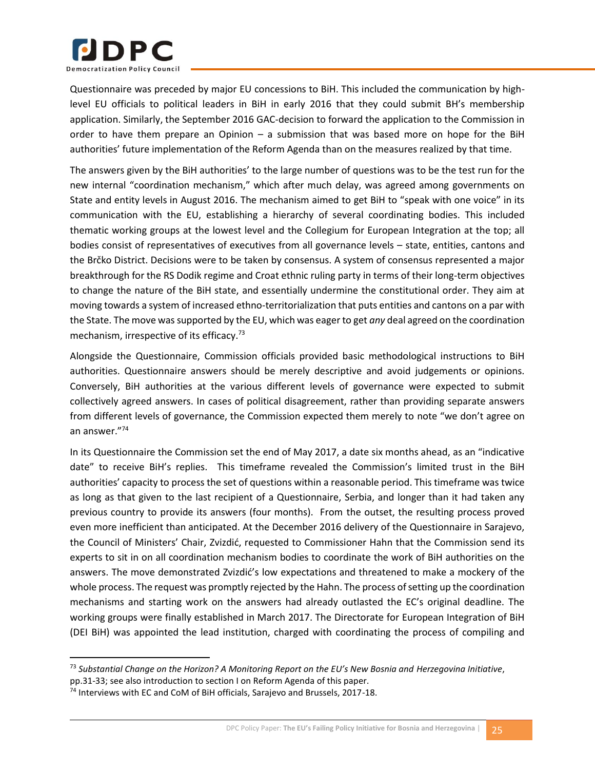Questionnaire was preceded by major EU concessions to BiH. This included the communication by high-level EU officials to political leaders in BiH in early 2016 that they could submit BH's membership application. Similarly, the September 2016 GAC-decision to forward the application to the Commission in order to have them prepare an Opinion – a submission that was based more on hope for the BiH authorities' future implementation of the Reform Agenda than on the measures realized by that time.

The answers given by the BiH authorities' to the large number of questions was to be the test run for the new internal "coordination mechanism," which after much delay, was agreed among governments on State and entity levels in August 2016. The mechanism aimed to get BiH to "speak with one voice" in its communication with the EU, establishing a hierarchy of several coordinating bodies. This included thematic working groups at the lowest level and the Collegium for European Integration at the top; all bodies consist of representatives of executives from all governance levels – state, entities, cantons and the Brčko District. Decisions were to be taken by consensus. A system of consensus represented a major breakthrough for the RS Dodik regime and Croat ethnic ruling party in terms of their long-term objectives to change the nature of the BiH state, and essentially undermine the constitutional order. They aim at moving towards a system of increased ethno-territorialization that puts entities and cantons on a par with the State. The move was supported by the EU, which was eager to get *any* deal agreed on the coordination mechanism, irrespective of its efficacy.[73]

Alongside the Questionnaire, Commission officials provided basic methodological instructions to BiH authorities. Questionnaire answers should be merely descriptive and avoid judgements or opinions. Conversely, BiH authorities at the various different levels of governance were expected to submit collectively agreed answers. In cases of political disagreement, rather than providing separate answers from different levels of governance, the Commission expected them merely to note "we don't agree on an answer."[74]

In its Questionnaire the Commission set the end of May 2017, a date six months ahead, as an "indicative date" to receive BiH's replies. This timeframe revealed the Commission's limited trust in the BiH authorities' capacity to process the set of questions within a reasonable period. This timeframe was twice as long as that given to the last recipient of a Questionnaire, Serbia, and longer than it had taken any previous country to provide its answers (four months). From the outset, the resulting process proved even more inefficient than anticipated. At the December 2016 delivery of the Questionnaire in Sarajevo, the Council of Ministers' Chair, Zvizdić, requested to Commissioner Hahn that the Commission send its experts to sit in on all coordination mechanism bodies to coordinate the work of BiH authorities on the answers. The move demonstrated Zvizdić's low expectations and threatened to make a mockery of the whole process. The request was promptly rejected by the Hahn. The process of setting up the coordination mechanisms and starting work on the answers had already outlasted the EC's original deadline. The working groups were finally established in March 2017. The Directorate for European Integration of BiH (DEI BiH) was appointed the lead institution, charged with coordinating the process of compiling and

---

[73] *Substantial Change on the Horizon? A Monitoring Report on the EU's New Bosnia and Herzegovina Initiative*, pp.31-33; see also introduction to section I on Reform Agenda of this paper.

[74] Interviews with EC and CoM of BiH officials, Sarajevo and Brussels, 2017-18.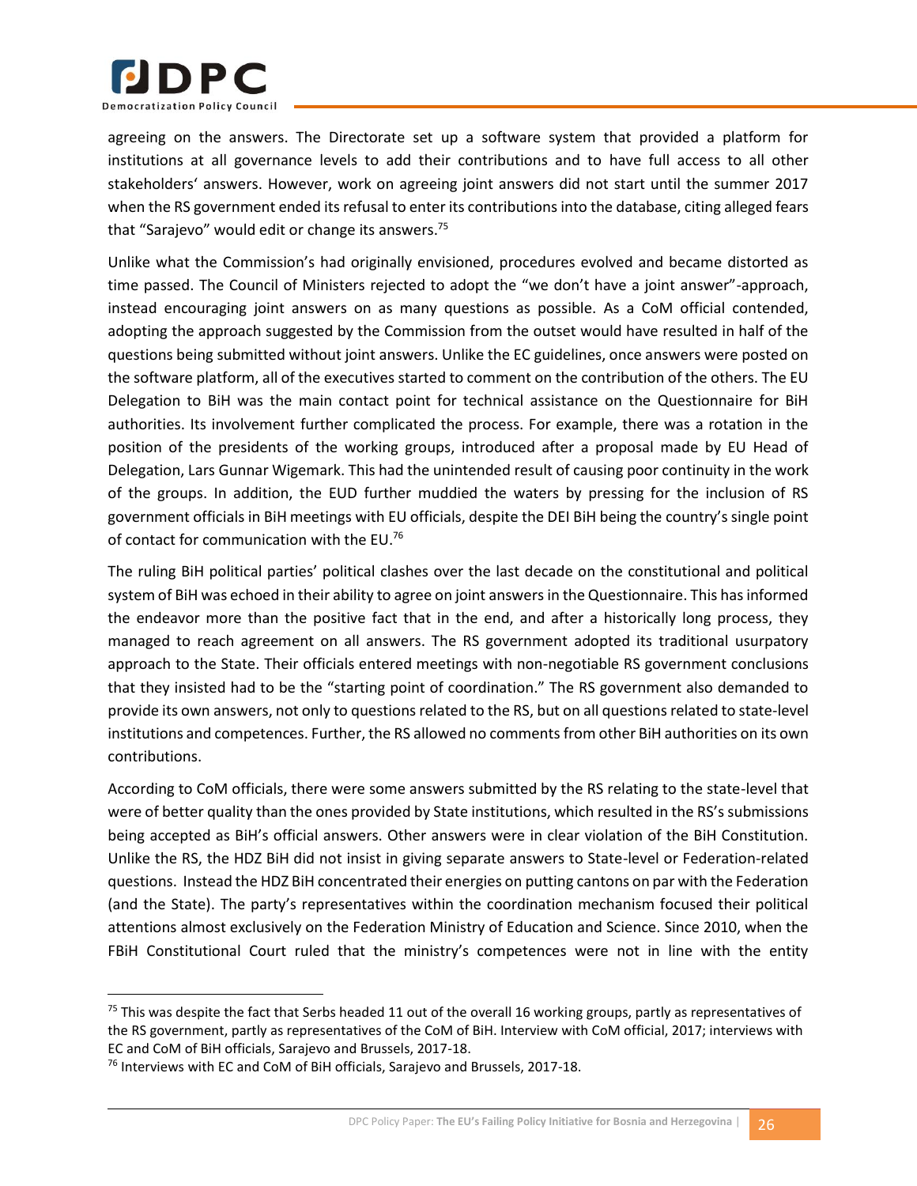agreeing on the answers. The Directorate set up a software system that provided a platform for institutions at all governance levels to add their contributions and to have full access to all other stakeholders' answers. However, work on agreeing joint answers did not start until the summer 2017 when the RS government ended its refusal to enter its contributions into the database, citing alleged fears that "Sarajevo" would edit or change its answers.[75]

Unlike what the Commission's had originally envisioned, procedures evolved and became distorted as time passed. The Council of Ministers rejected to adopt the "we don't have a joint answer"-approach, instead encouraging joint answers on as many questions as possible. As a CoM official contended, adopting the approach suggested by the Commission from the outset would have resulted in half of the questions being submitted without joint answers. Unlike the EC guidelines, once answers were posted on the software platform, all of the executives started to comment on the contribution of the others. The EU Delegation to BiH was the main contact point for technical assistance on the Questionnaire for BiH authorities. Its involvement further complicated the process. For example, there was a rotation in the position of the presidents of the working groups, introduced after a proposal made by EU Head of Delegation, Lars Gunnar Wigemark. This had the unintended result of causing poor continuity in the work of the groups. In addition, the EUD further muddied the waters by pressing for the inclusion of RS government officials in BiH meetings with EU officials, despite the DEI BiH being the country's single point of contact for communication with the EU.[76]

The ruling BiH political parties' political clashes over the last decade on the constitutional and political system of BiH was echoed in their ability to agree on joint answers in the Questionnaire. This has informed the endeavor more than the positive fact that in the end, and after a historically long process, they managed to reach agreement on all answers. The RS government adopted its traditional usurpatory approach to the State. Their officials entered meetings with non-negotiable RS government conclusions that they insisted had to be the "starting point of coordination." The RS government also demanded to provide its own answers, not only to questions related to the RS, but on all questions related to state-level institutions and competences. Further, the RS allowed no comments from other BiH authorities on its own contributions.

According to CoM officials, there were some answers submitted by the RS relating to the state-level that were of better quality than the ones provided by State institutions, which resulted in the RS's submissions being accepted as BiH's official answers. Other answers were in clear violation of the BiH Constitution. Unlike the RS, the HDZ BiH did not insist in giving separate answers to State-level or Federation-related questions. Instead the HDZ BiH concentrated their energies on putting cantons on par with the Federation (and the State). The party's representatives within the coordination mechanism focused their political attentions almost exclusively on the Federation Ministry of Education and Science. Since 2010, when the FBiH Constitutional Court ruled that the ministry's competences were not in line with the entity

[75] This was despite the fact that Serbs headed 11 out of the overall 16 working groups, partly as representatives of the RS government, partly as representatives of the CoM of BiH. Interview with CoM official, 2017; interviews with EC and CoM of BiH officials, Sarajevo and Brussels, 2017-18.

[76] Interviews with EC and CoM of BiH officials, Sarajevo and Brussels, 2017-18.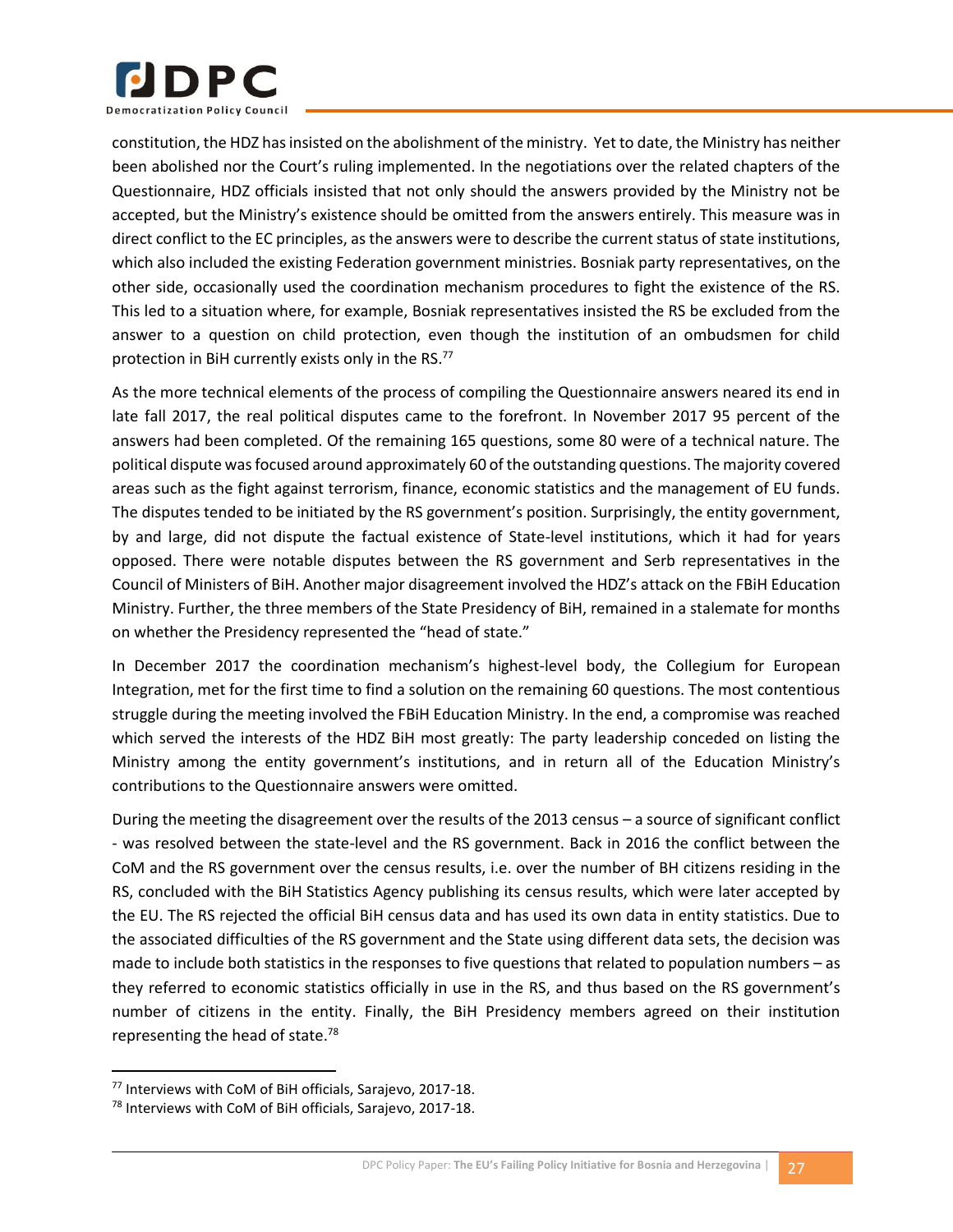constitution, the HDZ has insisted on the abolishment of the ministry. Yet to date, the Ministry has neither been abolished nor the Court's ruling implemented. In the negotiations over the related chapters of the Questionnaire, HDZ officials insisted that not only should the answers provided by the Ministry not be accepted, but the Ministry's existence should be omitted from the answers entirely. This measure was in direct conflict to the EC principles, as the answers were to describe the current status of state institutions, which also included the existing Federation government ministries. Bosniak party representatives, on the other side, occasionally used the coordination mechanism procedures to fight the existence of the RS. This led to a situation where, for example, Bosniak representatives insisted the RS be excluded from the answer to a question on child protection, even though the institution of an ombudsmen for child protection in BiH currently exists only in the RS.[77]

As the more technical elements of the process of compiling the Questionnaire answers neared its end in late fall 2017, the real political disputes came to the forefront. In November 2017 95 percent of the answers had been completed. Of the remaining 165 questions, some 80 were of a technical nature. The political dispute was focused around approximately 60 of the outstanding questions. The majority covered areas such as the fight against terrorism, finance, economic statistics and the management of EU funds. The disputes tended to be initiated by the RS government's position. Surprisingly, the entity government, by and large, did not dispute the factual existence of State-level institutions, which it had for years opposed. There were notable disputes between the RS government and Serb representatives in the Council of Ministers of BiH. Another major disagreement involved the HDZ's attack on the FBiH Education Ministry. Further, the three members of the State Presidency of BiH, remained in a stalemate for months on whether the Presidency represented the "head of state."

In December 2017 the coordination mechanism's highest-level body, the Collegium for European Integration, met for the first time to find a solution on the remaining 60 questions. The most contentious struggle during the meeting involved the FBiH Education Ministry. In the end, a compromise was reached which served the interests of the HDZ BiH most greatly: The party leadership conceded on listing the Ministry among the entity government's institutions, and in return all of the Education Ministry's contributions to the Questionnaire answers were omitted.

During the meeting the disagreement over the results of the 2013 census – a source of significant conflict - was resolved between the state-level and the RS government. Back in 2016 the conflict between the CoM and the RS government over the census results, i.e. over the number of BH citizens residing in the RS, concluded with the BiH Statistics Agency publishing its census results, which were later accepted by the EU. The RS rejected the official BiH census data and has used its own data in entity statistics. Due to the associated difficulties of the RS government and the State using different data sets, the decision was made to include both statistics in the responses to five questions that related to population numbers – as they referred to economic statistics officially in use in the RS, and thus based on the RS government's number of citizens in the entity. Finally, the BiH Presidency members agreed on their institution representing the head of state.[78]

---

[77] Interviews with CoM of BiH officials, Sarajevo, 2017-18.

[78] Interviews with CoM of BiH officials, Sarajevo, 2017-18.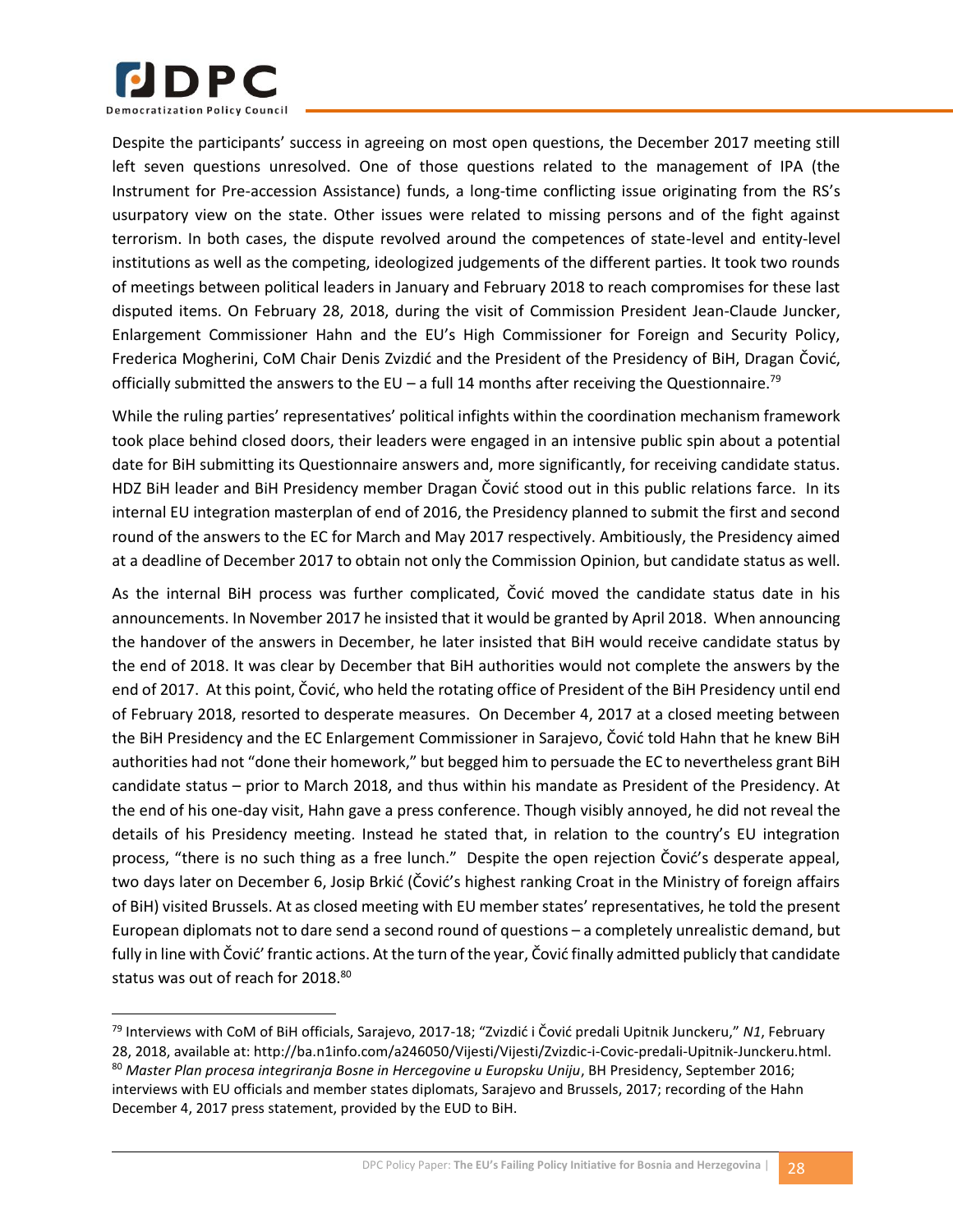Despite the participants' success in agreeing on most open questions, the December 2017 meeting still left seven questions unresolved. One of those questions related to the management of IPA (the Instrument for Pre-accession Assistance) funds, a long-time conflicting issue originating from the RS's usurpatory view on the state. Other issues were related to missing persons and of the fight against terrorism. In both cases, the dispute revolved around the competences of state-level and entity-level institutions as well as the competing, ideologized judgements of the different parties. It took two rounds of meetings between political leaders in January and February 2018 to reach compromises for these last disputed items. On February 28, 2018, during the visit of Commission President Jean-Claude Juncker, Enlargement Commissioner Hahn and the EU's High Commissioner for Foreign and Security Policy, Frederica Mogherini, CoM Chair Denis Zvizdić and the President of the Presidency of BiH, Dragan Čović, officially submitted the answers to the EU – a full 14 months after receiving the Questionnaire.[79]

While the ruling parties' representatives' political infights within the coordination mechanism framework took place behind closed doors, their leaders were engaged in an intensive public spin about a potential date for BiH submitting its Questionnaire answers and, more significantly, for receiving candidate status. HDZ BiH leader and BiH Presidency member Dragan Čović stood out in this public relations farce. In its internal EU integration masterplan of end of 2016, the Presidency planned to submit the first and second round of the answers to the EC for March and May 2017 respectively. Ambitiously, the Presidency aimed at a deadline of December 2017 to obtain not only the Commission Opinion, but candidate status as well.

As the internal BiH process was further complicated, Čović moved the candidate status date in his announcements. In November 2017 he insisted that it would be granted by April 2018. When announcing the handover of the answers in December, he later insisted that BiH would receive candidate status by the end of 2018. It was clear by December that BiH authorities would not complete the answers by the end of 2017. At this point, Čović, who held the rotating office of President of the BiH Presidency until end of February 2018, resorted to desperate measures. On December 4, 2017 at a closed meeting between the BiH Presidency and the EC Enlargement Commissioner in Sarajevo, Čović told Hahn that he knew BiH authorities had not "done their homework," but begged him to persuade the EC to nevertheless grant BiH candidate status – prior to March 2018, and thus within his mandate as President of the Presidency. At the end of his one-day visit, Hahn gave a press conference. Though visibly annoyed, he did not reveal the details of his Presidency meeting. Instead he stated that, in relation to the country's EU integration process, "there is no such thing as a free lunch." Despite the open rejection Čović's desperate appeal, two days later on December 6, Josip Brkić (Čović's highest ranking Croat in the Ministry of foreign affairs of BiH) visited Brussels. At as closed meeting with EU member states' representatives, he told the present European diplomats not to dare send a second round of questions – a completely unrealistic demand, but fully in line with Čović' frantic actions. At the turn of the year, Čović finally admitted publicly that candidate status was out of reach for 2018.[80]

---

[79] Interviews with CoM of BiH officials, Sarajevo, 2017-18; "Zvizdić i Čović predali Upitnik Junckeru," *N1*, February 28, 2018, available at: http://ba.n1info.com/a246050/Vijesti/Vijesti/Zvizdic-i-Covic-predali-Upitnik-Junckeru.html.

[80] *Master Plan procesa integriranja Bosne in Hercegovine u Europsku Uniju*, BH Presidency, September 2016; interviews with EU officials and member states diplomats, Sarajevo and Brussels, 2017; recording of the Hahn December 4, 2017 press statement, provided by the EUD to BiH.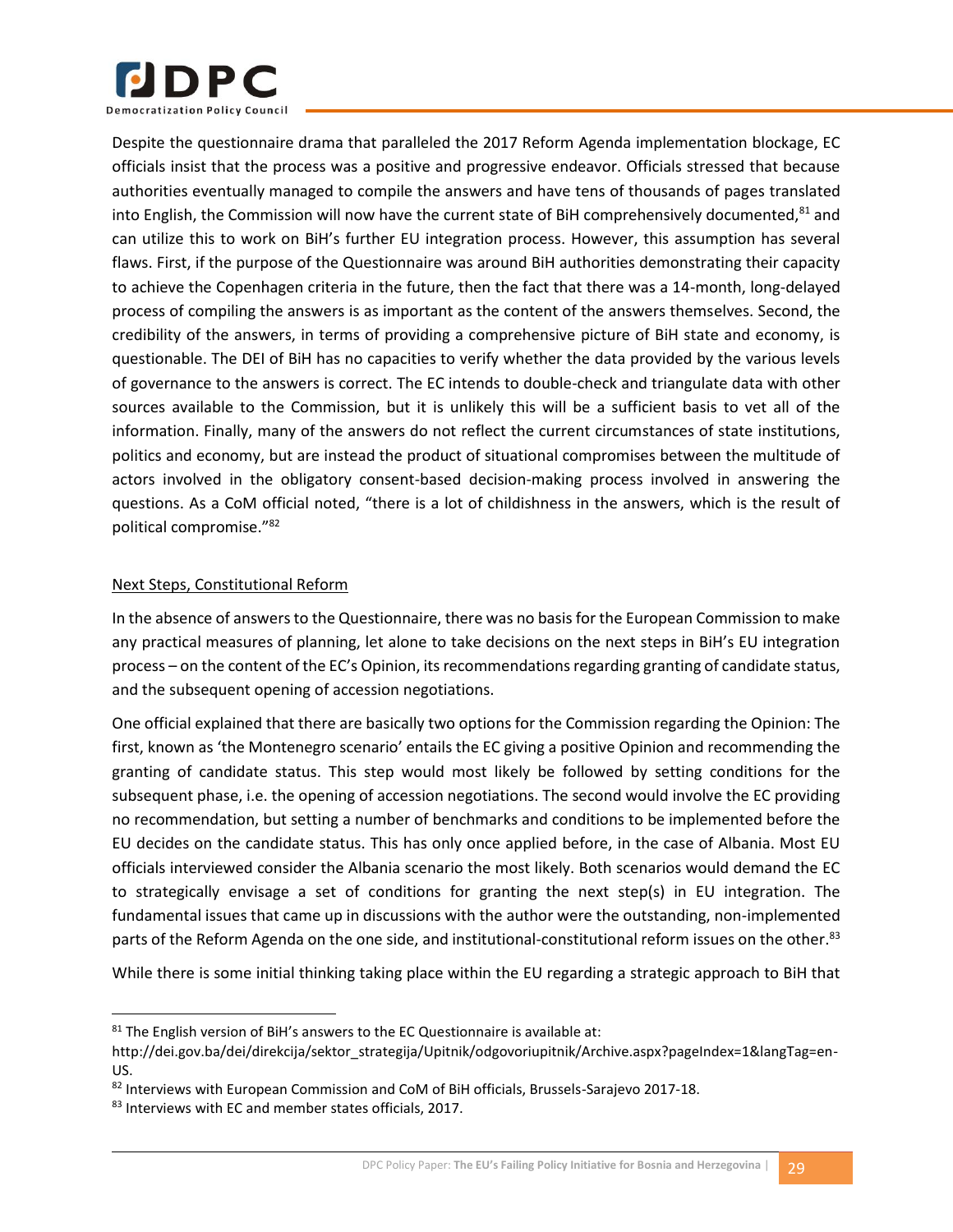Despite the questionnaire drama that paralleled the 2017 Reform Agenda implementation blockage, EC officials insist that the process was a positive and progressive endeavor. Officials stressed that because authorities eventually managed to compile the answers and have tens of thousands of pages translated into English, the Commission will now have the current state of BiH comprehensively documented,[81] and can utilize this to work on BiH's further EU integration process. However, this assumption has several flaws. First, if the purpose of the Questionnaire was around BiH authorities demonstrating their capacity to achieve the Copenhagen criteria in the future, then the fact that there was a 14-month, long-delayed process of compiling the answers is as important as the content of the answers themselves. Second, the credibility of the answers, in terms of providing a comprehensive picture of BiH state and economy, is questionable. The DEI of BiH has no capacities to verify whether the data provided by the various levels of governance to the answers is correct. The EC intends to double-check and triangulate data with other sources available to the Commission, but it is unlikely this will be a sufficient basis to vet all of the information. Finally, many of the answers do not reflect the current circumstances of state institutions, politics and economy, but are instead the product of situational compromises between the multitude of actors involved in the obligatory consent-based decision-making process involved in answering the questions. As a CoM official noted, "there is a lot of childishness in the answers, which is the result of political compromise."[82]

Next Steps, Constitutional Reform

In the absence of answers to the Questionnaire, there was no basis for the European Commission to make any practical measures of planning, let alone to take decisions on the next steps in BiH's EU integration process – on the content of the EC's Opinion, its recommendations regarding granting of candidate status, and the subsequent opening of accession negotiations.

One official explained that there are basically two options for the Commission regarding the Opinion: The first, known as 'the Montenegro scenario' entails the EC giving a positive Opinion and recommending the granting of candidate status. This step would most likely be followed by setting conditions for the subsequent phase, i.e. the opening of accession negotiations. The second would involve the EC providing no recommendation, but setting a number of benchmarks and conditions to be implemented before the EU decides on the candidate status. This has only once applied before, in the case of Albania. Most EU officials interviewed consider the Albania scenario the most likely. Both scenarios would demand the EC to strategically envisage a set of conditions for granting the next step(s) in EU integration. The fundamental issues that came up in discussions with the author were the outstanding, non-implemented parts of the Reform Agenda on the one side, and institutional-constitutional reform issues on the other.[83]

While there is some initial thinking taking place within the EU regarding a strategic approach to BiH that

---

[81] The English version of BiH's answers to the EC Questionnaire is available at: http://dei.gov.ba/dei/direkcija/sektor_strategija/Upitnik/odgovoriupitnik/Archive.aspx?pageIndex=1&langTag=en-US.

[82] Interviews with European Commission and CoM of BiH officials, Brussels-Sarajevo 2017-18.

[83] Interviews with EC and member states officials, 2017.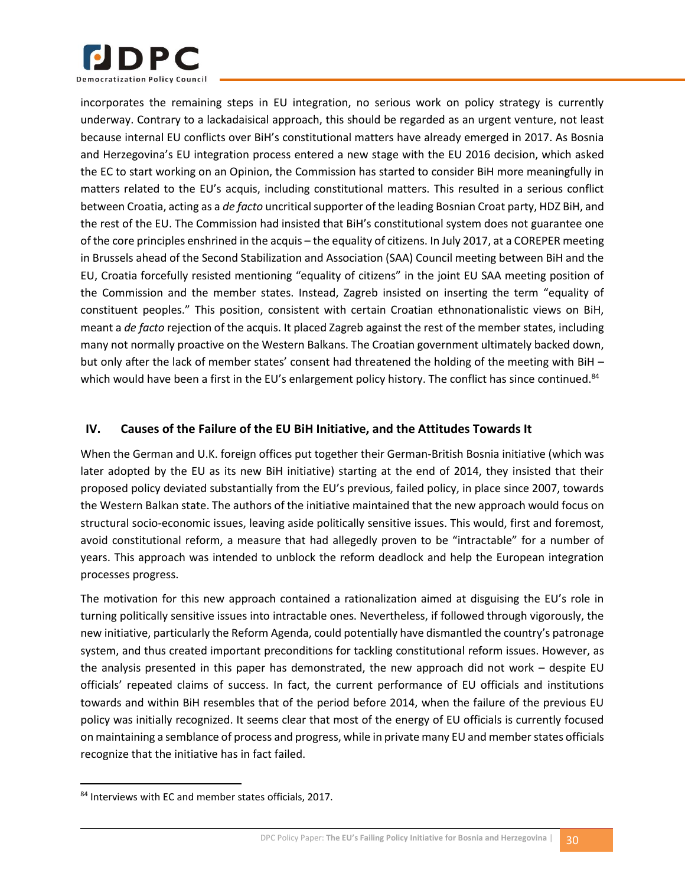incorporates the remaining steps in EU integration, no serious work on policy strategy is currently underway. Contrary to a lackadaisical approach, this should be regarded as an urgent venture, not least because internal EU conflicts over BiH's constitutional matters have already emerged in 2017. As Bosnia and Herzegovina's EU integration process entered a new stage with the EU 2016 decision, which asked the EC to start working on an Opinion, the Commission has started to consider BiH more meaningfully in matters related to the EU's acquis, including constitutional matters. This resulted in a serious conflict between Croatia, acting as a *de facto* uncritical supporter of the leading Bosnian Croat party, HDZ BiH, and the rest of the EU. The Commission had insisted that BiH's constitutional system does not guarantee one of the core principles enshrined in the acquis – the equality of citizens. In July 2017, at a COREPER meeting in Brussels ahead of the Second Stabilization and Association (SAA) Council meeting between BiH and the EU, Croatia forcefully resisted mentioning "equality of citizens" in the joint EU SAA meeting position of the Commission and the member states. Instead, Zagreb insisted on inserting the term "equality of constituent peoples." This position, consistent with certain Croatian ethnonationalistic views on BiH, meant a *de facto* rejection of the acquis. It placed Zagreb against the rest of the member states, including many not normally proactive on the Western Balkans. The Croatian government ultimately backed down, but only after the lack of member states' consent had threatened the holding of the meeting with BiH – which would have been a first in the EU's enlargement policy history. The conflict has since continued.[84]

## IV. Causes of the Failure of the EU BiH Initiative, and the Attitudes Towards It

When the German and U.K. foreign offices put together their German-British Bosnia initiative (which was later adopted by the EU as its new BiH initiative) starting at the end of 2014, they insisted that their proposed policy deviated substantially from the EU's previous, failed policy, in place since 2007, towards the Western Balkan state. The authors of the initiative maintained that the new approach would focus on structural socio-economic issues, leaving aside politically sensitive issues. This would, first and foremost, avoid constitutional reform, a measure that had allegedly proven to be "intractable" for a number of years. This approach was intended to unblock the reform deadlock and help the European integration processes progress.

The motivation for this new approach contained a rationalization aimed at disguising the EU's role in turning politically sensitive issues into intractable ones. Nevertheless, if followed through vigorously, the new initiative, particularly the Reform Agenda, could potentially have dismantled the country's patronage system, and thus created important preconditions for tackling constitutional reform issues. However, as the analysis presented in this paper has demonstrated, the new approach did not work – despite EU officials' repeated claims of success. In fact, the current performance of EU officials and institutions towards and within BiH resembles that of the period before 2014, when the failure of the previous EU policy was initially recognized. It seems clear that most of the energy of EU officials is currently focused on maintaining a semblance of process and progress, while in private many EU and member states officials recognize that the initiative has in fact failed.

---

[84] Interviews with EC and member states officials, 2017.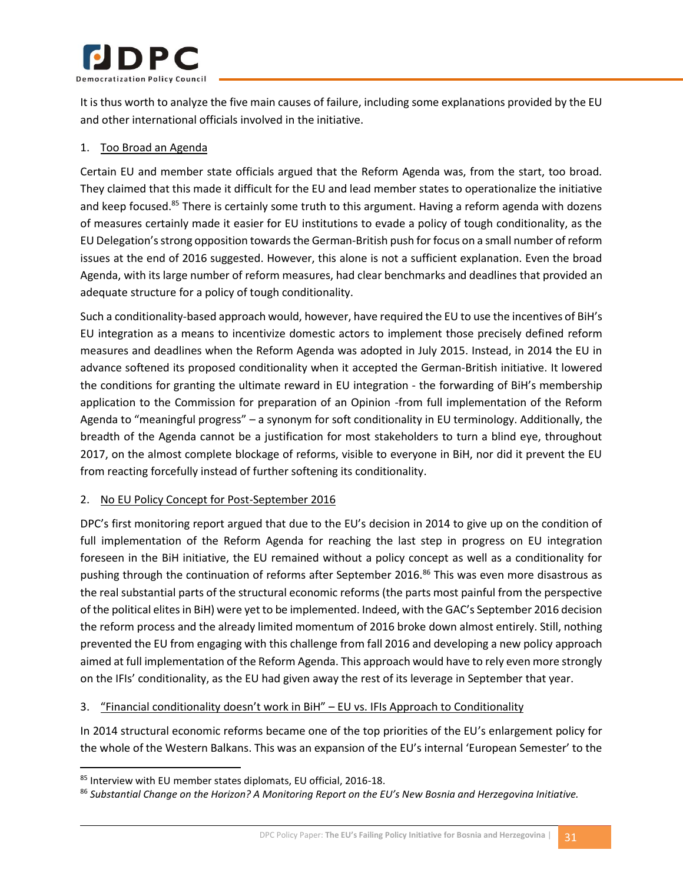It is thus worth to analyze the five main causes of failure, including some explanations provided by the EU and other international officials involved in the initiative.

1. Too Broad an Agenda

Certain EU and member state officials argued that the Reform Agenda was, from the start, too broad. They claimed that this made it difficult for the EU and lead member states to operationalize the initiative and keep focused.[85] There is certainly some truth to this argument. Having a reform agenda with dozens of measures certainly made it easier for EU institutions to evade a policy of tough conditionality, as the EU Delegation's strong opposition towards the German-British push for focus on a small number of reform issues at the end of 2016 suggested. However, this alone is not a sufficient explanation. Even the broad Agenda, with its large number of reform measures, had clear benchmarks and deadlines that provided an adequate structure for a policy of tough conditionality.

Such a conditionality-based approach would, however, have required the EU to use the incentives of BiH's EU integration as a means to incentivize domestic actors to implement those precisely defined reform measures and deadlines when the Reform Agenda was adopted in July 2015. Instead, in 2014 the EU in advance softened its proposed conditionality when it accepted the German-British initiative. It lowered the conditions for granting the ultimate reward in EU integration - the forwarding of BiH's membership application to the Commission for preparation of an Opinion -from full implementation of the Reform Agenda to "meaningful progress" – a synonym for soft conditionality in EU terminology. Additionally, the breadth of the Agenda cannot be a justification for most stakeholders to turn a blind eye, throughout 2017, on the almost complete blockage of reforms, visible to everyone in BiH, nor did it prevent the EU from reacting forcefully instead of further softening its conditionality.

2. No EU Policy Concept for Post-September 2016

DPC's first monitoring report argued that due to the EU's decision in 2014 to give up on the condition of full implementation of the Reform Agenda for reaching the last step in progress on EU integration foreseen in the BiH initiative, the EU remained without a policy concept as well as a conditionality for pushing through the continuation of reforms after September 2016.[86] This was even more disastrous as the real substantial parts of the structural economic reforms (the parts most painful from the perspective of the political elites in BiH) were yet to be implemented. Indeed, with the GAC's September 2016 decision the reform process and the already limited momentum of 2016 broke down almost entirely. Still, nothing prevented the EU from engaging with this challenge from fall 2016 and developing a new policy approach aimed at full implementation of the Reform Agenda. This approach would have to rely even more strongly on the IFIs' conditionality, as the EU had given away the rest of its leverage in September that year.

3. "Financial conditionality doesn't work in BiH" – EU vs. IFIs Approach to Conditionality

In 2014 structural economic reforms became one of the top priorities of the EU's enlargement policy for the whole of the Western Balkans. This was an expansion of the EU's internal 'European Semester' to the

[85] Interview with EU member states diplomats, EU official, 2016-18.

[86] *Substantial Change on the Horizon? A Monitoring Report on the EU's New Bosnia and Herzegovina Initiative.*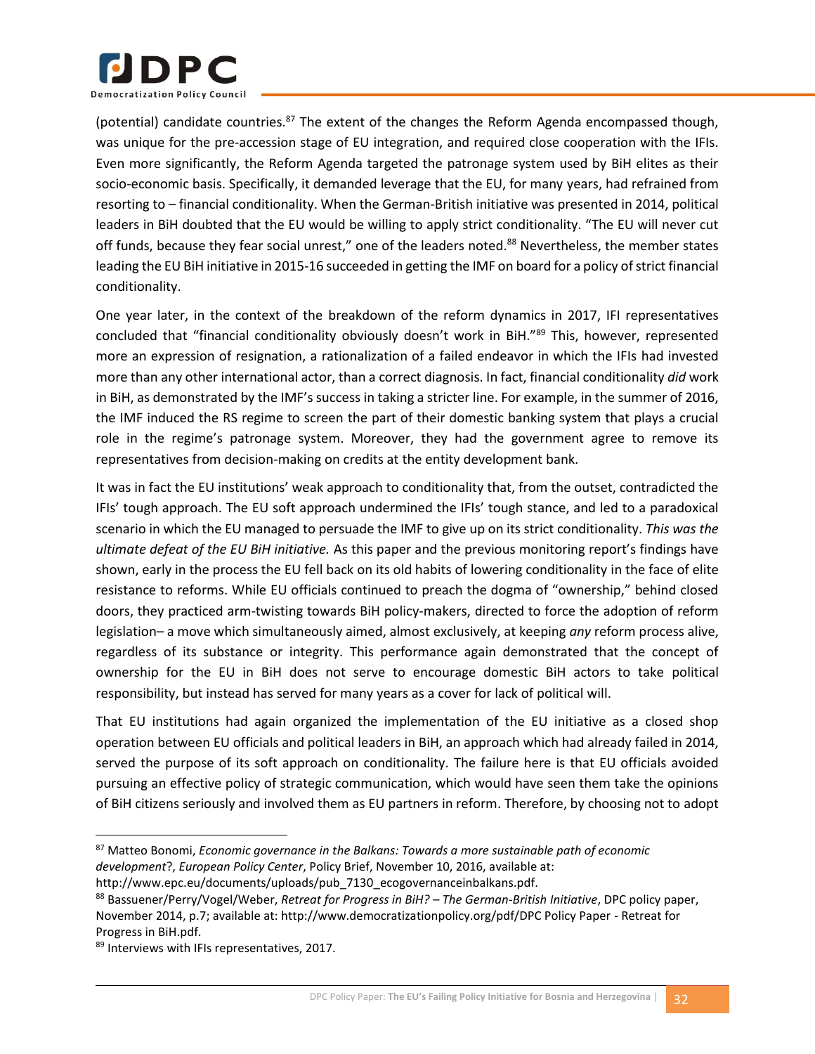(potential) candidate countries.[87] The extent of the changes the Reform Agenda encompassed though, was unique for the pre-accession stage of EU integration, and required close cooperation with the IFIs. Even more significantly, the Reform Agenda targeted the patronage system used by BiH elites as their socio-economic basis. Specifically, it demanded leverage that the EU, for many years, had refrained from resorting to – financial conditionality. When the German-British initiative was presented in 2014, political leaders in BiH doubted that the EU would be willing to apply strict conditionality. "The EU will never cut off funds, because they fear social unrest," one of the leaders noted.[88] Nevertheless, the member states leading the EU BiH initiative in 2015-16 succeeded in getting the IMF on board for a policy of strict financial conditionality.

One year later, in the context of the breakdown of the reform dynamics in 2017, IFI representatives concluded that "financial conditionality obviously doesn't work in BiH."[89] This, however, represented more an expression of resignation, a rationalization of a failed endeavor in which the IFIs had invested more than any other international actor, than a correct diagnosis. In fact, financial conditionality *did* work in BiH, as demonstrated by the IMF's success in taking a stricter line. For example, in the summer of 2016, the IMF induced the RS regime to screen the part of their domestic banking system that plays a crucial role in the regime's patronage system. Moreover, they had the government agree to remove its representatives from decision-making on credits at the entity development bank.

It was in fact the EU institutions' weak approach to conditionality that, from the outset, contradicted the IFIs' tough approach. The EU soft approach undermined the IFIs' tough stance, and led to a paradoxical scenario in which the EU managed to persuade the IMF to give up on its strict conditionality. *This was the ultimate defeat of the EU BiH initiative.* As this paper and the previous monitoring report's findings have shown, early in the process the EU fell back on its old habits of lowering conditionality in the face of elite resistance to reforms. While EU officials continued to preach the dogma of "ownership," behind closed doors, they practiced arm-twisting towards BiH policy-makers, directed to force the adoption of reform legislation– a move which simultaneously aimed, almost exclusively, at keeping *any* reform process alive, regardless of its substance or integrity. This performance again demonstrated that the concept of ownership for the EU in BiH does not serve to encourage domestic BiH actors to take political responsibility, but instead has served for many years as a cover for lack of political will.

That EU institutions had again organized the implementation of the EU initiative as a closed shop operation between EU officials and political leaders in BiH, an approach which had already failed in 2014, served the purpose of its soft approach on conditionality. The failure here is that EU officials avoided pursuing an effective policy of strategic communication, which would have seen them take the opinions of BiH citizens seriously and involved them as EU partners in reform. Therefore, by choosing not to adopt

---

[87] Matteo Bonomi, *Economic governance in the Balkans: Towards a more sustainable path of economic development*?, *European Policy Center*, Policy Brief, November 10, 2016, available at: http://www.epc.eu/documents/uploads/pub_7130_ecogovernanceinbalkans.pdf.

[88] Bassuener/Perry/Vogel/Weber, *Retreat for Progress in BiH? – The German-British Initiative*, DPC policy paper, November 2014, p.7; available at: http://www.democratizationpolicy.org/pdf/DPC Policy Paper - Retreat for Progress in BiH.pdf.

[89] Interviews with IFIs representatives, 2017.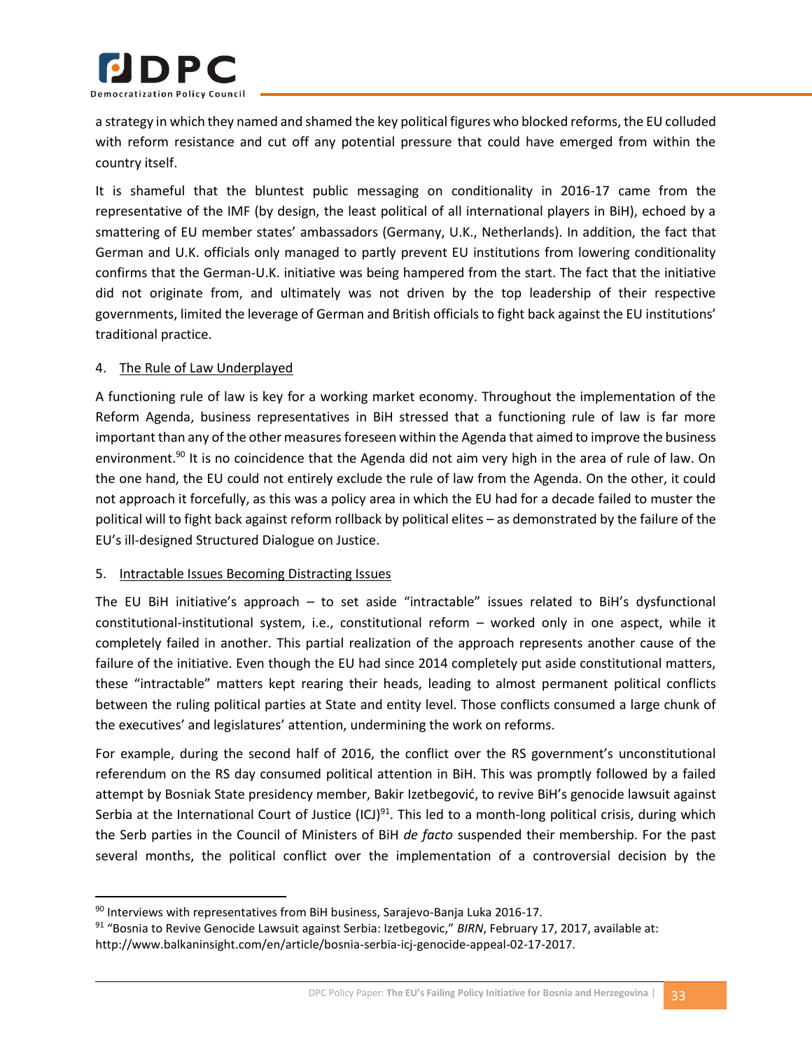a strategy in which they named and shamed the key political figures who blocked reforms, the EU colluded with reform resistance and cut off any potential pressure that could have emerged from within the country itself.

It is shameful that the bluntest public messaging on conditionality in 2016-17 came from the representative of the IMF (by design, the least political of all international players in BiH), echoed by a smattering of EU member states' ambassadors (Germany, U.K., Netherlands). In addition, the fact that German and U.K. officials only managed to partly prevent EU institutions from lowering conditionality confirms that the German-U.K. initiative was being hampered from the start. The fact that the initiative did not originate from, and ultimately was not driven by the top leadership of their respective governments, limited the leverage of German and British officials to fight back against the EU institutions' traditional practice.

4. The Rule of Law Underplayed

A functioning rule of law is key for a working market economy. Throughout the implementation of the Reform Agenda, business representatives in BiH stressed that a functioning rule of law is far more important than any of the other measures foreseen within the Agenda that aimed to improve the business environment.[90] It is no coincidence that the Agenda did not aim very high in the area of rule of law. On the one hand, the EU could not entirely exclude the rule of law from the Agenda. On the other, it could not approach it forcefully, as this was a policy area in which the EU had for a decade failed to muster the political will to fight back against reform rollback by political elites – as demonstrated by the failure of the EU's ill-designed Structured Dialogue on Justice.

5. Intractable Issues Becoming Distracting Issues

The EU BiH initiative's approach – to set aside "intractable" issues related to BiH's dysfunctional constitutional-institutional system, i.e., constitutional reform – worked only in one aspect, while it completely failed in another. This partial realization of the approach represents another cause of the failure of the initiative. Even though the EU had since 2014 completely put aside constitutional matters, these "intractable" matters kept rearing their heads, leading to almost permanent political conflicts between the ruling political parties at State and entity level. Those conflicts consumed a large chunk of the executives' and legislatures' attention, undermining the work on reforms.

For example, during the second half of 2016, the conflict over the RS government's unconstitutional referendum on the RS day consumed political attention in BiH. This was promptly followed by a failed attempt by Bosniak State presidency member, Bakir Izetbegović, to revive BiH's genocide lawsuit against Serbia at the International Court of Justice (ICJ)[91]. This led to a month-long political crisis, during which the Serb parties in the Council of Ministers of BiH *de facto* suspended their membership. For the past several months, the political conflict over the implementation of a controversial decision by the

---

[90] Interviews with representatives from BiH business, Sarajevo-Banja Luka 2016-17.

[91] "Bosnia to Revive Genocide Lawsuit against Serbia: Izetbegovic," *BIRN*, February 17, 2017, available at: http://www.balkaninsight.com/en/article/bosnia-serbia-icj-genocide-appeal-02-17-2017.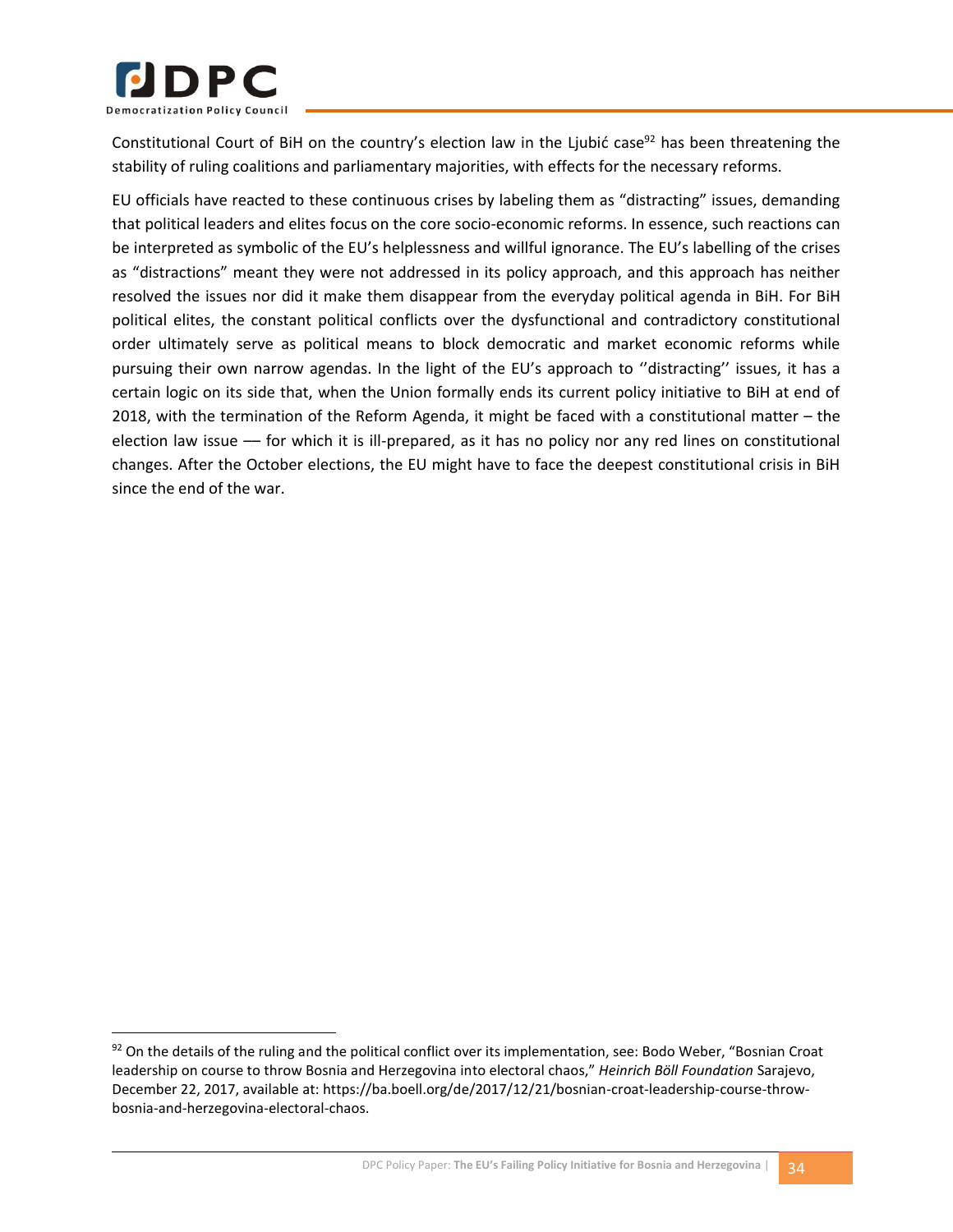Constitutional Court of BiH on the country's election law in the Ljubić case[92] has been threatening the stability of ruling coalitions and parliamentary majorities, with effects for the necessary reforms.

EU officials have reacted to these continuous crises by labeling them as "distracting" issues, demanding that political leaders and elites focus on the core socio-economic reforms. In essence, such reactions can be interpreted as symbolic of the EU's helplessness and willful ignorance. The EU's labelling of the crises as "distractions" meant they were not addressed in its policy approach, and this approach has neither resolved the issues nor did it make them disappear from the everyday political agenda in BiH. For BiH political elites, the constant political conflicts over the dysfunctional and contradictory constitutional order ultimately serve as political means to block democratic and market economic reforms while pursuing their own narrow agendas. In the light of the EU's approach to ''distracting'' issues, it has a certain logic on its side that, when the Union formally ends its current policy initiative to BiH at end of 2018, with the termination of the Reform Agenda, it might be faced with a constitutional matter – the election law issue — for which it is ill-prepared, as it has no policy nor any red lines on constitutional changes. After the October elections, the EU might have to face the deepest constitutional crisis in BiH since the end of the war.

---

[92] On the details of the ruling and the political conflict over its implementation, see: Bodo Weber, "Bosnian Croat leadership on course to throw Bosnia and Herzegovina into electoral chaos," *Heinrich Böll Foundation* Sarajevo, December 22, 2017, available at: https://ba.boell.org/de/2017/12/21/bosnian-croat-leadership-course-throw-bosnia-and-herzegovina-electoral-chaos.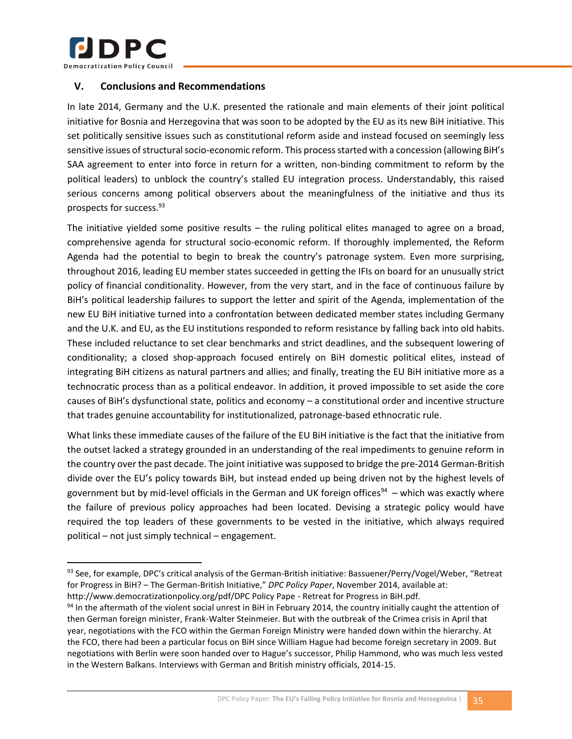## V. Conclusions and Recommendations

In late 2014, Germany and the U.K. presented the rationale and main elements of their joint political initiative for Bosnia and Herzegovina that was soon to be adopted by the EU as its new BiH initiative. This set politically sensitive issues such as constitutional reform aside and instead focused on seemingly less sensitive issues of structural socio-economic reform. This process started with a concession (allowing BiH's SAA agreement to enter into force in return for a written, non-binding commitment to reform by the political leaders) to unblock the country's stalled EU integration process. Understandably, this raised serious concerns among political observers about the meaningfulness of the initiative and thus its prospects for success.[93]

The initiative yielded some positive results – the ruling political elites managed to agree on a broad, comprehensive agenda for structural socio-economic reform. If thoroughly implemented, the Reform Agenda had the potential to begin to break the country's patronage system. Even more surprising, throughout 2016, leading EU member states succeeded in getting the IFIs on board for an unusually strict policy of financial conditionality. However, from the very start, and in the face of continuous failure by BiH's political leadership failures to support the letter and spirit of the Agenda, implementation of the new EU BiH initiative turned into a confrontation between dedicated member states including Germany and the U.K. and EU, as the EU institutions responded to reform resistance by falling back into old habits. These included reluctance to set clear benchmarks and strict deadlines, and the subsequent lowering of conditionality; a closed shop-approach focused entirely on BiH domestic political elites, instead of integrating BiH citizens as natural partners and allies; and finally, treating the EU BiH initiative more as a technocratic process than as a political endeavor. In addition, it proved impossible to set aside the core causes of BiH's dysfunctional state, politics and economy – a constitutional order and incentive structure that trades genuine accountability for institutionalized, patronage-based ethnocratic rule.

What links these immediate causes of the failure of the EU BiH initiative is the fact that the initiative from the outset lacked a strategy grounded in an understanding of the real impediments to genuine reform in the country over the past decade. The joint initiative was supposed to bridge the pre-2014 German-British divide over the EU's policy towards BiH, but instead ended up being driven not by the highest levels of government but by mid-level officials in the German and UK foreign offices[94] – which was exactly where the failure of previous policy approaches had been located. Devising a strategic policy would have required the top leaders of these governments to be vested in the initiative, which always required political – not just simply technical – engagement.

---

[93] See, for example, DPC's critical analysis of the German-British initiative: Bassuener/Perry/Vogel/Weber, "Retreat for Progress in BiH? – The German-British Initiative," *DPC Policy Paper*, November 2014, available at: http://www.democratizationpolicy.org/pdf/DPC Policy Pape - Retreat for Progress in BiH.pdf.

[94] In the aftermath of the violent social unrest in BiH in February 2014, the country initially caught the attention of then German foreign minister, Frank-Walter Steinmeier. But with the outbreak of the Crimea crisis in April that year, negotiations with the FCO within the German Foreign Ministry were handed down within the hierarchy. At the FCO, there had been a particular focus on BiH since William Hague had become foreign secretary in 2009. But negotiations with Berlin were soon handed over to Hague's successor, Philip Hammond, who was much less vested in the Western Balkans. Interviews with German and British ministry officials, 2014-15.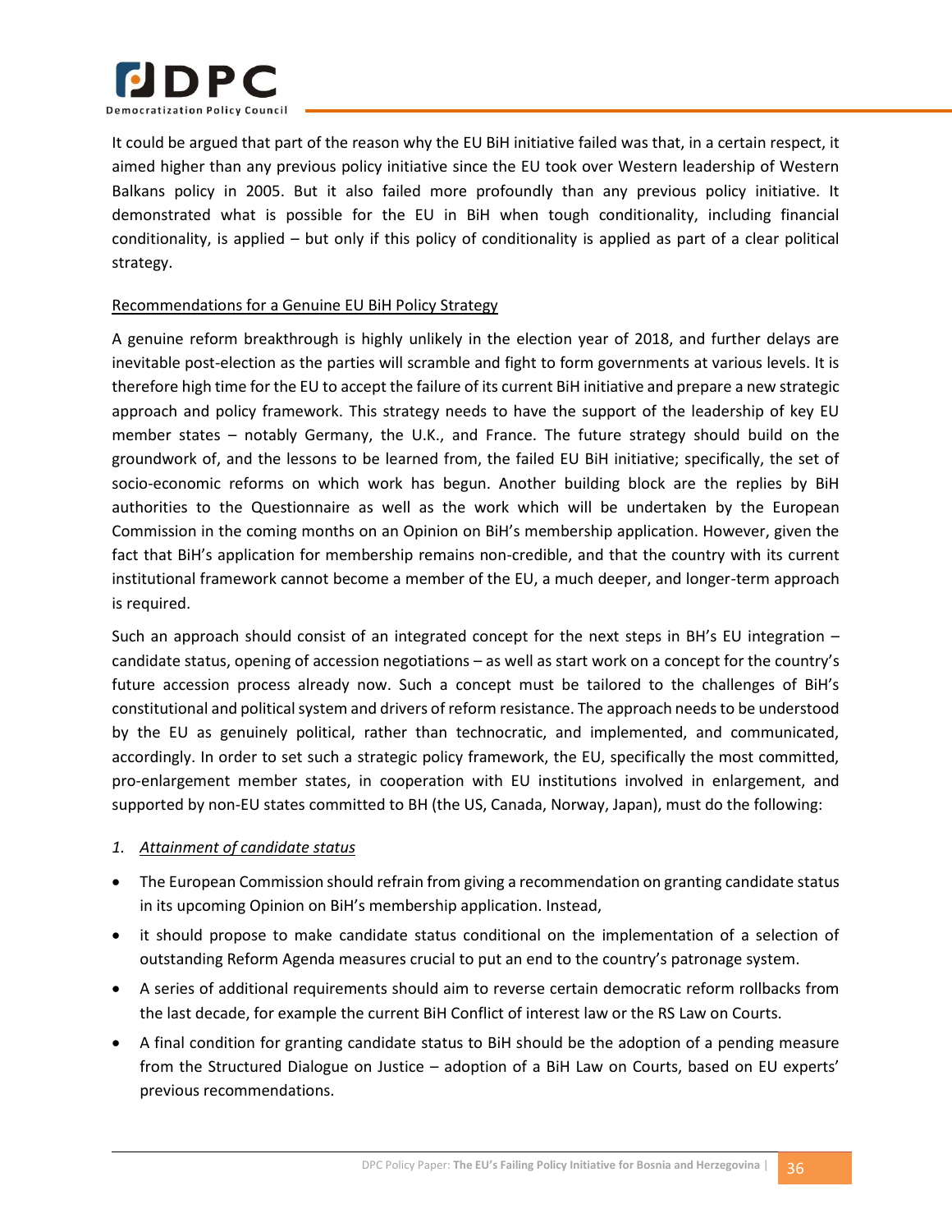It could be argued that part of the reason why the EU BiH initiative failed was that, in a certain respect, it aimed higher than any previous policy initiative since the EU took over Western leadership of Western Balkans policy in 2005. But it also failed more profoundly than any previous policy initiative. It demonstrated what is possible for the EU in BiH when tough conditionality, including financial conditionality, is applied – but only if this policy of conditionality is applied as part of a clear political strategy.

Recommendations for a Genuine EU BiH Policy Strategy

A genuine reform breakthrough is highly unlikely in the election year of 2018, and further delays are inevitable post-election as the parties will scramble and fight to form governments at various levels. It is therefore high time for the EU to accept the failure of its current BiH initiative and prepare a new strategic approach and policy framework. This strategy needs to have the support of the leadership of key EU member states – notably Germany, the U.K., and France. The future strategy should build on the groundwork of, and the lessons to be learned from, the failed EU BiH initiative; specifically, the set of socio-economic reforms on which work has begun. Another building block are the replies by BiH authorities to the Questionnaire as well as the work which will be undertaken by the European Commission in the coming months on an Opinion on BiH's membership application. However, given the fact that BiH's application for membership remains non-credible, and that the country with its current institutional framework cannot become a member of the EU, a much deeper, and longer-term approach is required.

Such an approach should consist of an integrated concept for the next steps in BH's EU integration – candidate status, opening of accession negotiations – as well as start work on a concept for the country's future accession process already now. Such a concept must be tailored to the challenges of BiH's constitutional and political system and drivers of reform resistance. The approach needs to be understood by the EU as genuinely political, rather than technocratic, and implemented, and communicated, accordingly. In order to set such a strategic policy framework, the EU, specifically the most committed, pro-enlargement member states, in cooperation with EU institutions involved in enlargement, and supported by non-EU states committed to BH (the US, Canada, Norway, Japan), must do the following:

1. *Attainment of candidate status*

- The European Commission should refrain from giving a recommendation on granting candidate status in its upcoming Opinion on BiH's membership application. Instead,
- it should propose to make candidate status conditional on the implementation of a selection of outstanding Reform Agenda measures crucial to put an end to the country's patronage system.
- A series of additional requirements should aim to reverse certain democratic reform rollbacks from the last decade, for example the current BiH Conflict of interest law or the RS Law on Courts.
- A final condition for granting candidate status to BiH should be the adoption of a pending measure from the Structured Dialogue on Justice – adoption of a BiH Law on Courts, based on EU experts' previous recommendations.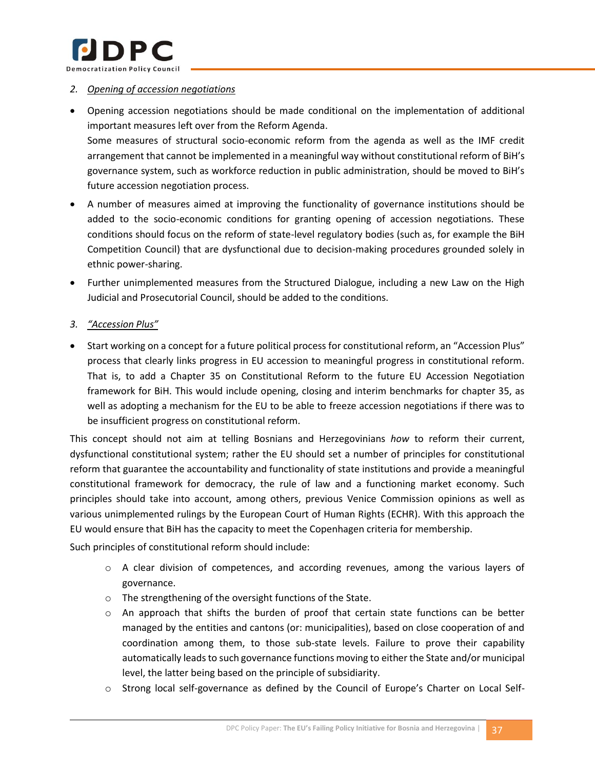2. <u>*Opening of accession negotiations*</u>

- Opening accession negotiations should be made conditional on the implementation of additional important measures left over from the Reform Agenda.
  Some measures of structural socio-economic reform from the agenda as well as the IMF credit arrangement that cannot be implemented in a meaningful way without constitutional reform of BiH's governance system, such as workforce reduction in public administration, should be moved to BiH's future accession negotiation process.
- A number of measures aimed at improving the functionality of governance institutions should be added to the socio-economic conditions for granting opening of accession negotiations. These conditions should focus on the reform of state-level regulatory bodies (such as, for example the BiH Competition Council) that are dysfunctional due to decision-making procedures grounded solely in ethnic power-sharing.
- Further unimplemented measures from the Structured Dialogue, including a new Law on the High Judicial and Prosecutorial Council, should be added to the conditions.

3. <u>*"Accession Plus"*</u>

- Start working on a concept for a future political process for constitutional reform, an "Accession Plus" process that clearly links progress in EU accession to meaningful progress in constitutional reform. That is, to add a Chapter 35 on Constitutional Reform to the future EU Accession Negotiation framework for BiH. This would include opening, closing and interim benchmarks for chapter 35, as well as adopting a mechanism for the EU to be able to freeze accession negotiations if there was to be insufficient progress on constitutional reform.

This concept should not aim at telling Bosnians and Herzegovinians *how* to reform their current, dysfunctional constitutional system; rather the EU should set a number of principles for constitutional reform that guarantee the accountability and functionality of state institutions and provide a meaningful constitutional framework for democracy, the rule of law and a functioning market economy. Such principles should take into account, among others, previous Venice Commission opinions as well as various unimplemented rulings by the European Court of Human Rights (ECHR). With this approach the EU would ensure that BiH has the capacity to meet the Copenhagen criteria for membership.

Such principles of constitutional reform should include:

- A clear division of competences, and according revenues, among the various layers of governance.
- The strengthening of the oversight functions of the State.
- An approach that shifts the burden of proof that certain state functions can be better managed by the entities and cantons (or: municipalities), based on close cooperation of and coordination among them, to those sub-state levels. Failure to prove their capability automatically leads to such governance functions moving to either the State and/or municipal level, the latter being based on the principle of subsidiarity.
- Strong local self-governance as defined by the Council of Europe's Charter on Local Self-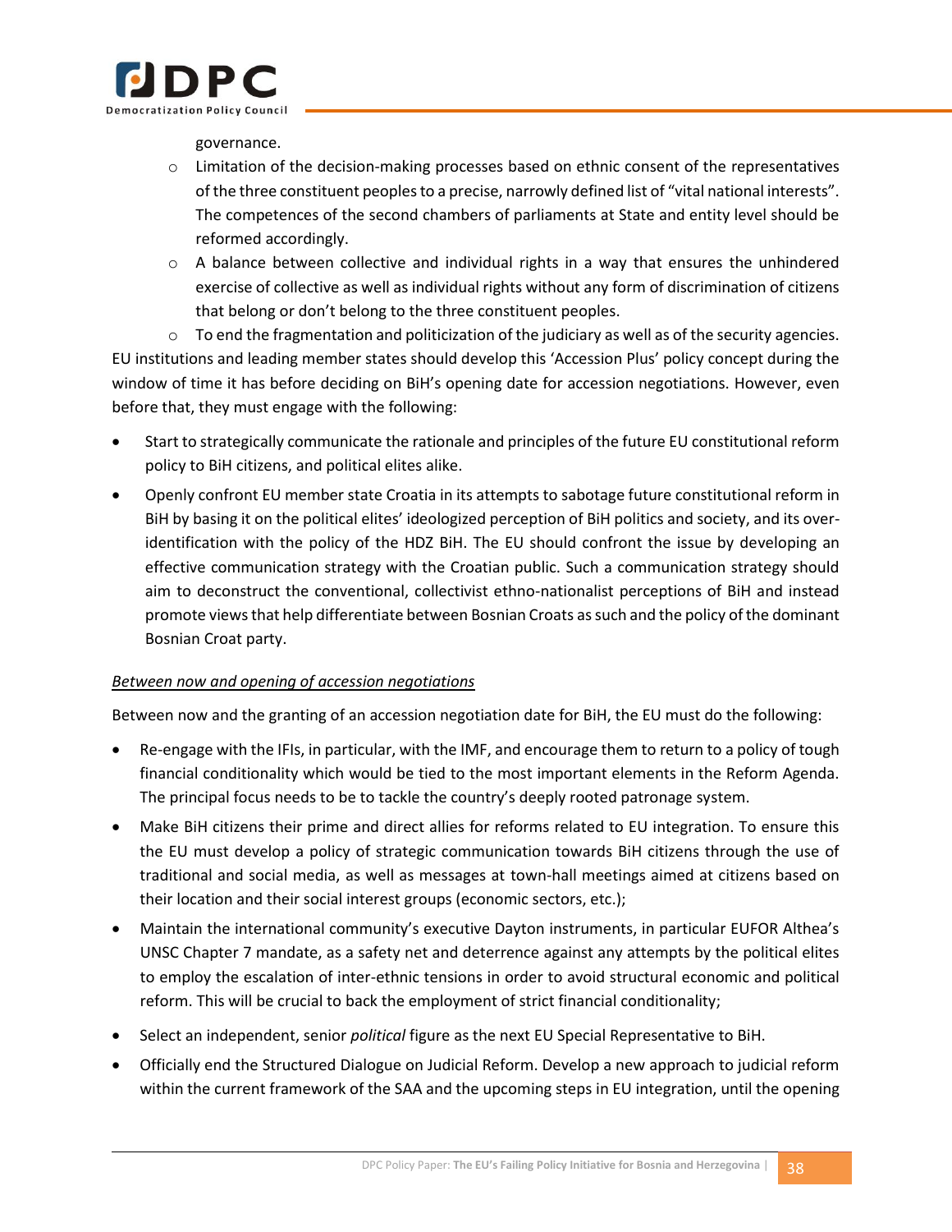governance.

  - Limitation of the decision-making processes based on ethnic consent of the representatives of the three constituent peoples to a precise, narrowly defined list of "vital national interests". The competences of the second chambers of parliaments at State and entity level should be reformed accordingly.
  - A balance between collective and individual rights in a way that ensures the unhindered exercise of collective as well as individual rights without any form of discrimination of citizens that belong or don't belong to the three constituent peoples.
  - To end the fragmentation and politicization of the judiciary as well as of the security agencies.

EU institutions and leading member states should develop this 'Accession Plus' policy concept during the window of time it has before deciding on BiH's opening date for accession negotiations. However, even before that, they must engage with the following:

- Start to strategically communicate the rationale and principles of the future EU constitutional reform policy to BiH citizens, and political elites alike.
- Openly confront EU member state Croatia in its attempts to sabotage future constitutional reform in BiH by basing it on the political elites' ideologized perception of BiH politics and society, and its over-identification with the policy of the HDZ BiH. The EU should confront the issue by developing an effective communication strategy with the Croatian public. Such a communication strategy should aim to deconstruct the conventional, collectivist ethno-nationalist perceptions of BiH and instead promote views that help differentiate between Bosnian Croats as such and the policy of the dominant Bosnian Croat party.

*Between now and opening of accession negotiations*

Between now and the granting of an accession negotiation date for BiH, the EU must do the following:

- Re-engage with the IFIs, in particular, with the IMF, and encourage them to return to a policy of tough financial conditionality which would be tied to the most important elements in the Reform Agenda. The principal focus needs to be to tackle the country's deeply rooted patronage system.
- Make BiH citizens their prime and direct allies for reforms related to EU integration. To ensure this the EU must develop a policy of strategic communication towards BiH citizens through the use of traditional and social media, as well as messages at town-hall meetings aimed at citizens based on their location and their social interest groups (economic sectors, etc.);
- Maintain the international community's executive Dayton instruments, in particular EUFOR Althea's UNSC Chapter 7 mandate, as a safety net and deterrence against any attempts by the political elites to employ the escalation of inter-ethnic tensions in order to avoid structural economic and political reform. This will be crucial to back the employment of strict financial conditionality;
- Select an independent, senior *political* figure as the next EU Special Representative to BiH.
- Officially end the Structured Dialogue on Judicial Reform. Develop a new approach to judicial reform within the current framework of the SAA and the upcoming steps in EU integration, until the opening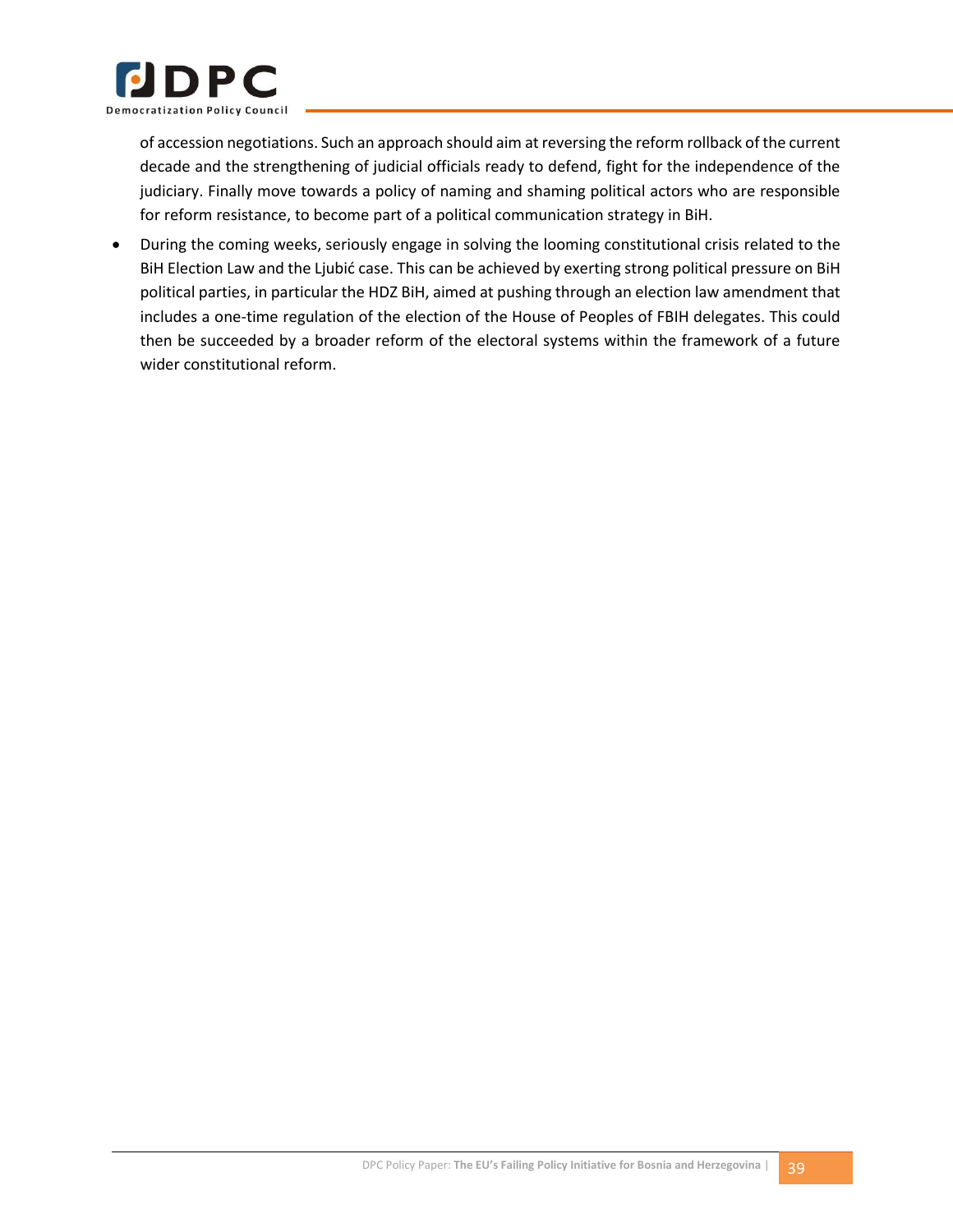of accession negotiations. Such an approach should aim at reversing the reform rollback of the current decade and the strengthening of judicial officials ready to defend, fight for the independence of the judiciary. Finally move towards a policy of naming and shaming political actors who are responsible for reform resistance, to become part of a political communication strategy in BiH.

- During the coming weeks, seriously engage in solving the looming constitutional crisis related to the BiH Election Law and the Ljubić case. This can be achieved by exerting strong political pressure on BiH political parties, in particular the HDZ BiH, aimed at pushing through an election law amendment that includes a one-time regulation of the election of the House of Peoples of FBIH delegates. This could then be succeeded by a broader reform of the electoral systems within the framework of a future wider constitutional reform.